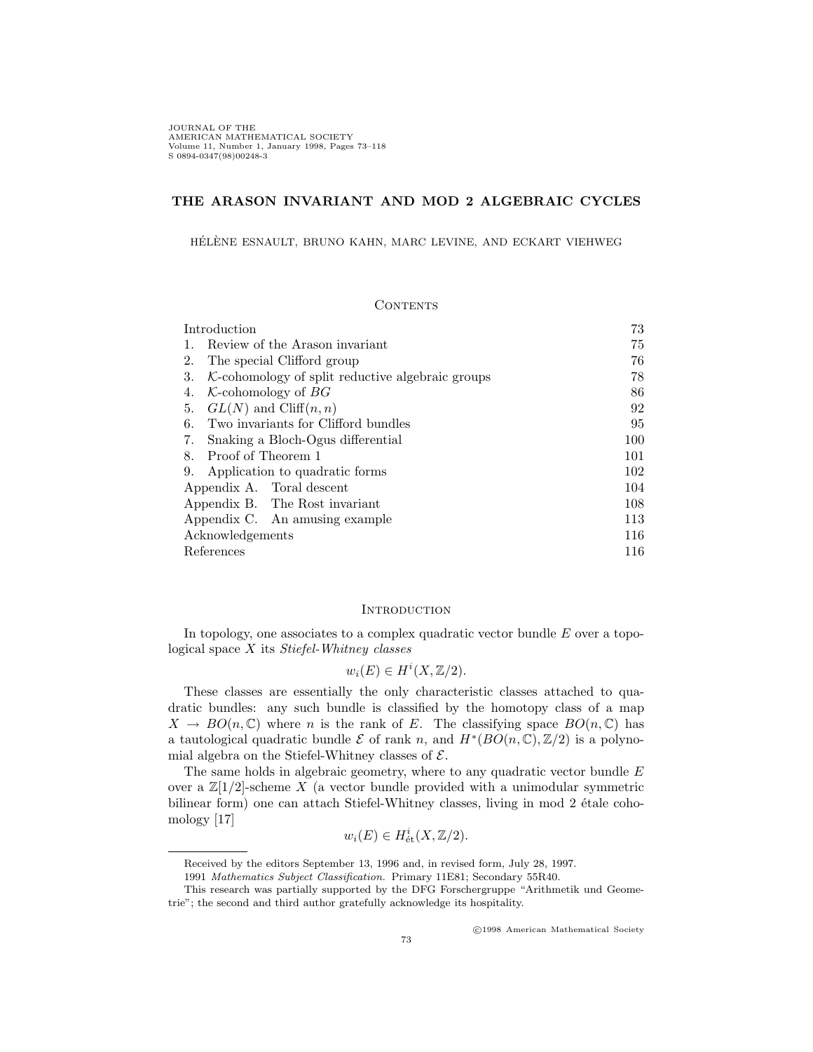# THE ARASON INVARIANT AND MOD 2 ALGEBRAIC CYCLES

HÉLÈNE ESNAULT, BRUNO KAHN, MARC LEVINE, AND ECKART VIEHWEG

## Contents

| | |
|---|---|
| Introduction | 73 |
| 1. Review of the Arason invariant | 75 |
| 2. The special Clifford group | 76 |
| 3. $\mathcal{K}$-cohomology of split reductive algebraic groups | 78 |
| 4. $\mathcal{K}$-cohomology of $BG$ | 86 |
| 5. $GL(N)$ and $\mathrm{Cliff}(n,n)$ | 92 |
| 6. Two invariants for Clifford bundles | 95 |
| 7. Snaking a Bloch-Ogus differential | 100 |
| 8. Proof of Theorem 1 | 101 |
| 9. Application to quadratic forms | 102 |
| Appendix A. Toral descent | 104 |
| Appendix B. The Rost invariant | 108 |
| Appendix C. An amusing example | 113 |
| Acknowledgements | 116 |
| References | 116 |

## Introduction

In topology, one associates to a complex quadratic vector bundle $E$ over a topological space $X$ its *Stiefel-Whitney classes*

$$w_i(E) \in H^i(X, \mathbb{Z}/2).$$

These classes are essentially the only characteristic classes attached to quadratic bundles: any such bundle is classified by the homotopy class of a map $X \to BO(n, \mathbb{C})$ where $n$ is the rank of $E$. The classifying space $BO(n, \mathbb{C})$ has a tautological quadratic bundle $\mathcal{E}$ of rank $n$, and $H^*(BO(n, \mathbb{C}), \mathbb{Z}/2)$ is a polynomial algebra on the Stiefel-Whitney classes of $\mathcal{E}$.

The same holds in algebraic geometry, where to any quadratic vector bundle $E$ over a $\mathbb{Z}[1/2]$-scheme $X$ (a vector bundle provided with a unimodular symmetric bilinear form) one can attach Stiefel-Whitney classes, living in mod 2 étale cohomology [17]

$$w_i(E) \in H^i_{\text{ét}}(X, \mathbb{Z}/2).$$

---

Received by the editors September 13, 1996 and, in revised form, July 28, 1997.

1991 *Mathematics Subject Classification.* Primary 11E81; Secondary 55R40.

This research was partially supported by the DFG Forschergruppe "Arithmetik und Geometrie"; the second and third author gratefully acknowledge its hospitality.

©1998 American Mathematical Society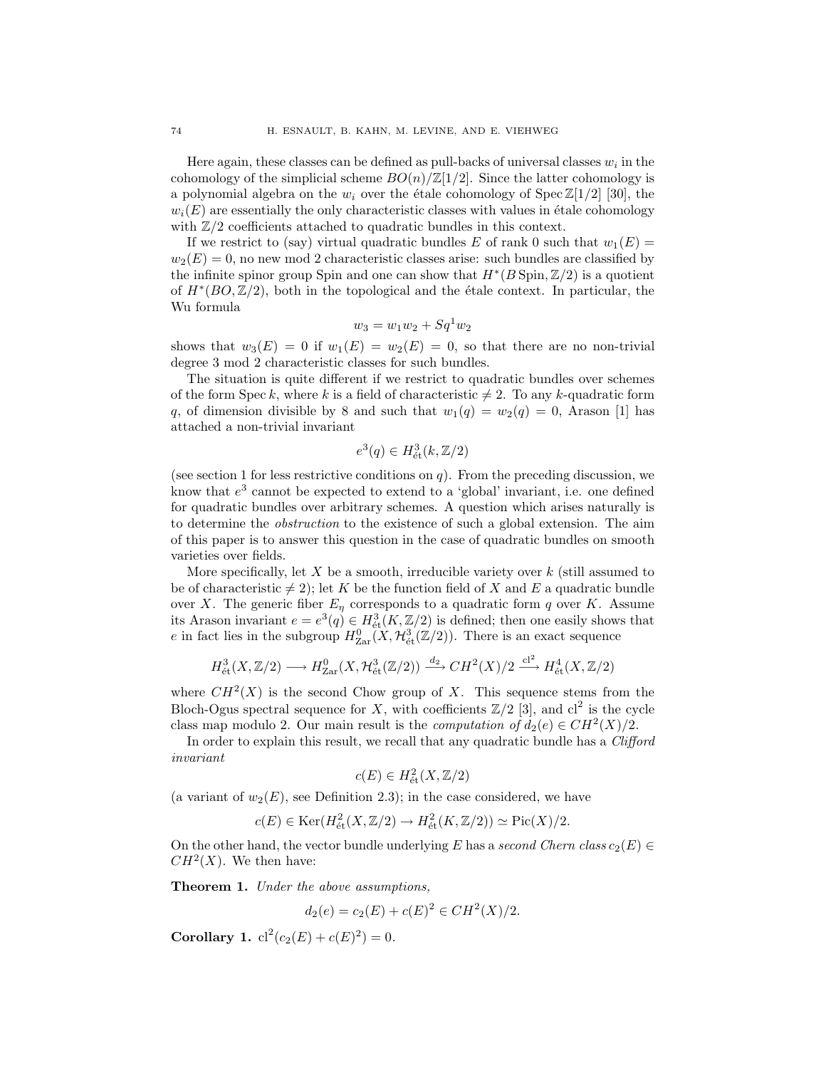Here again, these classes can be defined as pull-backs of universal classes $w_i$ in the cohomology of the simplicial scheme $BO(n)/\mathbb{Z}[1/2]$. Since the latter cohomology is a polynomial algebra on the $w_i$ over the étale cohomology of $\operatorname{Spec}\mathbb{Z}[1/2]$ [30], the $w_i(E)$ are essentially the only characteristic classes with values in étale cohomology with $\mathbb{Z}/2$ coefficients attached to quadratic bundles in this context.

If we restrict to (say) virtual quadratic bundles $E$ of rank 0 such that $w_1(E) = w_2(E) = 0$, no new mod 2 characteristic classes arise: such bundles are classified by the infinite spinor group Spin and one can show that $H^*(B\,\mathrm{Spin}, \mathbb{Z}/2)$ is a quotient of $H^*(BO, \mathbb{Z}/2)$, both in the topological and the étale context. In particular, the Wu formula

$$w_3 = w_1 w_2 + Sq^1 w_2$$

shows that $w_3(E) = 0$ if $w_1(E) = w_2(E) = 0$, so that there are no non-trivial degree 3 mod 2 characteristic classes for such bundles.

The situation is quite different if we restrict to quadratic bundles over schemes of the form $\operatorname{Spec} k$, where $k$ is a field of characteristic $\neq 2$. To any $k$-quadratic form $q$, of dimension divisible by 8 and such that $w_1(q) = w_2(q) = 0$, Arason [1] has attached a non-trivial invariant

$$e^3(q) \in H^3_{\text{ét}}(k, \mathbb{Z}/2)$$

(see section 1 for less restrictive conditions on $q$). From the preceding discussion, we know that $e^3$ cannot be expected to extend to a 'global' invariant, i.e. one defined for quadratic bundles over arbitrary schemes. A question which arises naturally is to determine the *obstruction* to the existence of such a global extension. The aim of this paper is to answer this question in the case of quadratic bundles on smooth varieties over fields.

More specifically, let $X$ be a smooth, irreducible variety over $k$ (still assumed to be of characteristic $\neq 2$); let $K$ be the function field of $X$ and $E$ a quadratic bundle over $X$. The generic fiber $E_\eta$ corresponds to a quadratic form $q$ over $K$. Assume its Arason invariant $e = e^3(q) \in H^3_{\text{ét}}(K, \mathbb{Z}/2)$ is defined; then one easily shows that $e$ in fact lies in the subgroup $H^0_{\text{Zar}}(X, \mathcal{H}^3_{\text{ét}}(\mathbb{Z}/2))$. There is an exact sequence

$$H^3_{\text{ét}}(X, \mathbb{Z}/2) \longrightarrow H^0_{\text{Zar}}(X, \mathcal{H}^3_{\text{ét}}(\mathbb{Z}/2)) \xrightarrow{d_2} CH^2(X)/2 \xrightarrow{\text{cl}^2} H^4_{\text{ét}}(X, \mathbb{Z}/2)$$

where $CH^2(X)$ is the second Chow group of $X$. This sequence stems from the Bloch-Ogus spectral sequence for $X$, with coefficients $\mathbb{Z}/2$ [3], and $\text{cl}^2$ is the cycle class map modulo 2. Our main result is the *computation of* $d_2(e) \in CH^2(X)/2$.

In order to explain this result, we recall that any quadratic bundle has a *Clifford invariant*

$$c(E) \in H^2_{\text{ét}}(X, \mathbb{Z}/2)$$

(a variant of $w_2(E)$, see Definition 2.3); in the case considered, we have

$$c(E) \in \operatorname{Ker}(H^2_{\text{ét}}(X, \mathbb{Z}/2) \to H^2_{\text{ét}}(K, \mathbb{Z}/2)) \simeq \operatorname{Pic}(X)/2.$$

On the other hand, the vector bundle underlying $E$ has a *second Chern class* $c_2(E) \in CH^2(X)$. We then have:

**Theorem 1.** *Under the above assumptions,*

$$d_2(e) = c_2(E) + c(E)^2 \in CH^2(X)/2.$$

**Corollary 1.** $\text{cl}^2(c_2(E) + c(E)^2) = 0$.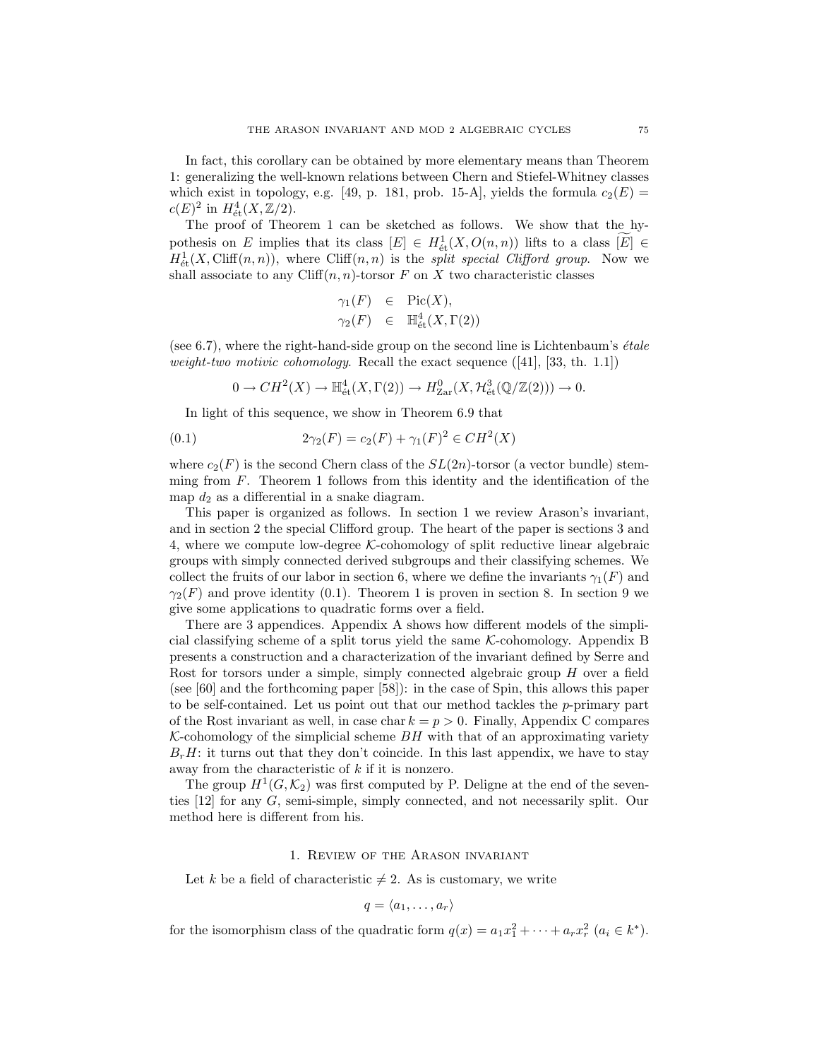In fact, this corollary can be obtained by more elementary means than Theorem 1: generalizing the well-known relations between Chern and Stiefel-Whitney classes which exist in topology, e.g. [49, p. 181, prob. 15-A], yields the formula $c_2(E) = c(E)^2$ in $H^4_{\text{ét}}(X, \mathbb{Z}/2)$.

The proof of Theorem 1 can be sketched as follows. We show that the hypothesis on $E$ implies that its class $[E] \in H^1_{\text{ét}}(X, O(n,n))$ lifts to a class $\widetilde{[E]} \in H^1_{\text{ét}}(X, \text{Cliff}(n,n))$, where $\text{Cliff}(n,n)$ is the *split special Clifford group*. Now we shall associate to any $\text{Cliff}(n,n)$-torsor $F$ on $X$ two characteristic classes

$$
\begin{aligned}
\gamma_1(F) &\in \text{Pic}(X), \\
\gamma_2(F) &\in \mathbb{H}^4_{\text{ét}}(X, \Gamma(2))
\end{aligned}
$$

(see 6.7), where the right-hand-side group on the second line is Lichtenbaum's *étale weight-two motivic cohomology*. Recall the exact sequence ([41], [33, th. 1.1])

$$
0 \to CH^2(X) \to \mathbb{H}^4_{\text{ét}}(X, \Gamma(2)) \to H^0_{\text{Zar}}(X, \mathcal{H}^3_{\text{ét}}(\mathbb{Q}/\mathbb{Z}(2))) \to 0.
$$

In light of this sequence, we show in Theorem 6.9 that

$$
2\gamma_2(F) = c_2(F) + \gamma_1(F)^2 \in CH^2(X) \tag{0.1}
$$

where $c_2(F)$ is the second Chern class of the $SL(2n)$-torsor (a vector bundle) stemming from $F$. Theorem 1 follows from this identity and the identification of the map $d_2$ as a differential in a snake diagram.

This paper is organized as follows. In section 1 we review Arason's invariant, and in section 2 the special Clifford group. The heart of the paper is sections 3 and 4, where we compute low-degree $\mathcal{K}$-cohomology of split reductive linear algebraic groups with simply connected derived subgroups and their classifying schemes. We collect the fruits of our labor in section 6, where we define the invariants $\gamma_1(F)$ and $\gamma_2(F)$ and prove identity (0.1). Theorem 1 is proven in section 8. In section 9 we give some applications to quadratic forms over a field.

There are 3 appendices. Appendix A shows how different models of the simplicial classifying scheme of a split torus yield the same $\mathcal{K}$-cohomology. Appendix B presents a construction and a characterization of the invariant defined by Serre and Rost for torsors under a simple, simply connected algebraic group $H$ over a field (see [60] and the forthcoming paper [58]): in the case of Spin, this allows this paper to be self-contained. Let us point out that our method tackles the $p$-primary part of the Rost invariant as well, in case char $k = p > 0$. Finally, Appendix C compares $\mathcal{K}$-cohomology of the simplicial scheme $BH$ with that of an approximating variety $B_rH$: it turns out that they don't coincide. In this last appendix, we have to stay away from the characteristic of $k$ if it is nonzero.

The group $H^1(G, \mathcal{K}_2)$ was first computed by P. Deligne at the end of the seventies [12] for any $G$, semi-simple, simply connected, and not necessarily split. Our method here is different from his.

## 1. Review of the Arason invariant

Let $k$ be a field of characteristic $\neq 2$. As is customary, we write

$$
q = \langle a_1, \ldots, a_r \rangle
$$

for the isomorphism class of the quadratic form $q(x) = a_1x_1^2 + \cdots + a_rx_r^2$ ($a_i \in k^*$).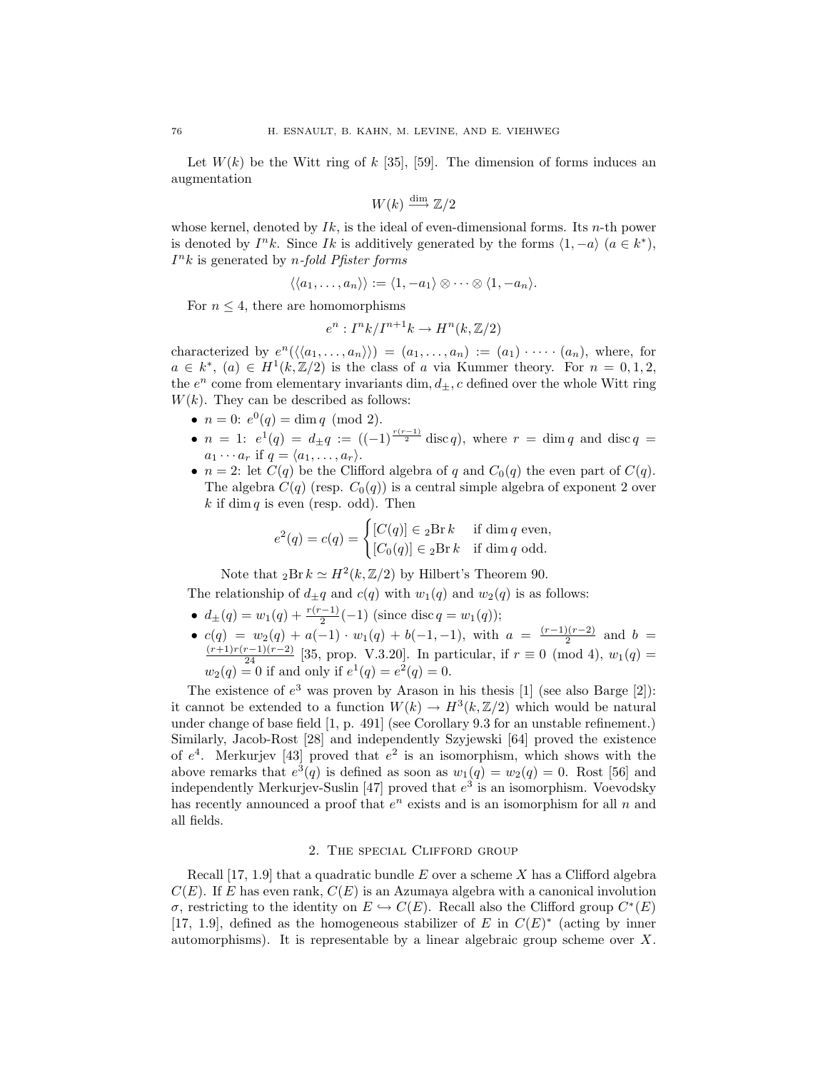Let $W(k)$ be the Witt ring of $k$ [35], [59]. The dimension of forms induces an augmentation

$$W(k) \xrightarrow{\dim} \mathbb{Z}/2$$

whose kernel, denoted by $Ik$, is the ideal of even-dimensional forms. Its $n$-th power is denoted by $I^n k$. Since $Ik$ is additively generated by the forms $\langle 1, -a\rangle$ ($a \in k^*$), $I^n k$ is generated by *$n$-fold Pfister forms*

$$\langle\langle a_1, \dots, a_n\rangle\rangle := \langle 1, -a_1\rangle \otimes \dots \otimes \langle 1, -a_n\rangle.$$

For $n \le 4$, there are homomorphisms

$$e^n : I^n k/I^{n+1}k \to H^n(k, \mathbb{Z}/2)$$

characterized by $e^n(\langle\langle a_1, \dots, a_n\rangle\rangle) = (a_1, \dots, a_n) := (a_1) \cdot \dots \cdot (a_n)$, where, for $a \in k^*$, $(a) \in H^1(k, \mathbb{Z}/2)$ is the class of $a$ via Kummer theory. For $n = 0, 1, 2$, the $e^n$ come from elementary invariants $\dim, d_\pm, c$ defined over the whole Witt ring $W(k)$. They can be described as follows:

- $n = 0$: $e^0(q) = \dim q \pmod 2$.
- $n = 1$: $e^1(q) = d_\pm q := ((-1)^{\frac{r(r-1)}{2}} \operatorname{disc} q)$, where $r = \dim q$ and $\operatorname{disc} q = a_1 \cdots a_r$ if $q = \langle a_1, \dots, a_r\rangle$.
- $n = 2$: let $C(q)$ be the Clifford algebra of $q$ and $C_0(q)$ the even part of $C(q)$. The algebra $C(q)$ (resp. $C_0(q)$) is a central simple algebra of exponent 2 over $k$ if $\dim q$ is even (resp. odd). Then

$$e^2(q) = c(q) = \begin{cases} [C(q)] \in {}_2\mathrm{Br}\, k & \text{if } \dim q \text{ even,} \\ [C_0(q)] \in {}_2\mathrm{Br}\, k & \text{if } \dim q \text{ odd.} \end{cases}$$

  Note that ${}_2\mathrm{Br}\, k \simeq H^2(k, \mathbb{Z}/2)$ by Hilbert's Theorem 90.

The relationship of $d_\pm q$ and $c(q)$ with $w_1(q)$ and $w_2(q)$ is as follows:

- $d_\pm(q) = w_1(q) + \frac{r(r-1)}{2}(-1)$ (since $\operatorname{disc} q = w_1(q)$);
- $c(q) = w_2(q) + a(-1) \cdot w_1(q) + b(-1, -1)$, with $a = \frac{(r-1)(r-2)}{2}$ and $b = \frac{(r+1)r(r-1)(r-2)}{24}$ [35, prop. V.3.20]. In particular, if $r \equiv 0 \pmod 4$, $w_1(q) = w_2(q) = 0$ if and only if $e^1(q) = e^2(q) = 0$.

The existence of $e^3$ was proven by Arason in his thesis [1] (see also Barge [2]): it cannot be extended to a function $W(k) \to H^3(k, \mathbb{Z}/2)$ which would be natural under change of base field [1, p. 491] (see Corollary 9.3 for an unstable refinement.) Similarly, Jacob-Rost [28] and independently Szyjewski [64] proved the existence of $e^4$. Merkurjev [43] proved that $e^2$ is an isomorphism, which shows with the above remarks that $e^3(q)$ is defined as soon as $w_1(q) = w_2(q) = 0$. Rost [56] and independently Merkurjev-Suslin [47] proved that $e^3$ is an isomorphism. Voevodsky has recently announced a proof that $e^n$ exists and is an isomorphism for all $n$ and all fields.

## 2. The special Clifford group

Recall [17, 1.9] that a quadratic bundle $E$ over a scheme $X$ has a Clifford algebra $C(E)$. If $E$ has even rank, $C(E)$ is an Azumaya algebra with a canonical involution $\sigma$, restricting to the identity on $E \hookrightarrow C(E)$. Recall also the Clifford group $C^*(E)$ [17, 1.9], defined as the homogeneous stabilizer of $E$ in $C(E)^*$ (acting by inner automorphisms). It is representable by a linear algebraic group scheme over $X$.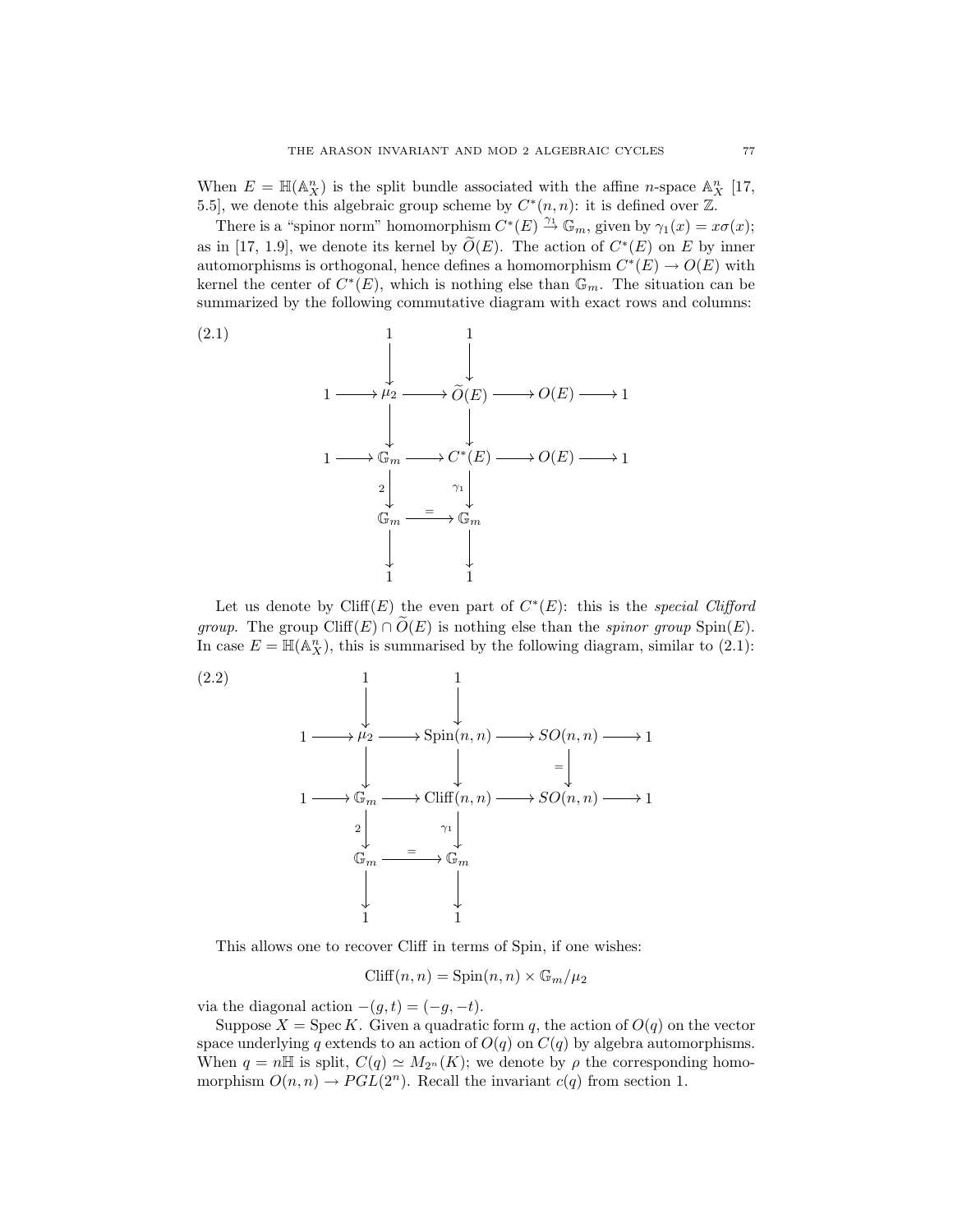When $E = \mathbb{H}(\mathbb{A}^n_X)$ is the split bundle associated with the affine $n$-space $\mathbb{A}^n_X$ [17, 5.5], we denote this algebraic group scheme by $C^*(n,n)$: it is defined over $\mathbb{Z}$.

There is a "spinor norm" homomorphism $C^*(E) \xrightarrow{\gamma_1} \mathbb{G}_m$, given by $\gamma_1(x) = x\sigma(x)$; as in [17, 1.9], we denote its kernel by $\widetilde{O}(E)$. The action of $C^*(E)$ on $E$ by inner automorphisms is orthogonal, hence defines a homomorphism $C^*(E) \to O(E)$ with kernel the center of $C^*(E)$, which is nothing else than $\mathbb{G}_m$. The situation can be summarized by the following commutative diagram with exact rows and columns:

$$
(2.1)\qquad
\begin{array}{ccccccccc}
 & & 1 & & 1 & & & & \\
 & & \downarrow & & \downarrow & & & & \\
1 & \longrightarrow & \mu_2 & \longrightarrow & \widetilde{O}(E) & \longrightarrow & O(E) & \longrightarrow & 1 \\
 & & \downarrow & & \downarrow & & & & \\
1 & \longrightarrow & \mathbb{G}_m & \longrightarrow & C^*(E) & \longrightarrow & O(E) & \longrightarrow & 1 \\
 & & \downarrow{\scriptstyle 2} & & \downarrow{\scriptstyle \gamma_1} & & & & \\
 & & \mathbb{G}_m & \xrightarrow{=} & \mathbb{G}_m & & & & \\
 & & \downarrow & & \downarrow & & & & \\
 & & 1 & & 1 & & & &
\end{array}
$$

Let us denote by $\mathrm{Cliff}(E)$ the even part of $C^*(E)$: this is the *special Clifford group*. The group $\mathrm{Cliff}(E) \cap \widetilde{O}(E)$ is nothing else than the *spinor group* $\mathrm{Spin}(E)$. In case $E = \mathbb{H}(\mathbb{A}^n_X)$, this is summarised by the following diagram, similar to (2.1):

$$
(2.2)\qquad
\begin{array}{ccccccccc}
 & & 1 & & 1 & & & & \\
 & & \downarrow & & \downarrow & & & & \\
1 & \longrightarrow & \mu_2 & \longrightarrow & \mathrm{Spin}(n,n) & \longrightarrow & SO(n,n) & \longrightarrow & 1 \\
 & & \downarrow & & \downarrow & & \downarrow{\scriptstyle =} & & \\
1 & \longrightarrow & \mathbb{G}_m & \longrightarrow & \mathrm{Cliff}(n,n) & \longrightarrow & SO(n,n) & \longrightarrow & 1 \\
 & & \downarrow{\scriptstyle 2} & & \downarrow{\scriptstyle \gamma_1} & & & & \\
 & & \mathbb{G}_m & \xrightarrow{=} & \mathbb{G}_m & & & & \\
 & & \downarrow & & \downarrow & & & & \\
 & & 1 & & 1 & & & &
\end{array}
$$

This allows one to recover Cliff in terms of Spin, if one wishes:

$$\mathrm{Cliff}(n,n) = \mathrm{Spin}(n,n) \times \mathbb{G}_m/\mu_2$$

via the diagonal action $-(g,t) = (-g,-t)$.

Suppose $X = \operatorname{Spec} K$. Given a quadratic form $q$, the action of $O(q)$ on the vector space underlying $q$ extends to an action of $O(q)$ on $C(q)$ by algebra automorphisms. When $q = n\mathbb{H}$ is split, $C(q) \simeq M_{2^n}(K)$; we denote by $\rho$ the corresponding homomorphism $O(n,n) \to PGL(2^n)$. Recall the invariant $c(q)$ from section 1.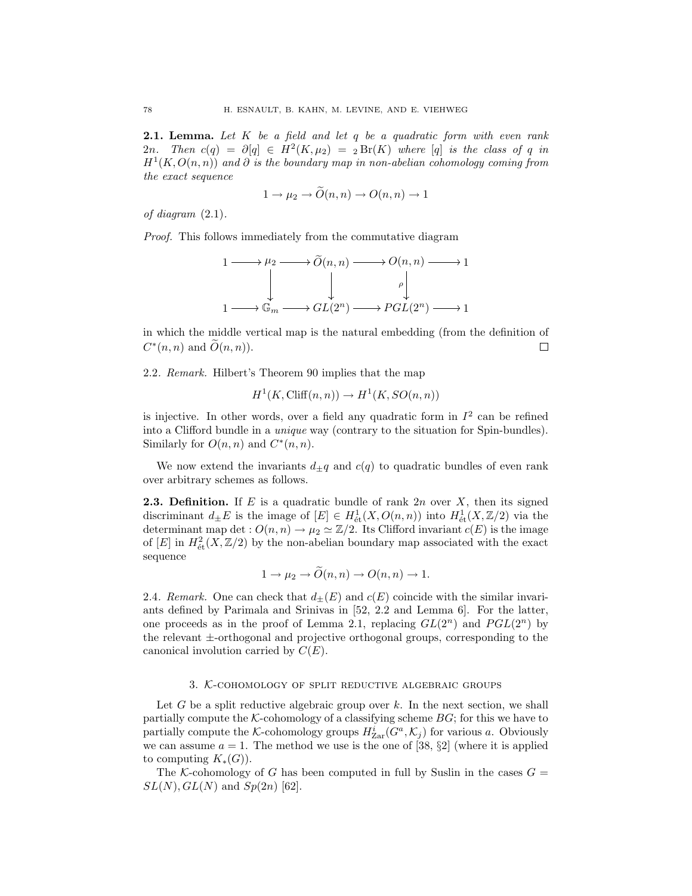**2.1. Lemma.** *Let $K$ be a field and let $q$ be a quadratic form with even rank $2n$. Then $c(q) = \partial[q] \in H^2(K, \mu_2) = {}_2\mathrm{Br}(K)$ where $[q]$ is the class of $q$ in $H^1(K, O(n,n))$ and $\partial$ is the boundary map in non-abelian cohomology coming from the exact sequence*

$$1 \to \mu_2 \to \widetilde{O}(n,n) \to O(n,n) \to 1$$

*of diagram* (2.1).

*Proof.* This follows immediately from the commutative diagram

$$\begin{array}{ccccccccc}
1 & \longrightarrow & \mu_2 & \longrightarrow & \widetilde{O}(n,n) & \longrightarrow & O(n,n) & \longrightarrow & 1 \\
 & & \downarrow & & \downarrow & & \downarrow{\scriptstyle \rho} & & \\
1 & \longrightarrow & \mathbb{G}_m & \longrightarrow & GL(2^n) & \longrightarrow & PGL(2^n) & \longrightarrow & 1
\end{array}$$

in which the middle vertical map is the natural embedding (from the definition of $C^*(n,n)$ and $\widetilde{O}(n,n)$). □

2.2. *Remark.* Hilbert's Theorem 90 implies that the map

$$H^1(K, \mathrm{Cliff}(n,n)) \to H^1(K, SO(n,n))$$

is injective. In other words, over a field any quadratic form in $I^2$ can be refined into a Clifford bundle in a *unique* way (contrary to the situation for Spin-bundles). Similarly for $O(n,n)$ and $C^*(n,n)$.

We now extend the invariants $d_\pm q$ and $c(q)$ to quadratic bundles of even rank over arbitrary schemes as follows.

**2.3. Definition.** If $E$ is a quadratic bundle of rank $2n$ over $X$, then its signed discriminant $d_\pm E$ is the image of $[E] \in H^1_{\text{ét}}(X, O(n,n))$ into $H^1_{\text{ét}}(X, \mathbb{Z}/2)$ via the determinant map $\det : O(n,n) \to \mu_2 \simeq \mathbb{Z}/2$. Its Clifford invariant $c(E)$ is the image of $[E]$ in $H^2_{\text{ét}}(X, \mathbb{Z}/2)$ by the non-abelian boundary map associated with the exact sequence

$$1 \to \mu_2 \to \widetilde{O}(n,n) \to O(n,n) \to 1.$$

2.4. *Remark.* One can check that $d_\pm(E)$ and $c(E)$ coincide with the similar invariants defined by Parimala and Srinivas in [52, 2.2 and Lemma 6]. For the latter, one proceeds as in the proof of Lemma 2.1, replacing $GL(2^n)$ and $PGL(2^n)$ by the relevant $\pm$-orthogonal and projective orthogonal groups, corresponding to the canonical involution carried by $C(E)$.

## 3. $\mathcal{K}$-cohomology of split reductive algebraic groups

Let $G$ be a split reductive algebraic group over $k$. In the next section, we shall partially compute the $\mathcal{K}$-cohomology of a classifying scheme $BG$; for this we have to partially compute the $\mathcal{K}$-cohomology groups $H^i_{\mathrm{Zar}}(G^a, \mathcal{K}_j)$ for various $a$. Obviously we can assume $a = 1$. The method we use is the one of [38, §2] (where it is applied to computing $K_*(G)$).

The $\mathcal{K}$-cohomology of $G$ has been computed in full by Suslin in the cases $G = SL(N), GL(N)$ and $Sp(2n)$ [62].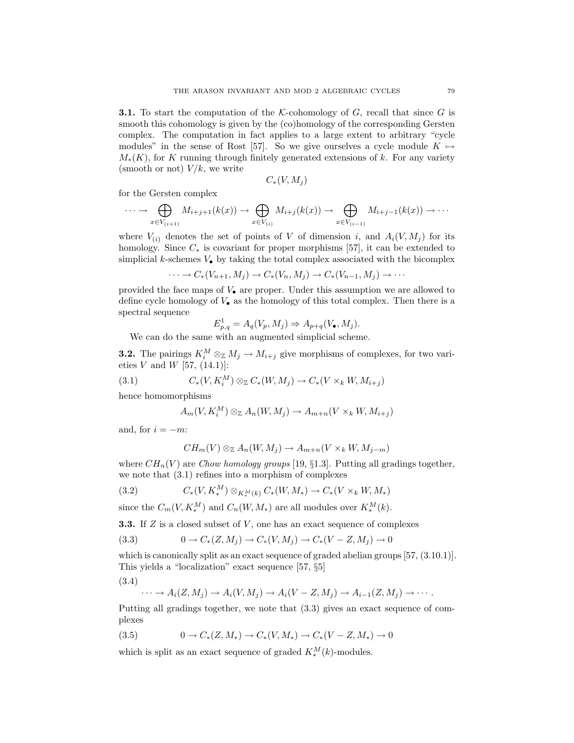**3.1.** To start the computation of the $\mathcal{K}$-cohomology of $G$, recall that since $G$ is smooth this cohomology is given by the (co)homology of the corresponding Gersten complex. The computation in fact applies to a large extent to arbitrary "cycle modules" in the sense of Rost [57]. So we give ourselves a cycle module $K \mapsto M_*(K)$, for $K$ running through finitely generated extensions of $k$. For any variety (smooth or not) $V/k$, we write

$$C_*(V, M_j)$$

for the Gersten complex

$$\cdots \to \bigoplus_{x \in V_{(i+1)}} M_{i+j+1}(k(x)) \to \bigoplus_{x \in V_{(i)}} M_{i+j}(k(x)) \to \bigoplus_{x \in V_{(i-1)}} M_{i+j-1}(k(x)) \to \cdots$$

where $V_{(i)}$ denotes the set of points of $V$ of dimension $i$, and $A_i(V, M_j)$ for its homology. Since $C_*$ is covariant for proper morphisms [57], it can be extended to simplicial $k$-schemes $V_\bullet$ by taking the total complex associated with the bicomplex

$$\cdots \to C_*(V_{n+1}, M_j) \to C_*(V_n, M_j) \to C_*(V_{n-1}, M_j) \to \cdots$$

provided the face maps of $V_\bullet$ are proper. Under this assumption we are allowed to define cycle homology of $V_\bullet$ as the homology of this total complex. Then there is a spectral sequence

$$E^1_{p,q} = A_q(V_p, M_j) \Rightarrow A_{p+q}(V_\bullet, M_j).$$

We can do the same with an augmented simplicial scheme.

**3.2.** The pairings $K_i^M \otimes_{\mathbb{Z}} M_j \to M_{i+j}$ give morphisms of complexes, for two varieties $V$ and $W$ [57, (14.1)]:

$$C_*(V, K_i^M) \otimes_{\mathbb{Z}} C_*(W, M_j) \to C_*(V \times_k W, M_{i+j}) \tag{3.1}$$

hence homomorphisms

$$A_m(V, K_i^M) \otimes_{\mathbb{Z}} A_n(W, M_j) \to A_{m+n}(V \times_k W, M_{i+j})$$

and, for $i = -m$:

$$CH_m(V) \otimes_{\mathbb{Z}} A_n(W, M_j) \to A_{m+n}(V \times_k W, M_{j-m})$$

where $CH_n(V)$ are *Chow homology groups* [19, §1.3]. Putting all gradings together, we note that (3.1) refines into a morphism of complexes

$$C_*(V, K_*^M) \otimes_{K_*^M(k)} C_*(W, M_*) \to C_*(V \times_k W, M_*) \tag{3.2}$$

since the $C_m(V, K_*^M)$ and $C_n(W, M_*)$ are all modules over $K_*^M(k)$.

**3.3.** If $Z$ is a closed subset of $V$, one has an exact sequence of complexes

$$0 \to C_*(Z, M_j) \to C_*(V, M_j) \to C_*(V - Z, M_j) \to 0 \tag{3.3}$$

which is canonically split as an exact sequence of graded abelian groups [57, (3.10.1)]. This yields a "localization" exact sequence [57, §5]

$$\cdots \to A_i(Z, M_j) \to A_i(V, M_j) \to A_i(V - Z, M_j) \to A_{i-1}(Z, M_j) \to \cdots . \tag{3.4}$$

Putting all gradings together, we note that (3.3) gives an exact sequence of complexes

$$0 \to C_*(Z, M_*) \to C_*(V, M_*) \to C_*(V - Z, M_*) \to 0 \tag{3.5}$$

which is split as an exact sequence of graded $K_*^M(k)$-modules.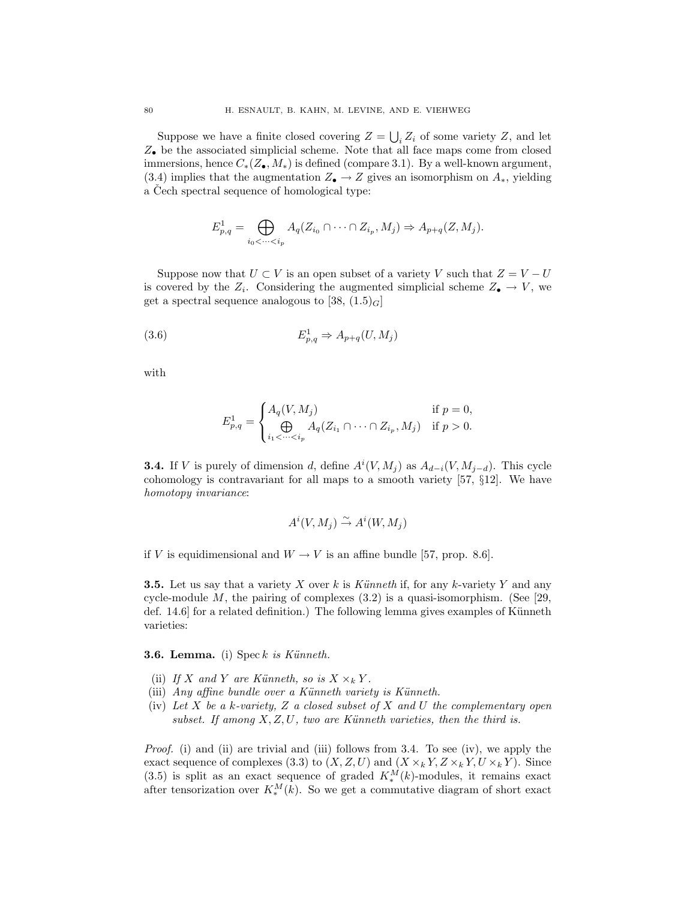Suppose we have a finite closed covering $Z = \bigcup_i Z_i$ of some variety $Z$, and let $Z_\bullet$ be the associated simplicial scheme. Note that all face maps come from closed immersions, hence $C_*(Z_\bullet, M_*)$ is defined (compare 3.1). By a well-known argument, (3.4) implies that the augmentation $Z_\bullet \to Z$ gives an isomorphism on $A_*$, yielding a Čech spectral sequence of homological type:

$$E^1_{p,q} = \bigoplus_{i_0 < \cdots < i_p} A_q(Z_{i_0} \cap \cdots \cap Z_{i_p}, M_j) \Rightarrow A_{p+q}(Z, M_j).$$

Suppose now that $U \subset V$ is an open subset of a variety $V$ such that $Z = V - U$ is covered by the $Z_i$. Considering the augmented simplicial scheme $Z_\bullet \to V$, we get a spectral sequence analogous to [38, $(1.5)_G$]

$$E^1_{p,q} \Rightarrow A_{p+q}(U, M_j) \tag{3.6}$$

with

$$E^1_{p,q} = \begin{cases} A_q(V, M_j) & \text{if } p = 0, \\ \bigoplus_{i_1 < \cdots < i_p} A_q(Z_{i_1} \cap \cdots \cap Z_{i_p}, M_j) & \text{if } p > 0. \end{cases}$$

**3.4.** If $V$ is purely of dimension $d$, define $A^i(V, M_j)$ as $A_{d-i}(V, M_{j-d})$. This cycle cohomology is contravariant for all maps to a smooth variety [57, §12]. We have *homotopy invariance*:

$$A^i(V, M_j) \xrightarrow{\sim} A^i(W, M_j)$$

if $V$ is equidimensional and $W \to V$ is an affine bundle [57, prop. 8.6].

**3.5.** Let us say that a variety $X$ over $k$ is *Künneth* if, for any $k$-variety $Y$ and any cycle-module $M$, the pairing of complexes (3.2) is a quasi-isomorphism. (See [29, def. 14.6] for a related definition.) The following lemma gives examples of Künneth varieties:

**3.6. Lemma.** (i) $\operatorname{Spec} k$ *is Künneth.*

(ii) *If $X$ and $Y$ are Künneth, so is $X \times_k Y$.*

(iii) *Any affine bundle over a Künneth variety is Künneth.*

(iv) *Let $X$ be a $k$-variety, $Z$ a closed subset of $X$ and $U$ the complementary open subset. If among $X, Z, U$, two are Künneth varieties, then the third is.*

*Proof.* (i) and (ii) are trivial and (iii) follows from 3.4. To see (iv), we apply the exact sequence of complexes (3.3) to $(X, Z, U)$ and $(X \times_k Y, Z \times_k Y, U \times_k Y)$. Since (3.5) is split as an exact sequence of graded $K^M_*(k)$-modules, it remains exact after tensorization over $K^M_*(k)$. So we get a commutative diagram of short exact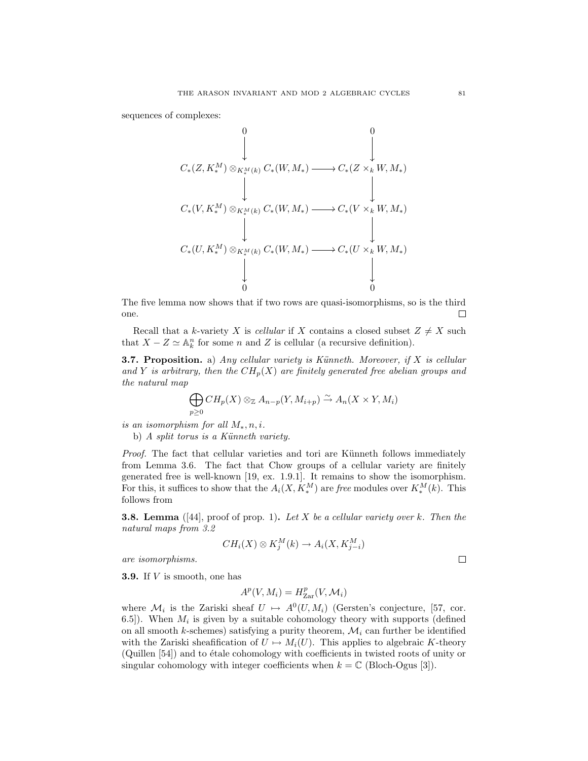sequences of complexes:

$$
\begin{array}{ccc}
 & 0 & & 0 \\
 & \downarrow & & \downarrow \\
 & C_*(Z, K_*^M) \otimes_{K_*^M(k)} C_*(W, M_*) & \longrightarrow & C_*(Z \times_k W, M_*) \\
 & \downarrow & & \downarrow \\
 & C_*(V, K_*^M) \otimes_{K_*^M(k)} C_*(W, M_*) & \longrightarrow & C_*(V \times_k W, M_*) \\
 & \downarrow & & \downarrow \\
 & C_*(U, K_*^M) \otimes_{K_*^M(k)} C_*(W, M_*) & \longrightarrow & C_*(U \times_k W, M_*) \\
 & \downarrow & & \downarrow \\
 & 0 & & 0
\end{array}
$$

The five lemma now shows that if two rows are quasi-isomorphisms, so is the third one. □

Recall that a $k$-variety $X$ is *cellular* if $X$ contains a closed subset $Z \neq X$ such that $X - Z \simeq \mathbb{A}_k^n$ for some $n$ and $Z$ is cellular (a recursive definition).

**3.7. Proposition.** a) *Any cellular variety is Künneth. Moreover, if $X$ is cellular and $Y$ is arbitrary, then the $CH_p(X)$ are finitely generated free abelian groups and the natural map*

$$\bigoplus_{p \geq 0} CH_p(X) \otimes_{\mathbb{Z}} A_{n-p}(Y, M_{i+p}) \xrightarrow{\sim} A_n(X \times Y, M_i)$$

*is an isomorphism for all $M_*, n, i$.*

b) *A split torus is a Künneth variety.*

*Proof.* The fact that cellular varieties and tori are Künneth follows immediately from Lemma 3.6. The fact that Chow groups of a cellular variety are finitely generated free is well-known [19, ex. 1.9.1]. It remains to show the isomorphism. For this, it suffices to show that the $A_i(X, K_*^M)$ are *free* modules over $K_*^M(k)$. This follows from

**3.8. Lemma** ([44], proof of prop. 1)**.** *Let $X$ be a cellular variety over $k$. Then the natural maps from 3.2*

$$CH_i(X) \otimes K_j^M(k) \to A_i(X, K_{j-i}^M)$$

*are isomorphisms.* □

**3.9.** If $V$ is smooth, one has

$$A^p(V, M_i) = H^p_{\mathrm{Zar}}(V, \mathcal{M}_i)$$

where $\mathcal{M}_i$ is the Zariski sheaf $U \mapsto A^0(U, M_i)$ (Gersten's conjecture, [57, cor. 6.5]). When $M_i$ is given by a suitable cohomology theory with supports (defined on all smooth $k$-schemes) satisfying a purity theorem, $\mathcal{M}_i$ can further be identified with the Zariski sheafification of $U \mapsto M_i(U)$. This applies to algebraic $K$-theory (Quillen [54]) and to étale cohomology with coefficients in twisted roots of unity or singular cohomology with integer coefficients when $k = \mathbb{C}$ (Bloch-Ogus [3]).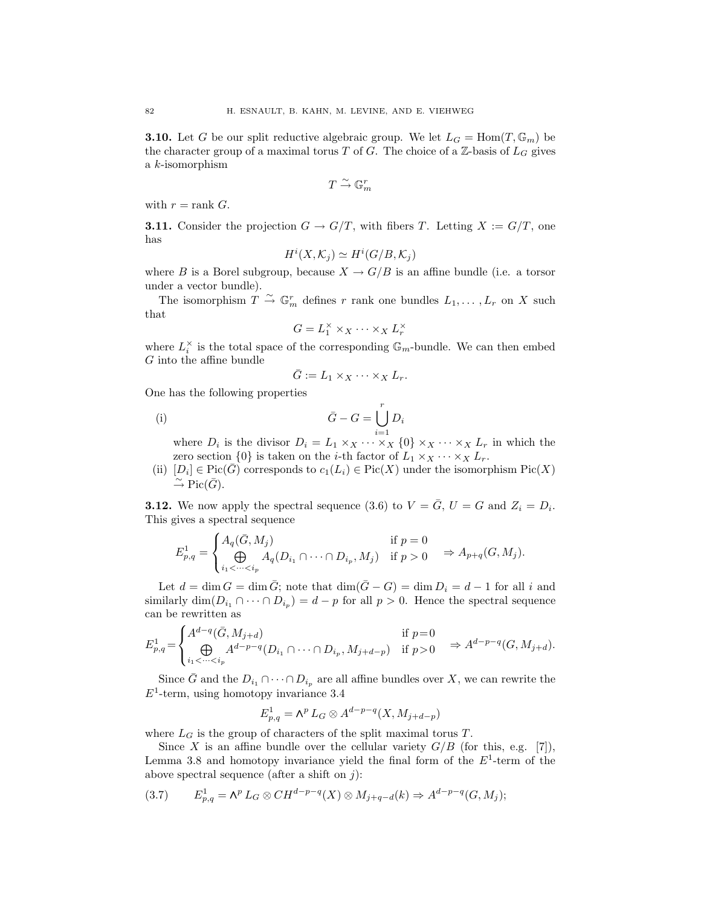**3.10.** Let $G$ be our split reductive algebraic group. We let $L_G = \mathrm{Hom}(T, \mathbb{G}_m)$ be the character group of a maximal torus $T$ of $G$. The choice of a $\mathbb{Z}$-basis of $L_G$ gives a $k$-isomorphism

$$T \xrightarrow{\sim} \mathbb{G}_m^r$$

with $r = \mathrm{rank}\, G$.

**3.11.** Consider the projection $G \to G/T$, with fibers $T$. Letting $X := G/T$, one has

$$H^i(X, \mathcal{K}_j) \simeq H^i(G/B, \mathcal{K}_j)$$

where $B$ is a Borel subgroup, because $X \to G/B$ is an affine bundle (i.e. a torsor under a vector bundle).

The isomorphism $T \xrightarrow{\sim} \mathbb{G}_m^r$ defines $r$ rank one bundles $L_1, \ldots, L_r$ on $X$ such that

$$G = L_1^\times \times_X \cdots \times_X L_r^\times$$

where $L_i^\times$ is the total space of the corresponding $\mathbb{G}_m$-bundle. We can then embed $G$ into the affine bundle

$$\bar{G} := L_1 \times_X \cdots \times_X L_r.$$

One has the following properties

(i) $$\bar{G} - G = \bigcup_{i=1}^r D_i$$

where $D_i$ is the divisor $D_i = L_1 \times_X \cdots \times_X \{0\} \times_X \cdots \times_X L_r$ in which the zero section $\{0\}$ is taken on the $i$-th factor of $L_1 \times_X \cdots \times_X L_r$.

(ii) $[D_i] \in \mathrm{Pic}(\bar{G})$ corresponds to $c_1(L_i) \in \mathrm{Pic}(X)$ under the isomorphism $\mathrm{Pic}(X) \xrightarrow{\sim} \mathrm{Pic}(\bar{G})$.

**3.12.** We now apply the spectral sequence (3.6) to $V = \bar{G}$, $U = G$ and $Z_i = D_i$. This gives a spectral sequence

$$E^1_{p,q} = \begin{cases} A_q(\bar{G}, M_j) & \text{if } p = 0 \\ \bigoplus\limits_{i_1 < \cdots < i_p} A_q(D_{i_1} \cap \cdots \cap D_{i_p}, M_j) & \text{if } p > 0 \end{cases} \Rightarrow A_{p+q}(G, M_j).$$

Let $d = \dim G = \dim \bar{G}$; note that $\dim(\bar{G} - G) = \dim D_i = d - 1$ for all $i$ and similarly $\dim(D_{i_1} \cap \cdots \cap D_{i_p}) = d - p$ for all $p > 0$. Hence the spectral sequence can be rewritten as

$$E^1_{p,q} = \begin{cases} A^{d-q}(\bar{G}, M_{j+d}) & \text{if } p=0 \\ \bigoplus\limits_{i_1 < \cdots < i_p} A^{d-p-q}(D_{i_1} \cap \cdots \cap D_{i_p}, M_{j+d-p}) & \text{if } p>0 \end{cases} \Rightarrow A^{d-p-q}(G, M_{j+d}).$$

Since $\bar{G}$ and the $D_{i_1} \cap \cdots \cap D_{i_p}$ are all affine bundles over $X$, we can rewrite the $E^1$-term, using homotopy invariance 3.4

$$E^1_{p,q} = \textstyle\bigwedge^p L_G \otimes A^{d-p-q}(X, M_{j+d-p})$$

where $L_G$ is the group of characters of the split maximal torus $T$.

Since $X$ is an affine bundle over the cellular variety $G/B$ (for this, e.g. [7]), Lemma 3.8 and homotopy invariance yield the final form of the $E^1$-term of the above spectral sequence (after a shift on $j$):

$$E^1_{p,q} = \textstyle\bigwedge^p L_G \otimes CH^{d-p-q}(X) \otimes M_{j+q-d}(k) \Rightarrow A^{d-p-q}(G, M_j); \tag{3.7}$$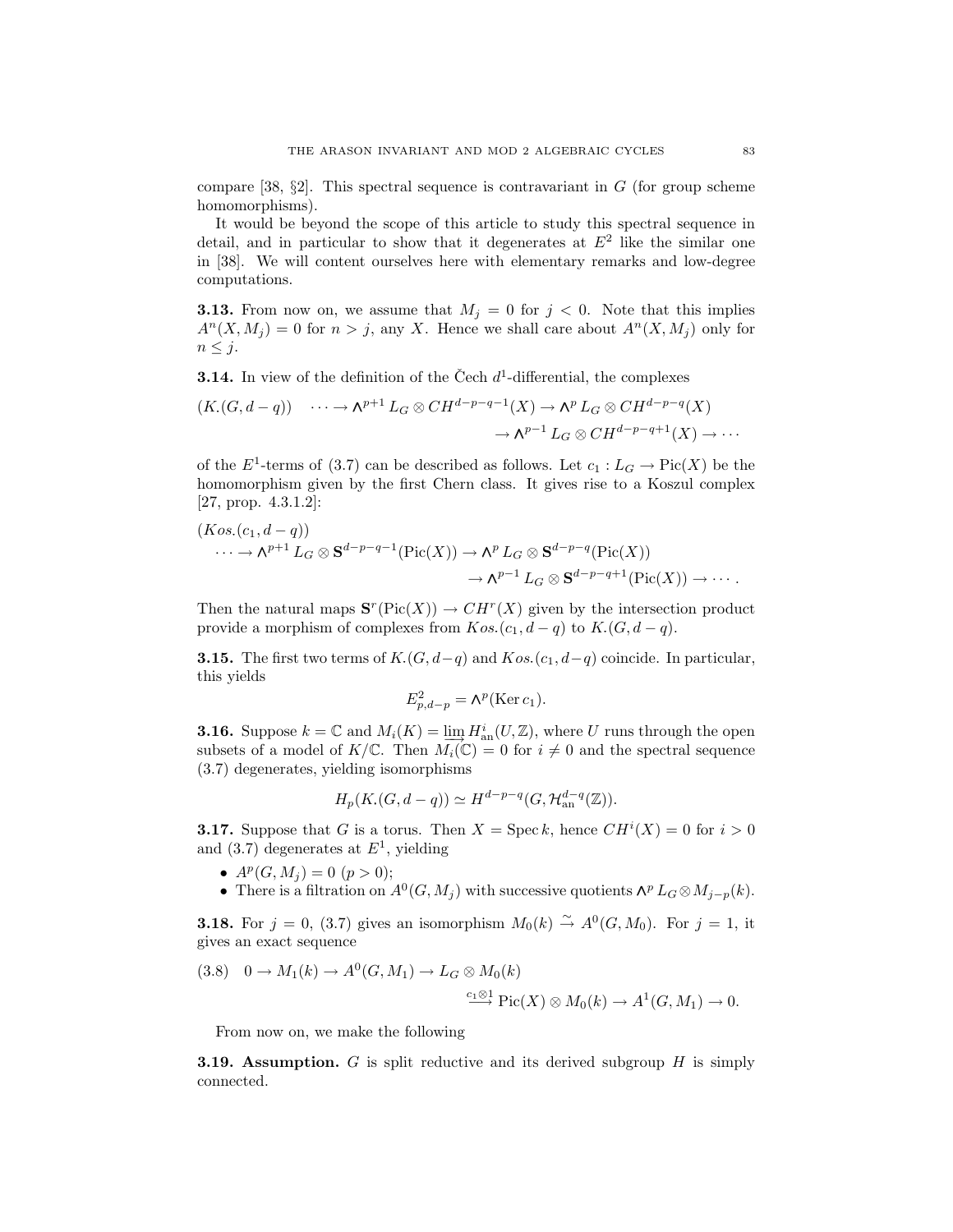compare [38, §2]. This spectral sequence is contravariant in $G$ (for group scheme homomorphisms).

It would be beyond the scope of this article to study this spectral sequence in detail, and in particular to show that it degenerates at $E^2$ like the similar one in [38]. We will content ourselves here with elementary remarks and low-degree computations.

**3.13.** From now on, we assume that $M_j = 0$ for $j < 0$. Note that this implies $A^n(X, M_j) = 0$ for $n > j$, any $X$. Hence we shall care about $A^n(X, M_j)$ only for $n \leq j$.

**3.14.** In view of the definition of the Čech $d^1$-differential, the complexes

$$(K.(G, d-q)) \quad \cdots \to \textstyle\bigwedge^{p+1} L_G \otimes CH^{d-p-q-1}(X) \to \bigwedge^{p} L_G \otimes CH^{d-p-q}(X) \to \bigwedge^{p-1} L_G \otimes CH^{d-p-q+1}(X) \to \cdots$$

of the $E^1$-terms of (3.7) can be described as follows. Let $c_1 : L_G \to \operatorname{Pic}(X)$ be the homomorphism given by the first Chern class. It gives rise to a Koszul complex [27, prop. 4.3.1.2]:

$$(Kos.(c_1, d-q)) \quad \cdots \to \textstyle\bigwedge^{p+1} L_G \otimes \mathbf{S}^{d-p-q-1}(\operatorname{Pic}(X)) \to \bigwedge^{p} L_G \otimes \mathbf{S}^{d-p-q}(\operatorname{Pic}(X)) \to \bigwedge^{p-1} L_G \otimes \mathbf{S}^{d-p-q+1}(\operatorname{Pic}(X)) \to \cdots .$$

Then the natural maps $\mathbf{S}^r(\operatorname{Pic}(X)) \to CH^r(X)$ given by the intersection product provide a morphism of complexes from $Kos.(c_1, d-q)$ to $K.(G, d-q)$.

**3.15.** The first two terms of $K.(G, d-q)$ and $Kos.(c_1, d-q)$ coincide. In particular, this yields

$$E^2_{p,d-p} = \textstyle\bigwedge^p(\operatorname{Ker} c_1).$$

**3.16.** Suppose $k = \mathbb{C}$ and $M_i(K) = \varinjlim H^i_{\mathrm{an}}(U, \mathbb{Z})$, where $U$ runs through the open subsets of a model of $K/\mathbb{C}$. Then $M_i(\mathbb{C}) = 0$ for $i \neq 0$ and the spectral sequence (3.7) degenerates, yielding isomorphisms

$$H_p(K.(G, d-q)) \simeq H^{d-p-q}(G, \mathcal{H}^{d-q}_{\mathrm{an}}(\mathbb{Z})).$$

**3.17.** Suppose that $G$ is a torus. Then $X = \operatorname{Spec} k$, hence $CH^i(X) = 0$ for $i > 0$ and (3.7) degenerates at $E^1$, yielding

- $A^p(G, M_j) = 0$ $(p > 0)$;
- There is a filtration on $A^0(G, M_j)$ with successive quotients $\bigwedge^p L_G \otimes M_{j-p}(k)$.

**3.18.** For $j = 0$, (3.7) gives an isomorphism $M_0(k) \xrightarrow{\sim} A^0(G, M_0)$. For $j = 1$, it gives an exact sequence

$$(3.8) \quad 0 \to M_1(k) \to A^0(G, M_1) \to L_G \otimes M_0(k) \xrightarrow{c_1 \otimes 1} \operatorname{Pic}(X) \otimes M_0(k) \to A^1(G, M_1) \to 0.$$

From now on, we make the following

**3.19. Assumption.** $G$ is split reductive and its derived subgroup $H$ is simply connected.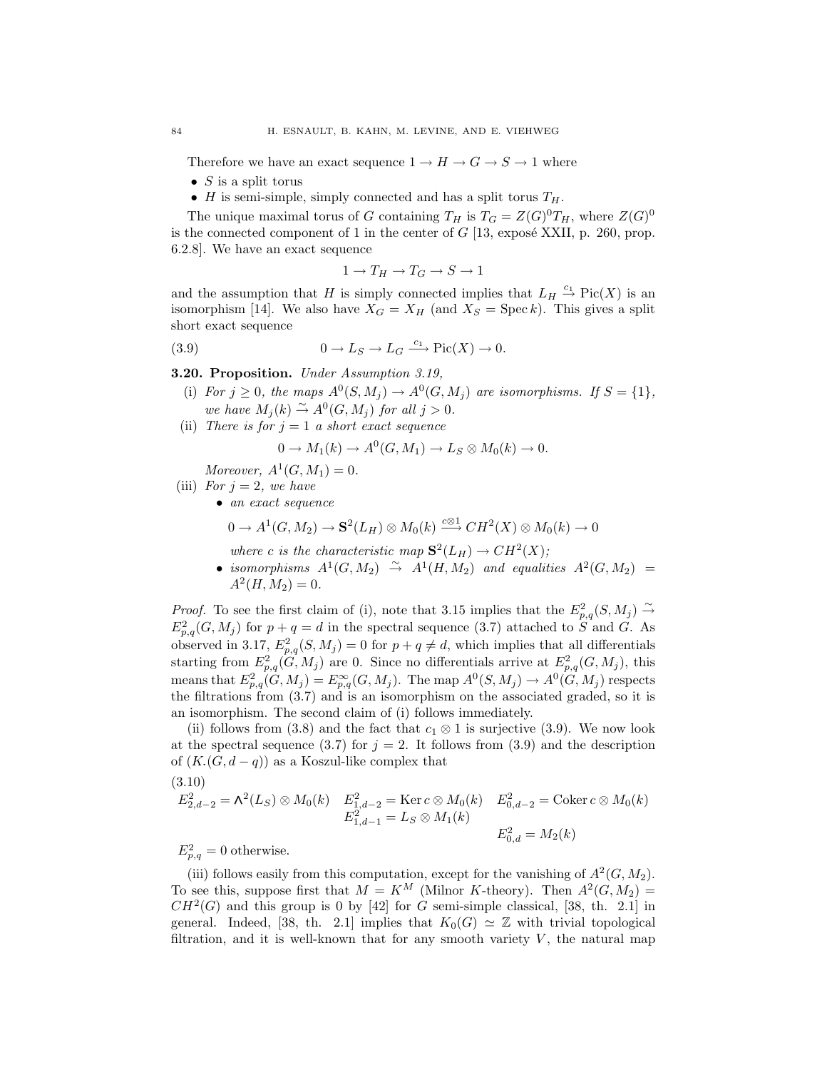Therefore we have an exact sequence $1 \to H \to G \to S \to 1$ where

- $S$ is a split torus
- $H$ is semi-simple, simply connected and has a split torus $T_H$.

The unique maximal torus of $G$ containing $T_H$ is $T_G = Z(G)^0 T_H$, where $Z(G)^0$ is the connected component of 1 in the center of $G$ [13, exposé XXII, p. 260, prop. 6.2.8]. We have an exact sequence

$$1 \to T_H \to T_G \to S \to 1$$

and the assumption that $H$ is simply connected implies that $L_H \xrightarrow{c_1} \mathrm{Pic}(X)$ is an isomorphism [14]. We also have $X_G = X_H$ (and $X_S = \operatorname{Spec} k$). This gives a split short exact sequence

$$0 \to L_S \to L_G \xrightarrow{c_1} \mathrm{Pic}(X) \to 0. \tag{3.9}$$

**3.20. Proposition.** *Under Assumption 3.19,*

(i) *For $j \geq 0$, the maps $A^0(S, M_j) \to A^0(G, M_j)$ are isomorphisms. If $S = \{1\}$, we have $M_j(k) \xrightarrow{\sim} A^0(G, M_j)$ for all $j > 0$.*

(ii) *There is for $j = 1$ a short exact sequence*

$$0 \to M_1(k) \to A^0(G, M_1) \to L_S \otimes M_0(k) \to 0.$$

*Moreover, $A^1(G, M_1) = 0$.*

(iii) *For $j = 2$, we have*

- *an exact sequence*

$$0 \to A^1(G, M_2) \to \mathbf{S}^2(L_H) \otimes M_0(k) \xrightarrow{c \otimes 1} CH^2(X) \otimes M_0(k) \to 0$$

*where $c$ is the characteristic map $\mathbf{S}^2(L_H) \to CH^2(X)$;*

- *isomorphisms $A^1(G, M_2) \xrightarrow{\sim} A^1(H, M_2)$ and equalities $A^2(G, M_2) = A^2(H, M_2) = 0$.*

*Proof.* To see the first claim of (i), note that 3.15 implies that the $E^2_{p,q}(S, M_j) \xrightarrow{\sim} E^2_{p,q}(G, M_j)$ for $p + q = d$ in the spectral sequence (3.7) attached to $S$ and $G$. As observed in 3.17, $E^2_{p,q}(S, M_j) = 0$ for $p + q \neq d$, which implies that all differentials starting from $E^2_{p,q}(G, M_j)$ are 0. Since no differentials arrive at $E^2_{p,q}(G, M_j)$, this means that $E^2_{p,q}(G, M_j) = E^\infty_{p,q}(G, M_j)$. The map $A^0(S, M_j) \to A^0(G, M_j)$ respects the filtrations from (3.7) and is an isomorphism on the associated graded, so it is an isomorphism. The second claim of (i) follows immediately.

(ii) follows from (3.8) and the fact that $c_1 \otimes 1$ is surjective (3.9). We now look at the spectral sequence (3.7) for $j = 2$. It follows from (3.9) and the description of $(K.(G, d - q))$ as a Koszul-like complex that

$$\begin{array}{lll} E^2_{2,d-2} = \Lambda^2(L_S) \otimes M_0(k) & E^2_{1,d-2} = \operatorname{Ker} c \otimes M_0(k) & E^2_{0,d-2} = \operatorname{Coker} c \otimes M_0(k) \\ & E^2_{1,d-1} = L_S \otimes M_1(k) & \\ & & E^2_{0,d} = M_2(k) \end{array} \tag{3.10}$$

$E^2_{p,q} = 0$ otherwise.

(iii) follows easily from this computation, except for the vanishing of $A^2(G, M_2)$. To see this, suppose first that $M = K^M$ (Milnor $K$-theory). Then $A^2(G, M_2) = CH^2(G)$ and this group is 0 by [42] for $G$ semi-simple classical, [38, th. 2.1] in general. Indeed, [38, th. 2.1] implies that $K_0(G) \simeq \mathbb{Z}$ with trivial topological filtration, and it is well-known that for any smooth variety $V$, the natural map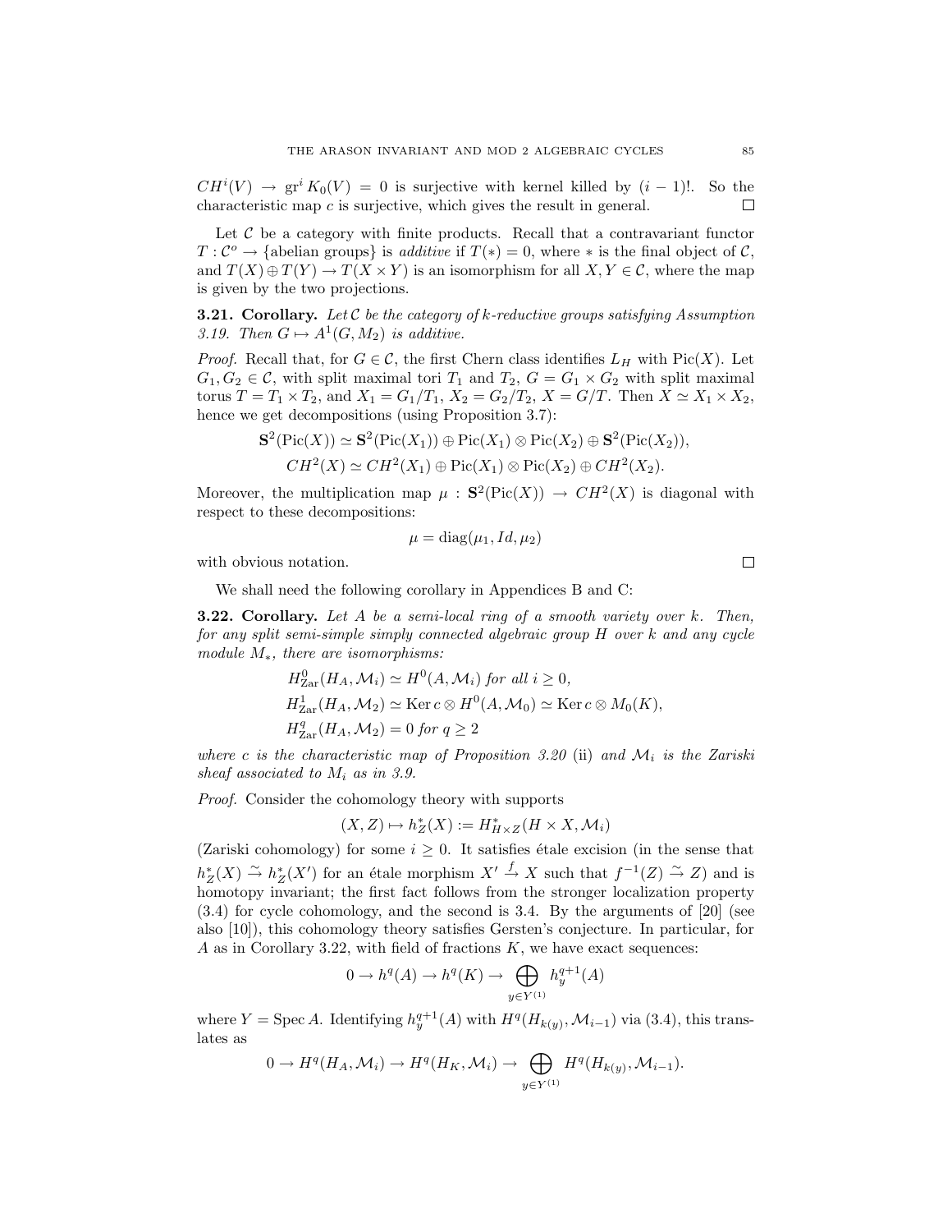$CH^i(V) \to \mathrm{gr}^i K_0(V) = 0$ is surjective with kernel killed by $(i-1)!$. So the characteristic map $c$ is surjective, which gives the result in general. ∎

Let $\mathcal{C}$ be a category with finite products. Recall that a contravariant functor $T : \mathcal{C}^o \to \{\text{abelian groups}\}$ is *additive* if $T(*) = 0$, where $*$ is the final object of $\mathcal{C}$, and $T(X) \oplus T(Y) \to T(X \times Y)$ is an isomorphism for all $X, Y \in \mathcal{C}$, where the map is given by the two projections.

**3.21. Corollary.** *Let $\mathcal{C}$ be the category of $k$-reductive groups satisfying Assumption 3.19. Then $G \mapsto A^1(G, M_2)$ is additive.*

*Proof.* Recall that, for $G \in \mathcal{C}$, the first Chern class identifies $L_H$ with $\mathrm{Pic}(X)$. Let $G_1, G_2 \in \mathcal{C}$, with split maximal tori $T_1$ and $T_2$, $G = G_1 \times G_2$ with split maximal torus $T = T_1 \times T_2$, and $X_1 = G_1/T_1$, $X_2 = G_2/T_2$, $X = G/T$. Then $X \simeq X_1 \times X_2$, hence we get decompositions (using Proposition 3.7):

$$\mathbf{S}^2(\mathrm{Pic}(X)) \simeq \mathbf{S}^2(\mathrm{Pic}(X_1)) \oplus \mathrm{Pic}(X_1) \otimes \mathrm{Pic}(X_2) \oplus \mathbf{S}^2(\mathrm{Pic}(X_2)),$$
$$CH^2(X) \simeq CH^2(X_1) \oplus \mathrm{Pic}(X_1) \otimes \mathrm{Pic}(X_2) \oplus CH^2(X_2).$$

Moreover, the multiplication map $\mu : \mathbf{S}^2(\mathrm{Pic}(X)) \to CH^2(X)$ is diagonal with respect to these decompositions:

$$\mu = \mathrm{diag}(\mu_1, Id, \mu_2)$$

with obvious notation. ∎

We shall need the following corollary in Appendices B and C:

**3.22. Corollary.** *Let $A$ be a semi-local ring of a smooth variety over $k$. Then, for any split semi-simple simply connected algebraic group $H$ over $k$ and any cycle module $M_*$, there are isomorphisms:*

$$H^0_{\mathrm{Zar}}(H_A, \mathcal{M}_i) \simeq H^0(A, \mathcal{M}_i) \text{ for all } i \geq 0,$$
$$H^1_{\mathrm{Zar}}(H_A, \mathcal{M}_2) \simeq \mathrm{Ker}\, c \otimes H^0(A, \mathcal{M}_0) \simeq \mathrm{Ker}\, c \otimes M_0(K),$$
$$H^q_{\mathrm{Zar}}(H_A, \mathcal{M}_2) = 0 \text{ for } q \geq 2$$

*where $c$ is the characteristic map of Proposition 3.20* (ii) *and $\mathcal{M}_i$ is the Zariski sheaf associated to $M_i$ as in 3.9.*

*Proof.* Consider the cohomology theory with supports

$$(X, Z) \mapsto h^*_Z(X) := H^*_{H \times Z}(H \times X, \mathcal{M}_i)$$

(Zariski cohomology) for some $i \geq 0$. It satisfies étale excision (in the sense that $h^*_Z(X) \xrightarrow{\sim} h^*_Z(X')$ for an étale morphism $X' \xrightarrow{f} X$ such that $f^{-1}(Z) \xrightarrow{\sim} Z$) and is homotopy invariant; the first fact follows from the stronger localization property (3.4) for cycle cohomology, and the second is 3.4. By the arguments of [20] (see also [10]), this cohomology theory satisfies Gersten's conjecture. In particular, for $A$ as in Corollary 3.22, with field of fractions $K$, we have exact sequences:

$$0 \to h^q(A) \to h^q(K) \to \bigoplus_{y \in Y^{(1)}} h^{q+1}_y(A)$$

where $Y = \mathrm{Spec}\, A$. Identifying $h^{q+1}_y(A)$ with $H^q(H_{k(y)}, \mathcal{M}_{i-1})$ via (3.4), this translates as

$$0 \to H^q(H_A, \mathcal{M}_i) \to H^q(H_K, \mathcal{M}_i) \to \bigoplus_{y \in Y^{(1)}} H^q(H_{k(y)}, \mathcal{M}_{i-1}).$$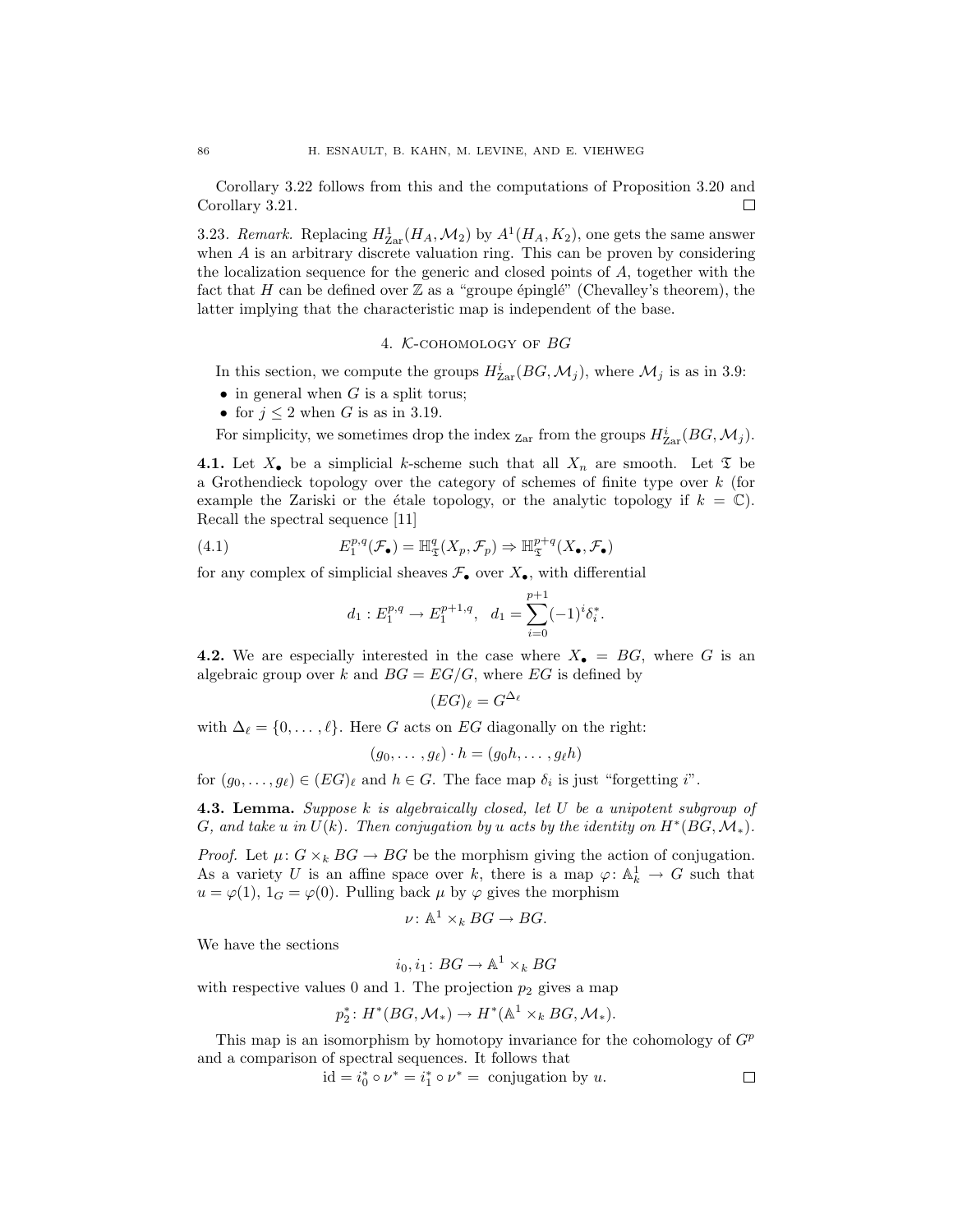Corollary 3.22 follows from this and the computations of Proposition 3.20 and Corollary 3.21. $\square$

3.23. *Remark.* Replacing $H^1_{\mathrm{Zar}}(H_A, \mathcal{M}_2)$ by $A^1(H_A, K_2)$, one gets the same answer when $A$ is an arbitrary discrete valuation ring. This can be proven by considering the localization sequence for the generic and closed points of $A$, together with the fact that $H$ can be defined over $\mathbb{Z}$ as a "groupe épinglé" (Chevalley's theorem), the latter implying that the characteristic map is independent of the base.

## 4. $\mathcal{K}$-cohomology of $BG$

In this section, we compute the groups $H^i_{\mathrm{Zar}}(BG, \mathcal{M}_j)$, where $\mathcal{M}_j$ is as in 3.9:

- in general when $G$ is a split torus;
- for $j \leq 2$ when $G$ is as in 3.19.

For simplicity, we sometimes drop the index $_{\mathrm{Zar}}$ from the groups $H^i_{\mathrm{Zar}}(BG, \mathcal{M}_j)$.

**4.1.** Let $X_\bullet$ be a simplicial $k$-scheme such that all $X_n$ are smooth. Let $\mathfrak{T}$ be a Grothendieck topology over the category of schemes of finite type over $k$ (for example the Zariski or the étale topology, or the analytic topology if $k = \mathbb{C}$). Recall the spectral sequence [11]

$$E_1^{p,q}(\mathcal{F}_\bullet) = \mathbb{H}^q_{\mathfrak{T}}(X_p, \mathcal{F}_p) \Rightarrow \mathbb{H}^{p+q}_{\mathfrak{T}}(X_\bullet, \mathcal{F}_\bullet) \tag{4.1}$$

for any complex of simplicial sheaves $\mathcal{F}_\bullet$ over $X_\bullet$, with differential

$$d_1 : E_1^{p,q} \to E_1^{p+1,q}, \quad d_1 = \sum_{i=0}^{p+1} (-1)^i \delta_i^*.$$

**4.2.** We are especially interested in the case where $X_\bullet = BG$, where $G$ is an algebraic group over $k$ and $BG = EG/G$, where $EG$ is defined by

$$(EG)_\ell = G^{\Delta_\ell}$$

with $\Delta_\ell = \{0, \dots, \ell\}$. Here $G$ acts on $EG$ diagonally on the right:

$$(g_0, \dots, g_\ell) \cdot h = (g_0 h, \dots, g_\ell h)$$

for $(g_0, \dots, g_\ell) \in (EG)_\ell$ and $h \in G$. The face map $\delta_i$ is just "forgetting $i$".

**4.3. Lemma.** *Suppose $k$ is algebraically closed, let $U$ be a unipotent subgroup of $G$, and take $u$ in $U(k)$. Then conjugation by $u$ acts by the identity on $H^*(BG, \mathcal{M}_*)$.*

*Proof.* Let $\mu\colon G \times_k BG \to BG$ be the morphism giving the action of conjugation. As a variety $U$ is an affine space over $k$, there is a map $\varphi\colon \mathbb{A}^1_k \to G$ such that $u = \varphi(1)$, $1_G = \varphi(0)$. Pulling back $\mu$ by $\varphi$ gives the morphism

$$\nu\colon \mathbb{A}^1 \times_k BG \to BG.$$

We have the sections

$$i_0, i_1\colon BG \to \mathbb{A}^1 \times_k BG$$

with respective values 0 and 1. The projection $p_2$ gives a map

$$p_2^*\colon H^*(BG, \mathcal{M}_*) \to H^*(\mathbb{A}^1 \times_k BG, \mathcal{M}_*).$$

This map is an isomorphism by homotopy invariance for the cohomology of $G^p$ and a comparison of spectral sequences. It follows that

$$\mathrm{id} = i_0^* \circ \nu^* = i_1^* \circ \nu^* = \text{ conjugation by } u. \qquad \square$$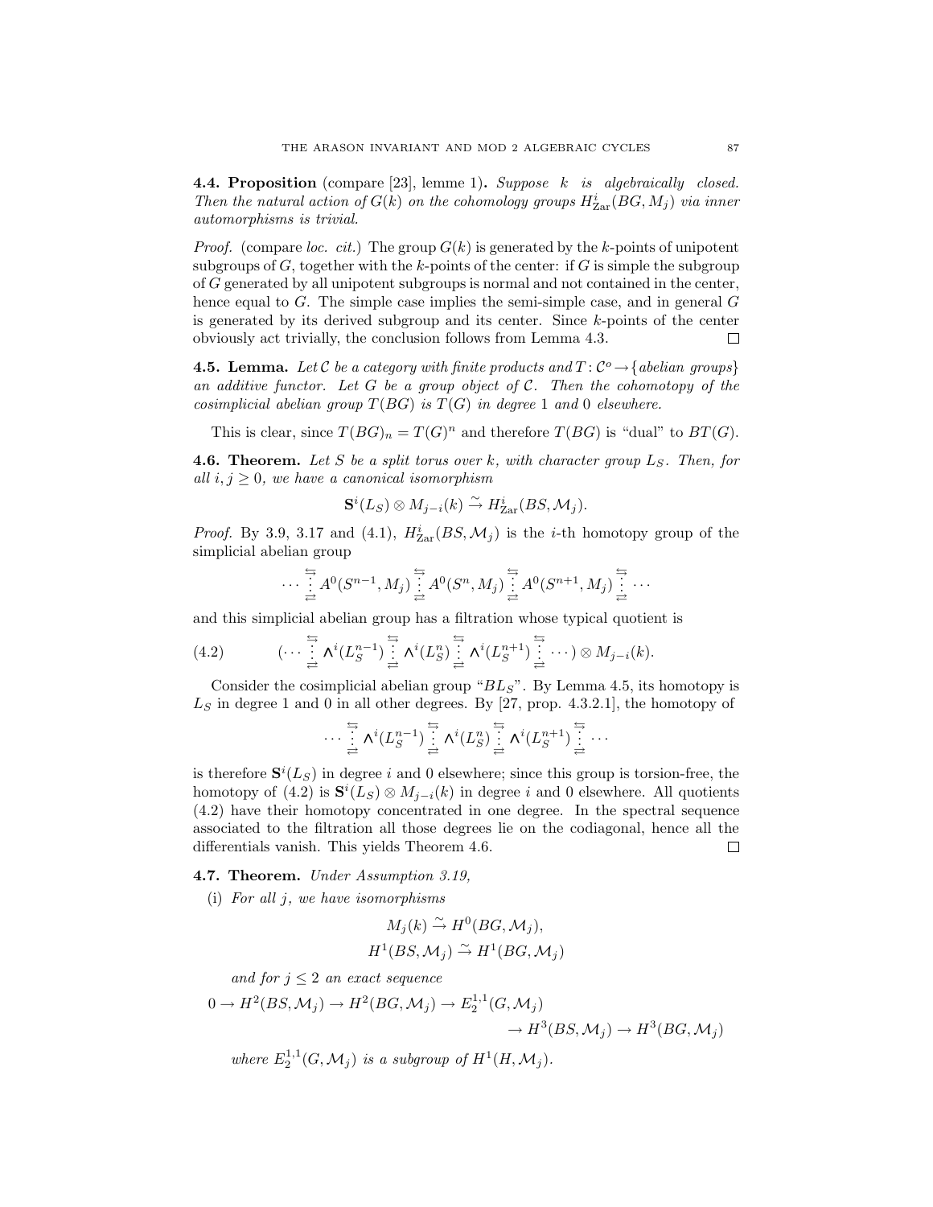**4.4. Proposition** (compare [23], lemme 1)**.** *Suppose $k$ is algebraically closed. Then the natural action of $G(k)$ on the cohomology groups $H^i_{\mathrm{Zar}}(BG, M_j)$ via inner automorphisms is trivial.*

*Proof.* (compare *loc. cit.*) The group $G(k)$ is generated by the $k$-points of unipotent subgroups of $G$, together with the $k$-points of the center: if $G$ is simple the subgroup of $G$ generated by all unipotent subgroups is normal and not contained in the center, hence equal to $G$. The simple case implies the semi-simple case, and in general $G$ is generated by its derived subgroup and its center. Since $k$-points of the center obviously act trivially, the conclusion follows from Lemma 4.3. $\square$

**4.5. Lemma.** *Let $\mathcal{C}$ be a category with finite products and $T\colon \mathcal{C}^o \to \{$abelian groups$\}$ an additive functor. Let $G$ be a group object of $\mathcal{C}$. Then the cohomotopy of the cosimplicial abelian group $T(BG)$ is $T(G)$ in degree 1 and 0 elsewhere.*

This is clear, since $T(BG)_n = T(G)^n$ and therefore $T(BG)$ is "dual" to $BT(G)$.

**4.6. Theorem.** *Let $S$ be a split torus over $k$, with character group $L_S$. Then, for all $i, j \geq 0$, we have a canonical isomorphism*

$$\mathbf{S}^i(L_S) \otimes M_{j-i}(k) \xrightarrow{\sim} H^i_{\mathrm{Zar}}(BS, \mathcal{M}_j).$$

*Proof.* By 3.9, 3.17 and (4.1), $H^i_{\mathrm{Zar}}(BS, \mathcal{M}_j)$ is the $i$-th homotopy group of the simplicial abelian group

$$\cdots \vdots\, A^0(S^{n-1}, M_j) \,\vdots\, A^0(S^n, M_j) \,\vdots\, A^0(S^{n+1}, M_j) \,\vdots \cdots$$

and this simplicial abelian group has a filtration whose typical quotient is

$$(\cdots \vdots \textstyle\bigwedge^i(L_S^{n-1}) \vdots \bigwedge^i(L_S^n) \vdots \bigwedge^i(L_S^{n+1}) \vdots \cdots) \otimes M_{j-i}(k). \tag{4.2}$$

Consider the cosimplicial abelian group "$BL_S$". By Lemma 4.5, its homotopy is $L_S$ in degree 1 and 0 in all other degrees. By [27, prop. 4.3.2.1], the homotopy of

$$\cdots \vdots \textstyle\bigwedge^i(L_S^{n-1}) \vdots \bigwedge^i(L_S^n) \vdots \bigwedge^i(L_S^{n+1}) \vdots \cdots$$

is therefore $\mathbf{S}^i(L_S)$ in degree $i$ and 0 elsewhere; since this group is torsion-free, the homotopy of (4.2) is $\mathbf{S}^i(L_S) \otimes M_{j-i}(k)$ in degree $i$ and 0 elsewhere. All quotients (4.2) have their homotopy concentrated in one degree. In the spectral sequence associated to the filtration all those degrees lie on the codiagonal, hence all the differentials vanish. This yields Theorem 4.6. $\square$

**4.7. Theorem.** *Under Assumption 3.19,*

(i) *For all $j$, we have isomorphisms*

$$M_j(k) \xrightarrow{\sim} H^0(BG, \mathcal{M}_j),$$
$$H^1(BS, \mathcal{M}_j) \xrightarrow{\sim} H^1(BG, \mathcal{M}_j)$$

*and for $j \leq 2$ an exact sequence*

$$0 \to H^2(BS, \mathcal{M}_j) \to H^2(BG, \mathcal{M}_j) \to E_2^{1,1}(G, \mathcal{M}_j) \to H^3(BS, \mathcal{M}_j) \to H^3(BG, \mathcal{M}_j)$$

*where $E_2^{1,1}(G, \mathcal{M}_j)$ is a subgroup of $H^1(H, \mathcal{M}_j)$.*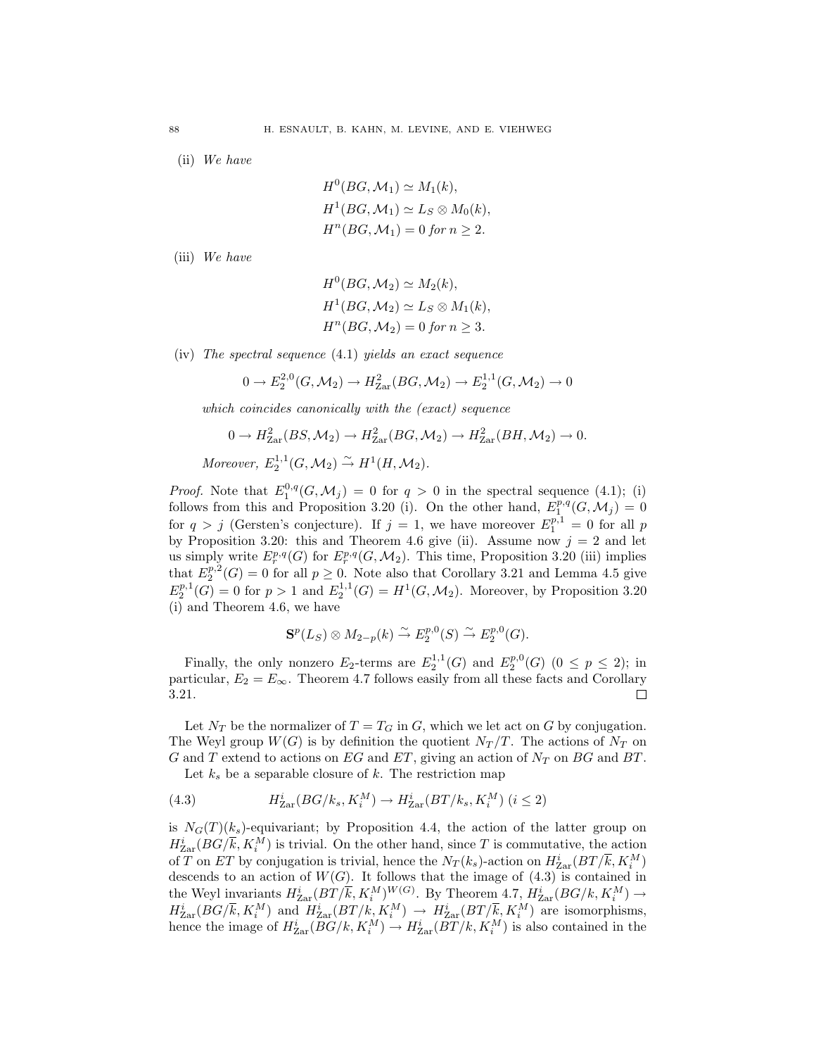(ii) *We have*

$$H^0(BG, \mathcal{M}_1) \simeq M_1(k),$$
$$H^1(BG, \mathcal{M}_1) \simeq L_S \otimes M_0(k),$$
$$H^n(BG, \mathcal{M}_1) = 0 \text{ for } n \geq 2.$$

(iii) *We have*

$$H^0(BG, \mathcal{M}_2) \simeq M_2(k),$$
$$H^1(BG, \mathcal{M}_2) \simeq L_S \otimes M_1(k),$$
$$H^n(BG, \mathcal{M}_2) = 0 \text{ for } n \geq 3.$$

(iv) *The spectral sequence* (4.1) *yields an exact sequence*

$$0 \to E_2^{2,0}(G, \mathcal{M}_2) \to H^2_{\mathrm{Zar}}(BG, \mathcal{M}_2) \to E_2^{1,1}(G, \mathcal{M}_2) \to 0$$

*which coincides canonically with the (exact) sequence*

$$0 \to H^2_{\mathrm{Zar}}(BS, \mathcal{M}_2) \to H^2_{\mathrm{Zar}}(BG, \mathcal{M}_2) \to H^2_{\mathrm{Zar}}(BH, \mathcal{M}_2) \to 0.$$

*Moreover,* $E_2^{1,1}(G, \mathcal{M}_2) \xrightarrow{\sim} H^1(H, \mathcal{M}_2)$.

*Proof.* Note that $E_1^{0,q}(G, \mathcal{M}_j) = 0$ for $q > 0$ in the spectral sequence (4.1); (i) follows from this and Proposition 3.20 (i). On the other hand, $E_1^{p,q}(G, \mathcal{M}_j) = 0$ for $q > j$ (Gersten's conjecture). If $j = 1$, we have moreover $E_1^{p,1} = 0$ for all $p$ by Proposition 3.20: this and Theorem 4.6 give (ii). Assume now $j = 2$ and let us simply write $E_r^{p,q}(G)$ for $E_r^{p,q}(G, \mathcal{M}_2)$. This time, Proposition 3.20 (iii) implies that $E_2^{p,2}(G) = 0$ for all $p \geq 0$. Note also that Corollary 3.21 and Lemma 4.5 give $E_2^{p,1}(G) = 0$ for $p > 1$ and $E_2^{1,1}(G) = H^1(G, \mathcal{M}_2)$. Moreover, by Proposition 3.20 (i) and Theorem 4.6, we have

$$\mathbf{S}^p(L_S) \otimes M_{2-p}(k) \xrightarrow{\sim} E_2^{p,0}(S) \xrightarrow{\sim} E_2^{p,0}(G).$$

Finally, the only nonzero $E_2$-terms are $E_2^{1,1}(G)$ and $E_2^{p,0}(G)$ $(0 \leq p \leq 2)$; in particular, $E_2 = E_\infty$. Theorem 4.7 follows easily from all these facts and Corollary 3.21. ∎

Let $N_T$ be the normalizer of $T = T_G$ in $G$, which we let act on $G$ by conjugation. The Weyl group $W(G)$ is by definition the quotient $N_T/T$. The actions of $N_T$ on $G$ and $T$ extend to actions on $EG$ and $ET$, giving an action of $N_T$ on $BG$ and $BT$.

Let $k_s$ be a separable closure of $k$. The restriction map

$$H^i_{\mathrm{Zar}}(BG/k_s, K_i^M) \to H^i_{\mathrm{Zar}}(BT/k_s, K_i^M) \ (i \leq 2) \tag{4.3}$$

is $N_G(T)(k_s)$-equivariant; by Proposition 4.4, the action of the latter group on $H^i_{\mathrm{Zar}}(BG/\overline{k}, K_i^M)$ is trivial. On the other hand, since $T$ is commutative, the action of $T$ on $ET$ by conjugation is trivial, hence the $N_T(k_s)$-action on $H^i_{\mathrm{Zar}}(BT/\overline{k}, K_i^M)$ descends to an action of $W(G)$. It follows that the image of (4.3) is contained in the Weyl invariants $H^i_{\mathrm{Zar}}(BT/\overline{k}, K_i^M)^{W(G)}$. By Theorem 4.7, $H^i_{\mathrm{Zar}}(BG/k, K_i^M) \to H^i_{\mathrm{Zar}}(BG/\overline{k}, K_i^M)$ and $H^i_{\mathrm{Zar}}(BT/k, K_i^M) \to H^i_{\mathrm{Zar}}(BT/\overline{k}, K_i^M)$ are isomorphisms, hence the image of $H^i_{\mathrm{Zar}}(BG/k, K_i^M) \to H^i_{\mathrm{Zar}}(BT/k, K_i^M)$ is also contained in the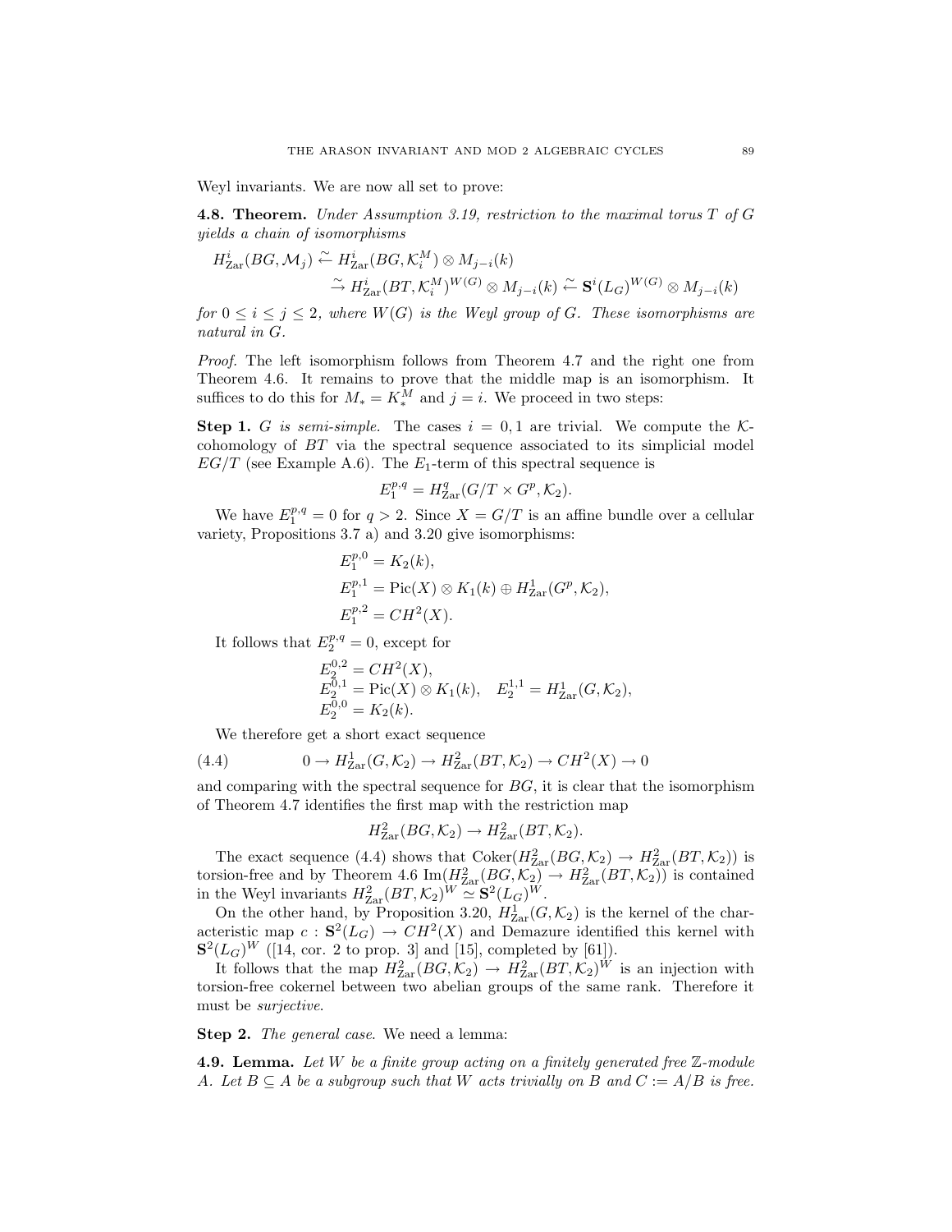Weyl invariants. We are now all set to prove:

**4.8. Theorem.** *Under Assumption 3.19, restriction to the maximal torus $T$ of $G$ yields a chain of isomorphisms*

$$
\begin{aligned}
H^i_{\mathrm{Zar}}(BG, \mathcal{M}_j) &\xleftarrow{\sim} H^i_{\mathrm{Zar}}(BG, \mathcal{K}^M_i) \otimes M_{j-i}(k) \\
&\xrightarrow{\sim} H^i_{\mathrm{Zar}}(BT, \mathcal{K}^M_i)^{W(G)} \otimes M_{j-i}(k) \xleftarrow{\sim} \mathbf{S}^i(L_G)^{W(G)} \otimes M_{j-i}(k)
\end{aligned}
$$

*for $0 \leq i \leq j \leq 2$, where $W(G)$ is the Weyl group of $G$. These isomorphisms are natural in $G$.*

*Proof.* The left isomorphism follows from Theorem 4.7 and the right one from Theorem 4.6. It remains to prove that the middle map is an isomorphism. It suffices to do this for $M_* = K^M_*$ and $j = i$. We proceed in two steps:

**Step 1.** *$G$ is semi-simple.* The cases $i = 0, 1$ are trivial. We compute the $\mathcal{K}$-cohomology of $BT$ via the spectral sequence associated to its simplicial model $EG/T$ (see Example A.6). The $E_1$-term of this spectral sequence is

$$E_1^{p,q} = H^q_{\mathrm{Zar}}(G/T \times G^p, \mathcal{K}_2).$$

We have $E_1^{p,q} = 0$ for $q > 2$. Since $X = G/T$ is an affine bundle over a cellular variety, Propositions 3.7 a) and 3.20 give isomorphisms:

$$
\begin{aligned}
E_1^{p,0} &= K_2(k), \\
E_1^{p,1} &= \mathrm{Pic}(X) \otimes K_1(k) \oplus H^1_{\mathrm{Zar}}(G^p, \mathcal{K}_2), \\
E_1^{p,2} &= CH^2(X).
\end{aligned}
$$

It follows that $E_2^{p,q} = 0$, except for

$$
\begin{aligned}
&E_2^{0,2} = CH^2(X), \\
&E_2^{0,1} = \mathrm{Pic}(X) \otimes K_1(k), \quad E_2^{1,1} = H^1_{\mathrm{Zar}}(G, \mathcal{K}_2), \\
&E_2^{0,0} = K_2(k).
\end{aligned}
$$

We therefore get a short exact sequence

$$0 \to H^1_{\mathrm{Zar}}(G, \mathcal{K}_2) \to H^2_{\mathrm{Zar}}(BT, \mathcal{K}_2) \to CH^2(X) \to 0 \tag{4.4}$$

and comparing with the spectral sequence for $BG$, it is clear that the isomorphism of Theorem 4.7 identifies the first map with the restriction map

$$H^2_{\mathrm{Zar}}(BG, \mathcal{K}_2) \to H^2_{\mathrm{Zar}}(BT, \mathcal{K}_2).$$

The exact sequence (4.4) shows that $\mathrm{Coker}(H^2_{\mathrm{Zar}}(BG, \mathcal{K}_2) \to H^2_{\mathrm{Zar}}(BT, \mathcal{K}_2))$ is torsion-free and by Theorem 4.6 $\mathrm{Im}(H^2_{\mathrm{Zar}}(BG, \mathcal{K}_2) \to H^2_{\mathrm{Zar}}(BT, \mathcal{K}_2))$ is contained in the Weyl invariants $H^2_{\mathrm{Zar}}(BT, \mathcal{K}_2)^W \simeq \mathbf{S}^2(L_G)^W$.

On the other hand, by Proposition 3.20, $H^1_{\mathrm{Zar}}(G, \mathcal{K}_2)$ is the kernel of the characteristic map $c : \mathbf{S}^2(L_G) \to CH^2(X)$ and Demazure identified this kernel with $\mathbf{S}^2(L_G)^W$ ([14, cor. 2 to prop. 3] and [15], completed by [61]).

It follows that the map $H^2_{\mathrm{Zar}}(BG, \mathcal{K}_2) \to H^2_{\mathrm{Zar}}(BT, \mathcal{K}_2)^W$ is an injection with torsion-free cokernel between two abelian groups of the same rank. Therefore it must be *surjective*.

**Step 2.** *The general case.* We need a lemma:

**4.9. Lemma.** *Let $W$ be a finite group acting on a finitely generated free $\mathbb{Z}$-module $A$. Let $B \subseteq A$ be a subgroup such that $W$ acts trivially on $B$ and $C := A/B$ is free.*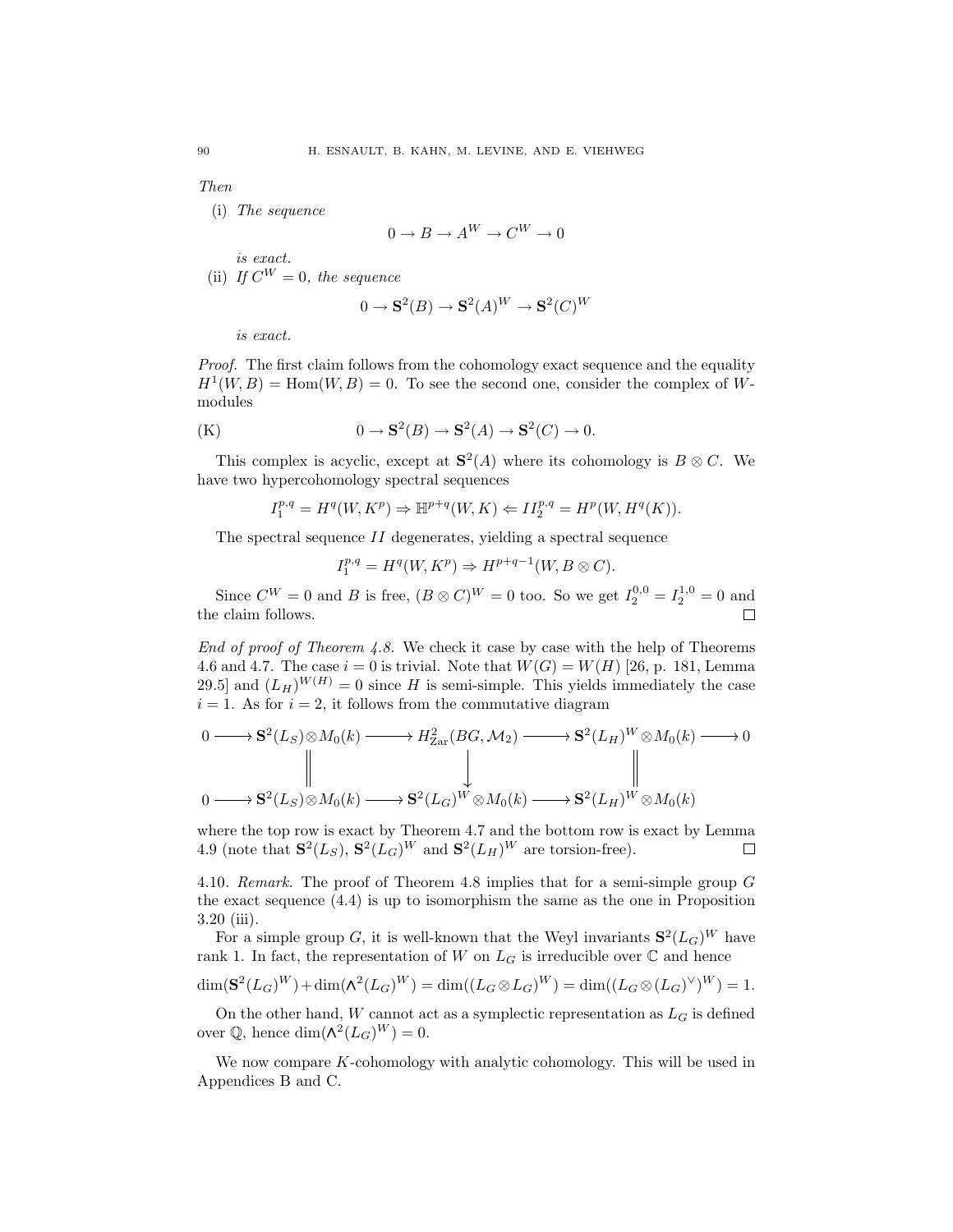*Then*

(i) *The sequence*

$$0 \to B \to A^W \to C^W \to 0$$

*is exact.*

(ii) *If $C^W = 0$, the sequence*

$$0 \to \mathbf{S}^2(B) \to \mathbf{S}^2(A)^W \to \mathbf{S}^2(C)^W$$

*is exact.*

*Proof.* The first claim follows from the cohomology exact sequence and the equality $H^1(W, B) = \mathrm{Hom}(W, B) = 0$. To see the second one, consider the complex of $W$-modules

$$0 \to \mathbf{S}^2(B) \to \mathbf{S}^2(A) \to \mathbf{S}^2(C) \to 0. \tag{K}$$

This complex is acyclic, except at $\mathbf{S}^2(A)$ where its cohomology is $B \otimes C$. We have two hypercohomology spectral sequences

$$I_1^{p,q} = H^q(W, K^p) \Rightarrow \mathbb{H}^{p+q}(W, K) \Leftarrow II_2^{p,q} = H^p(W, H^q(K)).$$

The spectral sequence $II$ degenerates, yielding a spectral sequence

$$I_1^{p,q} = H^q(W, K^p) \Rightarrow H^{p+q-1}(W, B \otimes C).$$

Since $C^W = 0$ and $B$ is free, $(B \otimes C)^W = 0$ too. So we get $I_2^{0,0} = I_2^{1,0} = 0$ and the claim follows. $\square$

*End of proof of Theorem 4.8.* We check it case by case with the help of Theorems 4.6 and 4.7. The case $i = 0$ is trivial. Note that $W(G) = W(H)$ [26, p. 181, Lemma 29.5] and $(L_H)^{W(H)} = 0$ since $H$ is semi-simple. This yields immediately the case $i = 1$. As for $i = 2$, it follows from the commutative diagram

$$\begin{array}{ccccccccc}
0 & \longrightarrow & \mathbf{S}^2(L_S) \otimes M_0(k) & \longrightarrow & H^2_{\mathrm{Zar}}(BG, \mathcal{M}_2) & \longrightarrow & \mathbf{S}^2(L_H)^W \otimes M_0(k) & \longrightarrow & 0 \\
 & & \| & & \downarrow & & \| & & \\
0 & \longrightarrow & \mathbf{S}^2(L_S) \otimes M_0(k) & \longrightarrow & \mathbf{S}^2(L_G)^W \otimes M_0(k) & \longrightarrow & \mathbf{S}^2(L_H)^W \otimes M_0(k) & &
\end{array}$$

where the top row is exact by Theorem 4.7 and the bottom row is exact by Lemma 4.9 (note that $\mathbf{S}^2(L_S)$, $\mathbf{S}^2(L_G)^W$ and $\mathbf{S}^2(L_H)^W$ are torsion-free). $\square$

4.10. *Remark.* The proof of Theorem 4.8 implies that for a semi-simple group $G$ the exact sequence (4.4) is up to isomorphism the same as the one in Proposition 3.20 (iii).

For a simple group $G$, it is well-known that the Weyl invariants $\mathbf{S}^2(L_G)^W$ have rank 1. In fact, the representation of $W$ on $L_G$ is irreducible over $\mathbb{C}$ and hence

$$\dim(\mathbf{S}^2(L_G)^W) + \dim(\wedge^2(L_G)^W) = \dim((L_G \otimes L_G)^W) = \dim((L_G \otimes (L_G)^\vee)^W) = 1.$$

On the other hand, $W$ cannot act as a symplectic representation as $L_G$ is defined over $\mathbb{Q}$, hence $\dim(\wedge^2(L_G)^W) = 0$.

We now compare $K$-cohomology with analytic cohomology. This will be used in Appendices B and C.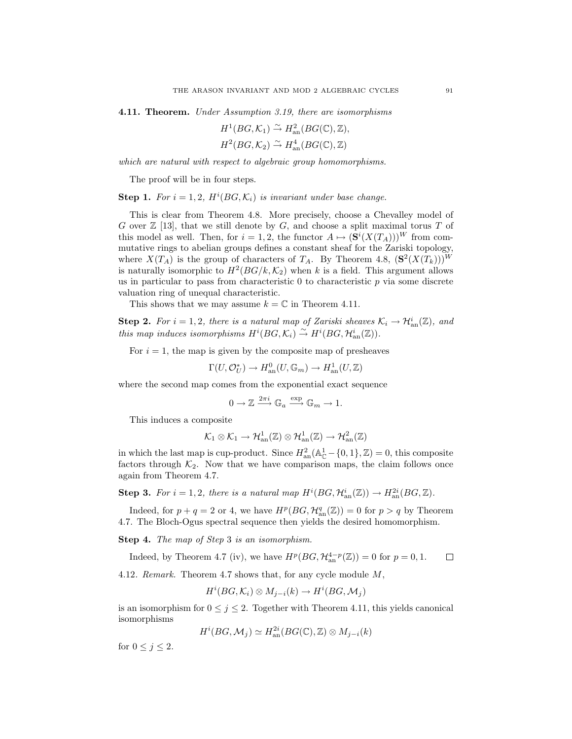**4.11. Theorem.** *Under Assumption 3.19, there are isomorphisms*

$$H^1(BG, \mathcal{K}_1) \xrightarrow{\sim} H^2_{\mathrm{an}}(BG(\mathbb{C}), \mathbb{Z}),$$
$$H^2(BG, \mathcal{K}_2) \xrightarrow{\sim} H^4_{\mathrm{an}}(BG(\mathbb{C}), \mathbb{Z})$$

*which are natural with respect to algebraic group homomorphisms.*

The proof will be in four steps.

**Step 1.** *For $i = 1, 2$, $H^i(BG, \mathcal{K}_i)$ is invariant under base change.*

This is clear from Theorem 4.8. More precisely, choose a Chevalley model of $G$ over $\mathbb{Z}$ [13], that we still denote by $G$, and choose a split maximal torus $T$ of this model as well. Then, for $i = 1, 2$, the functor $A \mapsto (\mathbf{S}^i(X(T_A)))^W$ from commutative rings to abelian groups defines a constant sheaf for the Zariski topology, where $X(T_A)$ is the group of characters of $T_A$. By Theorem 4.8, $(\mathbf{S}^2(X(T_k)))^W$ is naturally isomorphic to $H^2(BG/k, \mathcal{K}_2)$ when $k$ is a field. This argument allows us in particular to pass from characteristic 0 to characteristic $p$ via some discrete valuation ring of unequal characteristic.

This shows that we may assume $k = \mathbb{C}$ in Theorem 4.11.

**Step 2.** *For $i = 1, 2$, there is a natural map of Zariski sheaves $\mathcal{K}_i \to \mathcal{H}^i_{\mathrm{an}}(\mathbb{Z})$, and this map induces isomorphisms $H^i(BG, \mathcal{K}_i) \xrightarrow{\sim} H^i(BG, \mathcal{H}^i_{\mathrm{an}}(\mathbb{Z}))$.*

For $i = 1$, the map is given by the composite map of presheaves

$$\Gamma(U, \mathcal{O}_U^*) \to H^0_{\mathrm{an}}(U, \mathbb{G}_m) \to H^1_{\mathrm{an}}(U, \mathbb{Z})$$

where the second map comes from the exponential exact sequence

$$0 \to \mathbb{Z} \xrightarrow{2\pi i} \mathbb{G}_a \xrightarrow{\exp} \mathbb{G}_m \to 1.$$

This induces a composite

$$\mathcal{K}_1 \otimes \mathcal{K}_1 \to \mathcal{H}^1_{\mathrm{an}}(\mathbb{Z}) \otimes \mathcal{H}^1_{\mathrm{an}}(\mathbb{Z}) \to \mathcal{H}^2_{\mathrm{an}}(\mathbb{Z})$$

in which the last map is cup-product. Since $H^2_{\mathrm{an}}(\mathbb{A}^1_{\mathbb{C}} - \{0, 1\}, \mathbb{Z}) = 0$, this composite factors through $\mathcal{K}_2$. Now that we have comparison maps, the claim follows once again from Theorem 4.7.

**Step 3.** *For $i = 1, 2$, there is a natural map $H^i(BG, \mathcal{H}^i_{\mathrm{an}}(\mathbb{Z})) \to H^{2i}_{\mathrm{an}}(BG, \mathbb{Z})$.*

Indeed, for $p + q = 2$ or 4, we have $H^p(BG, \mathcal{H}^q_{\mathrm{an}}(\mathbb{Z})) = 0$ for $p > q$ by Theorem 4.7. The Bloch-Ogus spectral sequence then yields the desired homomorphism.

**Step 4.** *The map of Step 3 is an isomorphism.*

Indeed, by Theorem 4.7 (iv), we have $H^p(BG, \mathcal{H}^{4-p}_{\mathrm{an}}(\mathbb{Z})) = 0$ for $p = 0, 1$. $\square$

4.12. *Remark.* Theorem 4.7 shows that, for any cycle module $M$,

$$H^i(BG, \mathcal{K}_i) \otimes M_{j-i}(k) \to H^i(BG, \mathcal{M}_j)$$

is an isomorphism for $0 \le j \le 2$. Together with Theorem 4.11, this yields canonical isomorphisms

$$H^i(BG, \mathcal{M}_j) \simeq H^{2i}_{\mathrm{an}}(BG(\mathbb{C}), \mathbb{Z}) \otimes M_{j-i}(k)$$

for $0 \le j \le 2$.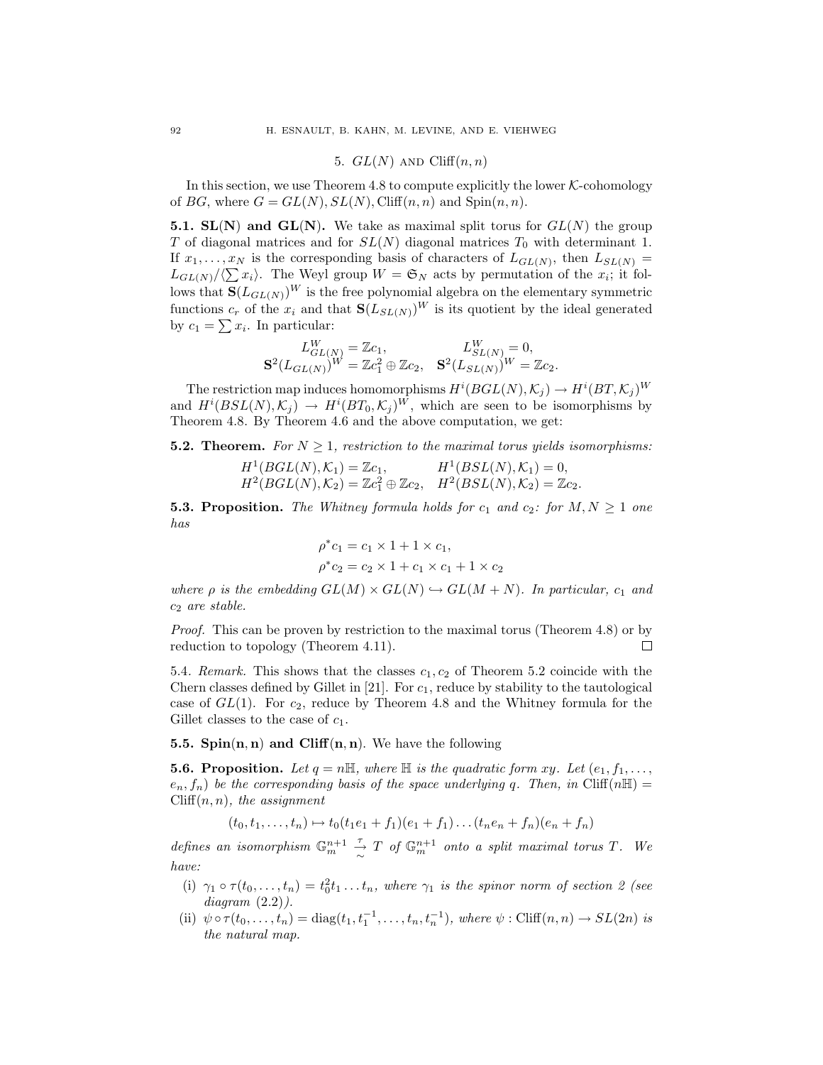## 5. $GL(N)$ and $\mathrm{Cliff}(n,n)$

In this section, we use Theorem 4.8 to compute explicitly the lower $\mathcal{K}$-cohomology of $BG$, where $G = GL(N), SL(N), \mathrm{Cliff}(n,n)$ and $\mathrm{Spin}(n,n)$.

**5.1. SL(N) and GL(N).** We take as maximal split torus for $GL(N)$ the group $T$ of diagonal matrices and for $SL(N)$ diagonal matrices $T_0$ with determinant 1. If $x_1, \ldots, x_N$ is the corresponding basis of characters of $L_{GL(N)}$, then $L_{SL(N)} = L_{GL(N)}/\langle \sum x_i \rangle$. The Weyl group $W = \mathfrak{S}_N$ acts by permutation of the $x_i$; it follows that $\mathbf{S}(L_{GL(N)})^W$ is the free polynomial algebra on the elementary symmetric functions $c_r$ of the $x_i$ and that $\mathbf{S}(L_{SL(N)})^W$ is its quotient by the ideal generated by $c_1 = \sum x_i$. In particular:

$$L^W_{GL(N)} = \mathbb{Z}c_1, \qquad L^W_{SL(N)} = 0,$$
$$\mathbf{S}^2(L_{GL(N)})^W = \mathbb{Z}c_1^2 \oplus \mathbb{Z}c_2, \quad \mathbf{S}^2(L_{SL(N)})^W = \mathbb{Z}c_2.$$

The restriction map induces homomorphisms $H^i(BGL(N), \mathcal{K}_j) \to H^i(BT, \mathcal{K}_j)^W$ and $H^i(BSL(N), \mathcal{K}_j) \to H^i(BT_0, \mathcal{K}_j)^W$, which are seen to be isomorphisms by Theorem 4.8. By Theorem 4.6 and the above computation, we get:

**5.2. Theorem.** *For $N \geq 1$, restriction to the maximal torus yields isomorphisms:*

$$H^1(BGL(N), \mathcal{K}_1) = \mathbb{Z}c_1, \qquad H^1(BSL(N), \mathcal{K}_1) = 0,$$
$$H^2(BGL(N), \mathcal{K}_2) = \mathbb{Z}c_1^2 \oplus \mathbb{Z}c_2, \quad H^2(BSL(N), \mathcal{K}_2) = \mathbb{Z}c_2.$$

**5.3. Proposition.** *The Whitney formula holds for $c_1$ and $c_2$: for $M, N \geq 1$ one has*

$$\rho^* c_1 = c_1 \times 1 + 1 \times c_1,$$
$$\rho^* c_2 = c_2 \times 1 + c_1 \times c_1 + 1 \times c_2$$

*where $\rho$ is the embedding $GL(M) \times GL(N) \hookrightarrow GL(M+N)$. In particular, $c_1$ and $c_2$ are stable.*

*Proof.* This can be proven by restriction to the maximal torus (Theorem 4.8) or by reduction to topology (Theorem 4.11). □

5.4. *Remark.* This shows that the classes $c_1, c_2$ of Theorem 5.2 coincide with the Chern classes defined by Gillet in [21]. For $c_1$, reduce by stability to the tautological case of $GL(1)$. For $c_2$, reduce by Theorem 4.8 and the Whitney formula for the Gillet classes to the case of $c_1$.

**5.5. Spin(n, n) and Cliff(n, n).** We have the following

**5.6. Proposition.** *Let $q = n\mathbb{H}$, where $\mathbb{H}$ is the quadratic form $xy$. Let $(e_1, f_1, \ldots, e_n, f_n)$ be the corresponding basis of the space underlying $q$. Then, in $\mathrm{Cliff}(n\mathbb{H}) = \mathrm{Cliff}(n,n)$, the assignment*

$$(t_0, t_1, \ldots, t_n) \mapsto t_0(t_1e_1 + f_1)(e_1 + f_1) \ldots (t_ne_n + f_n)(e_n + f_n)$$

*defines an isomorphism $\mathbb{G}_m^{n+1} \overset{\tau}{\underset{\sim}{\to}} T$ of $\mathbb{G}_m^{n+1}$ onto a split maximal torus $T$. We have:*

- (i) *$\gamma_1 \circ \tau(t_0, \ldots, t_n) = t_0^2 t_1 \ldots t_n$, where $\gamma_1$ is the spinor norm of section 2 (see diagram (2.2)).*
- (ii) *$\psi \circ \tau(t_0, \ldots, t_n) = \mathrm{diag}(t_1, t_1^{-1}, \ldots, t_n, t_n^{-1})$, where $\psi : \mathrm{Cliff}(n,n) \to SL(2n)$ is the natural map.*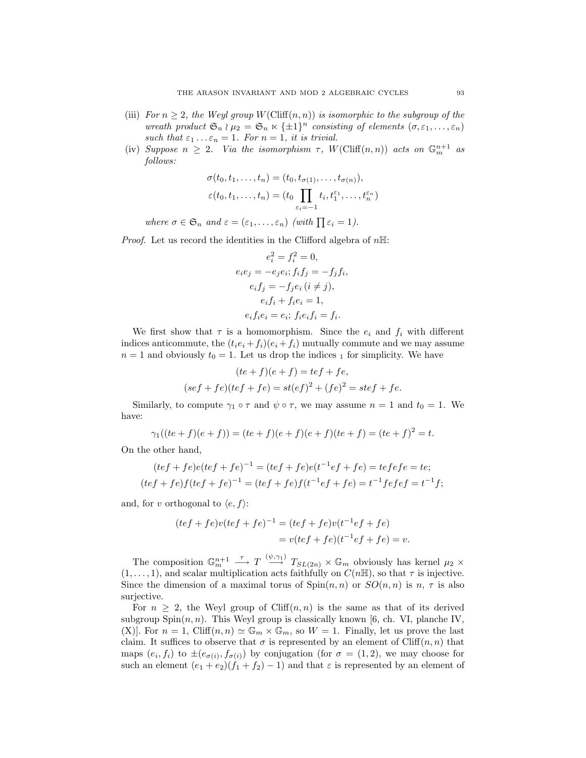(iii) *For $n \geq 2$, the Weyl group $W(\mathrm{Cliff}(n,n))$ is isomorphic to the subgroup of the wreath product $\mathfrak{S}_n \wr \mu_2 = \mathfrak{S}_n \ltimes \{\pm 1\}^n$ consisting of elements $(\sigma, \varepsilon_1, \dots, \varepsilon_n)$ such that $\varepsilon_1 \dots \varepsilon_n = 1$. For $n = 1$, it is trivial.*

(iv) *Suppose $n \geq 2$. Via the isomorphism $\tau$, $W(\mathrm{Cliff}(n,n))$ acts on $\mathbb{G}_m^{n+1}$ as follows:*

$$\sigma(t_0, t_1, \dots, t_n) = (t_0, t_{\sigma(1)}, \dots, t_{\sigma(n)}),$$
$$\varepsilon(t_0, t_1, \dots, t_n) = (t_0 \prod_{\varepsilon_i = -1} t_i, t_1^{\varepsilon_1}, \dots, t_n^{\varepsilon_n})$$

*where $\sigma \in \mathfrak{S}_n$ and $\varepsilon = (\varepsilon_1, \dots, \varepsilon_n)$ (with $\prod \varepsilon_i = 1$).*

*Proof.* Let us record the identities in the Clifford algebra of $n\mathbb{H}$:

$$e_i^2 = f_i^2 = 0,$$
$$e_i e_j = -e_j e_i; f_i f_j = -f_j f_i,$$
$$e_i f_j = -f_j e_i \, (i \neq j),$$
$$e_i f_i + f_i e_i = 1,$$
$$e_i f_i e_i = e_i; \; f_i e_i f_i = f_i.$$

We first show that $\tau$ is a homomorphism. Since the $e_i$ and $f_i$ with different indices anticommute, the $(t_i e_i + f_i)(e_i + f_i)$ mutually commute and we may assume $n = 1$ and obviously $t_0 = 1$. Let us drop the indices $_1$ for simplicity. We have

$$(te + f)(e + f) = tef + fe,$$
$$(sef + fe)(tef + fe) = st(ef)^2 + (fe)^2 = stef + fe.$$

Similarly, to compute $\gamma_1 \circ \tau$ and $\psi \circ \tau$, we may assume $n = 1$ and $t_0 = 1$. We have:

$$\gamma_1((te + f)(e + f)) = (te + f)(e + f)(e + f)(te + f) = (te + f)^2 = t.$$

On the other hand,

$$(tef + fe)e(tef + fe)^{-1} = (tef + fe)e(t^{-1}ef + fe) = tefefe = te;$$
$$(tef + fe)f(tef + fe)^{-1} = (tef + fe)f(t^{-1}ef + fe) = t^{-1}fefef = t^{-1}f;$$

and, for $v$ orthogonal to $\langle e, f \rangle$:

$$\begin{aligned}(tef + fe)v(tef + fe)^{-1} &= (tef + fe)v(t^{-1}ef + fe) \\ &= v(tef + fe)(t^{-1}ef + fe) = v.\end{aligned}$$

The composition $\mathbb{G}_m^{n+1} \xrightarrow{\tau} T \xrightarrow{(\psi, \gamma_1)} T_{SL(2n)} \times \mathbb{G}_m$ obviously has kernel $\mu_2 \times (1, \dots, 1)$, and scalar multiplication acts faithfully on $C(n\mathbb{H})$, so that $\tau$ is injective. Since the dimension of a maximal torus of $\mathrm{Spin}(n,n)$ or $SO(n,n)$ is $n$, $\tau$ is also surjective.

For $n \geq 2$, the Weyl group of $\mathrm{Cliff}(n,n)$ is the same as that of its derived subgroup $\mathrm{Spin}(n,n)$. This Weyl group is classically known [6, ch. VI, planche IV, (X)]. For $n = 1$, $\mathrm{Cliff}(n,n) \simeq \mathbb{G}_m \times \mathbb{G}_m$, so $W = 1$. Finally, let us prove the last claim. It suffices to observe that $\sigma$ is represented by an element of $\mathrm{Cliff}(n,n)$ that maps $(e_i, f_i)$ to $\pm(e_{\sigma(i)}, f_{\sigma(i)})$ by conjugation (for $\sigma = (1,2)$, we may choose for such an element $(e_1 + e_2)(f_1 + f_2) - 1$) and that $\varepsilon$ is represented by an element of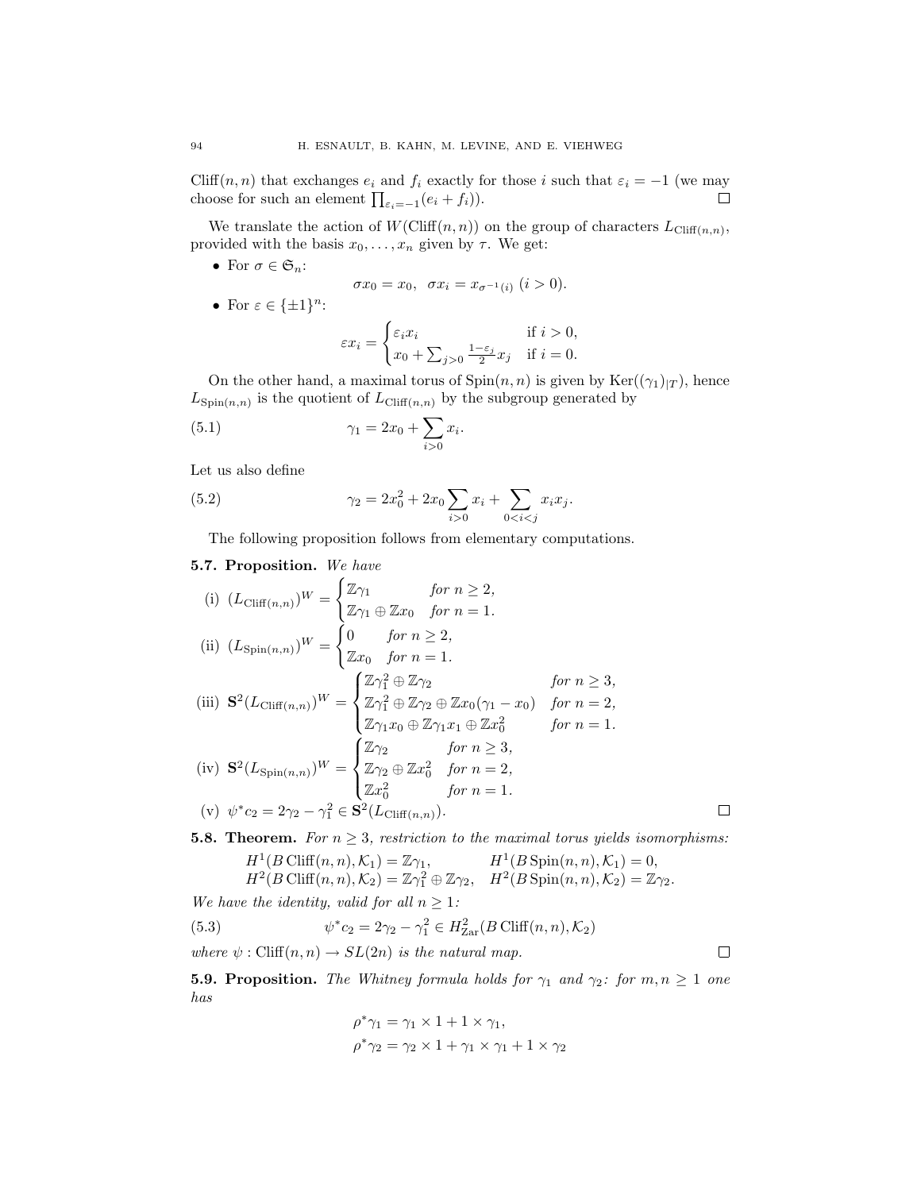$\mathrm{Cliff}(n,n)$ that exchanges $e_i$ and $f_i$ exactly for those $i$ such that $\varepsilon_i = -1$ (we may choose for such an element $\prod_{\varepsilon_i=-1}(e_i + f_i)$). ☐

We translate the action of $W(\mathrm{Cliff}(n,n))$ on the group of characters $L_{\mathrm{Cliff}(n,n)}$, provided with the basis $x_0, \dots, x_n$ given by $\tau$. We get:

- For $\sigma \in \mathfrak{S}_n$:

$$\sigma x_0 = x_0, \quad \sigma x_i = x_{\sigma^{-1}(i)} \ (i > 0).$$

- For $\varepsilon \in \{\pm 1\}^n$:

$$\varepsilon x_i = \begin{cases} \varepsilon_i x_i & \text{if } i > 0, \\ x_0 + \sum_{j>0} \frac{1-\varepsilon_j}{2} x_j & \text{if } i = 0. \end{cases}$$

On the other hand, a maximal torus of $\mathrm{Spin}(n,n)$ is given by $\mathrm{Ker}((\gamma_1)_{|T})$, hence $L_{\mathrm{Spin}(n,n)}$ is the quotient of $L_{\mathrm{Cliff}(n,n)}$ by the subgroup generated by

$$\gamma_1 = 2x_0 + \sum_{i>0} x_i. \tag{5.1}$$

Let us also define

$$\gamma_2 = 2x_0^2 + 2x_0 \sum_{i>0} x_i + \sum_{0<i<j} x_i x_j. \tag{5.2}$$

The following proposition follows from elementary computations.

**5.7. Proposition.** *We have*

(i) $(L_{\mathrm{Cliff}(n,n)})^W = \begin{cases} \mathbb{Z}\gamma_1 & \text{for } n \geq 2, \\ \mathbb{Z}\gamma_1 \oplus \mathbb{Z}x_0 & \text{for } n = 1. \end{cases}$

(ii) $(L_{\mathrm{Spin}(n,n)})^W = \begin{cases} 0 & \text{for } n \geq 2, \\ \mathbb{Z}x_0 & \text{for } n = 1. \end{cases}$

(iii) $\mathbf{S}^2(L_{\mathrm{Cliff}(n,n)})^W = \begin{cases} \mathbb{Z}\gamma_1^2 \oplus \mathbb{Z}\gamma_2 & \text{for } n \geq 3, \\ \mathbb{Z}\gamma_1^2 \oplus \mathbb{Z}\gamma_2 \oplus \mathbb{Z}x_0(\gamma_1 - x_0) & \text{for } n = 2, \\ \mathbb{Z}\gamma_1 x_0 \oplus \mathbb{Z}\gamma_1 x_1 \oplus \mathbb{Z}x_0^2 & \text{for } n = 1. \end{cases}$

(iv) $\mathbf{S}^2(L_{\mathrm{Spin}(n,n)})^W = \begin{cases} \mathbb{Z}\gamma_2 & \text{for } n \geq 3, \\ \mathbb{Z}\gamma_2 \oplus \mathbb{Z}x_0^2 & \text{for } n = 2, \\ \mathbb{Z}x_0^2 & \text{for } n = 1. \end{cases}$

(v) $\psi^* c_2 = 2\gamma_2 - \gamma_1^2 \in \mathbf{S}^2(L_{\mathrm{Cliff}(n,n)})$. ☐

**5.8. Theorem.** *For $n \geq 3$, restriction to the maximal torus yields isomorphisms:*

$$H^1(B\,\mathrm{Cliff}(n,n), \mathcal{K}_1) = \mathbb{Z}\gamma_1, \qquad H^1(B\,\mathrm{Spin}(n,n), \mathcal{K}_1) = 0,$$
$$H^2(B\,\mathrm{Cliff}(n,n), \mathcal{K}_2) = \mathbb{Z}\gamma_1^2 \oplus \mathbb{Z}\gamma_2, \quad H^2(B\,\mathrm{Spin}(n,n), \mathcal{K}_2) = \mathbb{Z}\gamma_2.$$

*We have the identity, valid for all $n \geq 1$:*

$$\psi^* c_2 = 2\gamma_2 - \gamma_1^2 \in H^2_{\mathrm{Zar}}(B\,\mathrm{Cliff}(n,n), \mathcal{K}_2) \tag{5.3}$$

*where $\psi : \mathrm{Cliff}(n,n) \to SL(2n)$ is the natural map.* ☐

**5.9. Proposition.** *The Whitney formula holds for $\gamma_1$ and $\gamma_2$: for $m, n \geq 1$ one has*

$$\rho^* \gamma_1 = \gamma_1 \times 1 + 1 \times \gamma_1,$$
$$\rho^* \gamma_2 = \gamma_2 \times 1 + \gamma_1 \times \gamma_1 + 1 \times \gamma_2$$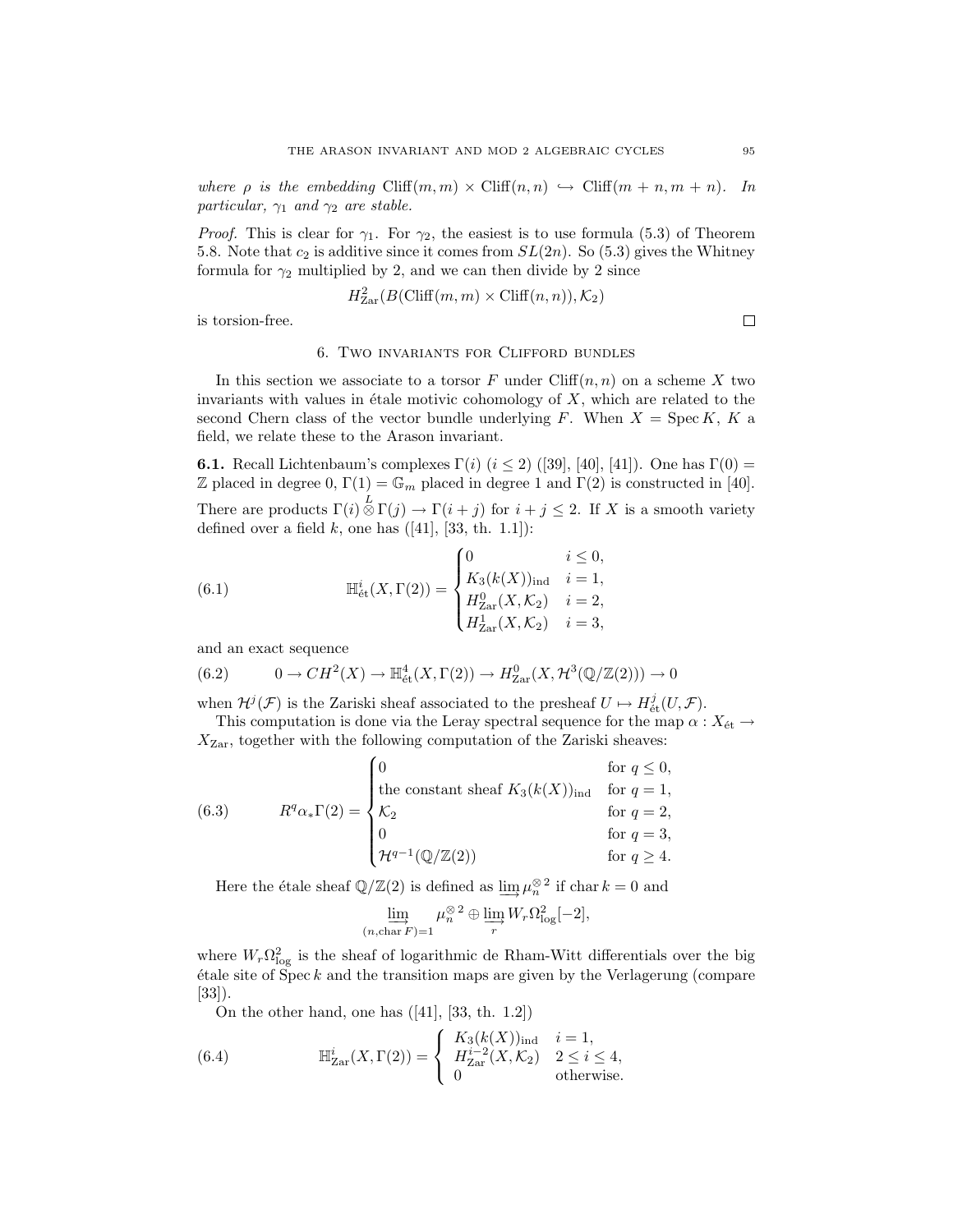*where $\rho$ is the embedding $\mathrm{Cliff}(m,m) \times \mathrm{Cliff}(n,n) \hookrightarrow \mathrm{Cliff}(m+n, m+n)$. In particular, $\gamma_1$ and $\gamma_2$ are stable.*

*Proof.* This is clear for $\gamma_1$. For $\gamma_2$, the easiest is to use formula (5.3) of Theorem 5.8. Note that $c_2$ is additive since it comes from $SL(2n)$. So (5.3) gives the Whitney formula for $\gamma_2$ multiplied by 2, and we can then divide by 2 since

$$H^2_{\mathrm{Zar}}(B(\mathrm{Cliff}(m,m) \times \mathrm{Cliff}(n,n)), \mathcal{K}_2)$$

is torsion-free. □

## 6. Two invariants for Clifford bundles

In this section we associate to a torsor $F$ under $\mathrm{Cliff}(n,n)$ on a scheme $X$ two invariants with values in étale motivic cohomology of $X$, which are related to the second Chern class of the vector bundle underlying $F$. When $X = \operatorname{Spec} K$, $K$ a field, we relate these to the Arason invariant.

**6.1.** Recall Lichtenbaum's complexes $\Gamma(i)$ ($i \leq 2$) ([39], [40], [41]). One has $\Gamma(0) = \mathbb{Z}$ placed in degree 0, $\Gamma(1) = \mathbb{G}_m$ placed in degree 1 and $\Gamma(2)$ is constructed in [40]. There are products $\Gamma(i) \overset{L}{\otimes} \Gamma(j) \to \Gamma(i+j)$ for $i + j \leq 2$. If $X$ is a smooth variety defined over a field $k$, one has ([41], [33, th. 1.1]):

$$\mathbb{H}^i_{\text{ét}}(X, \Gamma(2)) = \begin{cases} 0 & i \leq 0, \\ K_3(k(X))_{\mathrm{ind}} & i = 1, \\ H^0_{\mathrm{Zar}}(X, \mathcal{K}_2) & i = 2, \\ H^1_{\mathrm{Zar}}(X, \mathcal{K}_2) & i = 3, \end{cases} \tag{6.1}$$

and an exact sequence

$$0 \to CH^2(X) \to \mathbb{H}^4_{\text{ét}}(X, \Gamma(2)) \to H^0_{\mathrm{Zar}}(X, \mathcal{H}^3(\mathbb{Q}/\mathbb{Z}(2))) \to 0 \tag{6.2}$$

when $\mathcal{H}^j(\mathcal{F})$ is the Zariski sheaf associated to the presheaf $U \mapsto H^j_{\text{ét}}(U, \mathcal{F})$.

This computation is done via the Leray spectral sequence for the map $\alpha : X_{\text{ét}} \to X_{\mathrm{Zar}}$, together with the following computation of the Zariski sheaves:

$$R^q\alpha_*\Gamma(2) = \begin{cases} 0 & \text{for } q \leq 0, \\ \text{the constant sheaf } K_3(k(X))_{\mathrm{ind}} & \text{for } q = 1, \\ \mathcal{K}_2 & \text{for } q = 2, \\ 0 & \text{for } q = 3, \\ \mathcal{H}^{q-1}(\mathbb{Q}/\mathbb{Z}(2)) & \text{for } q \geq 4. \end{cases} \tag{6.3}$$

Here the étale sheaf $\mathbb{Q}/\mathbb{Z}(2)$ is defined as $\varinjlim \mu_n^{\otimes 2}$ if $\operatorname{char} k = 0$ and

$$\varinjlim_{(n, \operatorname{char} F)=1} \mu_n^{\otimes 2} \oplus \varinjlim_r W_r\Omega^2_{\log}[-2],$$

where $W_r\Omega^2_{\log}$ is the sheaf of logarithmic de Rham-Witt differentials over the big étale site of $\operatorname{Spec} k$ and the transition maps are given by the Verlagerung (compare [33]).

On the other hand, one has ([41], [33, th. 1.2])

$$\mathbb{H}^i_{\mathrm{Zar}}(X, \Gamma(2)) = \begin{cases} K_3(k(X))_{\mathrm{ind}} & i = 1, \\ H^{i-2}_{\mathrm{Zar}}(X, \mathcal{K}_2) & 2 \leq i \leq 4, \\ 0 & \text{otherwise.} \end{cases} \tag{6.4}$$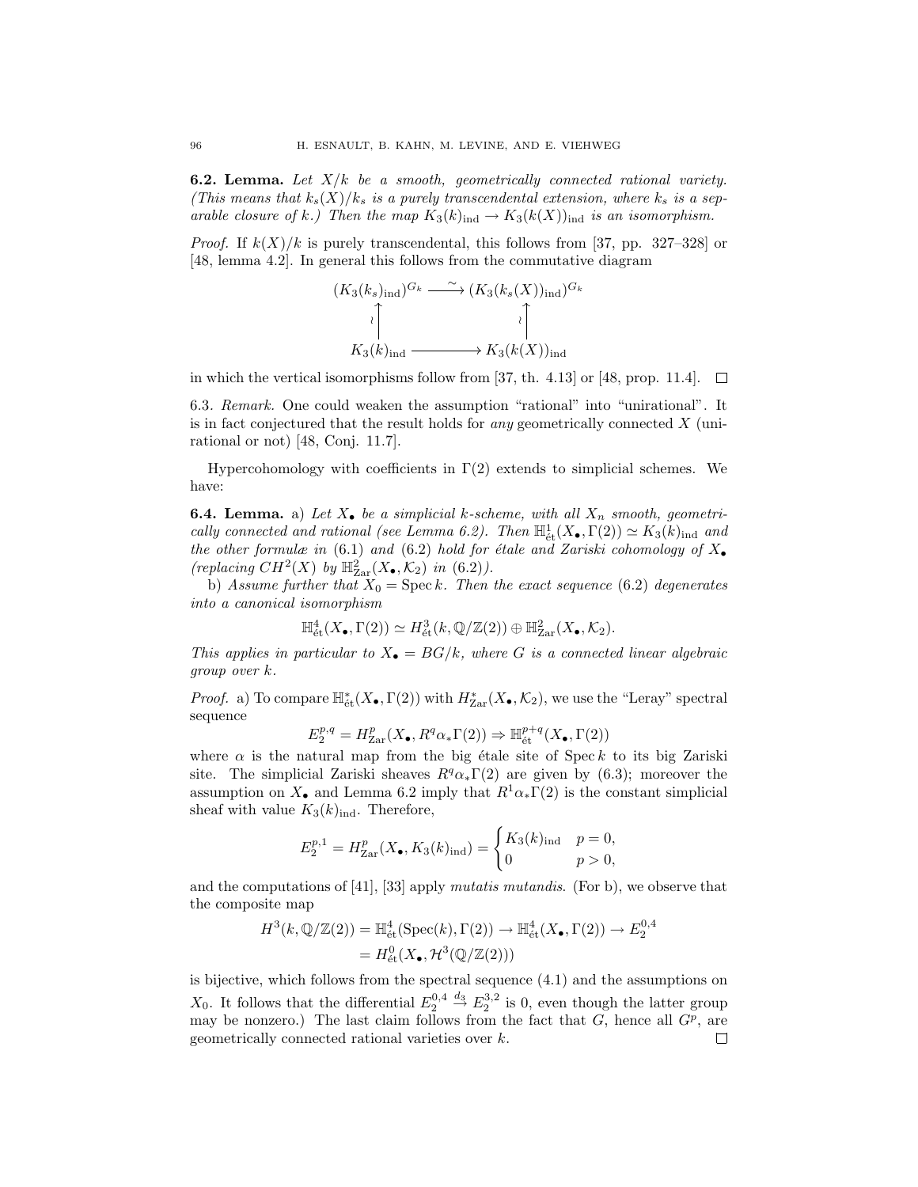**6.2. Lemma.** *Let $X/k$ be a smooth, geometrically connected rational variety. (This means that $k_s(X)/k_s$ is a purely transcendental extension, where $k_s$ is a separable closure of $k$.) Then the map $K_3(k)_{\rm ind} \to K_3(k(X))_{\rm ind}$ is an isomorphism.*

*Proof.* If $k(X)/k$ is purely transcendental, this follows from [37, pp. 327–328] or [48, lemma 4.2]. In general this follows from the commutative diagram

$$\begin{array}{ccc}
(K_3(k_s)_{\rm ind})^{G_k} & \xrightarrow{\sim} & (K_3(k_s(X))_{\rm ind})^{G_k} \\
\wr\uparrow & & \wr\uparrow \\
K_3(k)_{\rm ind} & \longrightarrow & K_3(k(X))_{\rm ind}
\end{array}$$

in which the vertical isomorphisms follow from [37, th. 4.13] or [48, prop. 11.4]. □

6.3. *Remark.* One could weaken the assumption "rational" into "unirational". It is in fact conjectured that the result holds for *any* geometrically connected $X$ (unirational or not) [48, Conj. 11.7].

Hypercohomology with coefficients in $\Gamma(2)$ extends to simplicial schemes. We have:

**6.4. Lemma.** a) *Let $X_\bullet$ be a simplicial $k$-scheme, with all $X_n$ smooth, geometrically connected and rational (see Lemma 6.2). Then $\mathbb{H}^1_{\rm ét}(X_\bullet, \Gamma(2)) \simeq K_3(k)_{\rm ind}$ and the other formulæ in (6.1) and (6.2) hold for étale and Zariski cohomology of $X_\bullet$ (replacing $CH^2(X)$ by $\mathbb{H}^2_{\rm Zar}(X_\bullet, \mathcal{K}_2)$ in (6.2)).*

b) *Assume further that $X_0 = \operatorname{Spec} k$. Then the exact sequence (6.2) degenerates into a canonical isomorphism*

$$\mathbb{H}^4_{\rm ét}(X_\bullet, \Gamma(2)) \simeq H^3_{\rm ét}(k, \mathbb{Q}/\mathbb{Z}(2)) \oplus \mathbb{H}^2_{\rm Zar}(X_\bullet, \mathcal{K}_2).$$

*This applies in particular to $X_\bullet = BG/k$, where $G$ is a connected linear algebraic group over $k$.*

*Proof.* a) To compare $\mathbb{H}^*_{\rm ét}(X_\bullet, \Gamma(2))$ with $H^*_{\rm Zar}(X_\bullet, \mathcal{K}_2)$, we use the "Leray" spectral sequence

$$E_2^{p,q} = H^p_{\rm Zar}(X_\bullet, R^q\alpha_*\Gamma(2)) \Rightarrow \mathbb{H}^{p+q}_{\rm ét}(X_\bullet, \Gamma(2))$$

where $\alpha$ is the natural map from the big étale site of $\operatorname{Spec} k$ to its big Zariski site. The simplicial Zariski sheaves $R^q\alpha_*\Gamma(2)$ are given by (6.3); moreover the assumption on $X_\bullet$ and Lemma 6.2 imply that $R^1\alpha_*\Gamma(2)$ is the constant simplicial sheaf with value $K_3(k)_{\rm ind}$. Therefore,

$$E_2^{p,1} = H^p_{\rm Zar}(X_\bullet, K_3(k)_{\rm ind}) = \begin{cases} K_3(k)_{\rm ind} & p = 0, \\ 0 & p > 0, \end{cases}$$

and the computations of [41], [33] apply *mutatis mutandis*. (For b), we observe that the composite map

$$\begin{aligned} H^3(k, \mathbb{Q}/\mathbb{Z}(2)) = \mathbb{H}^4_{\rm ét}(\operatorname{Spec}(k), \Gamma(2)) \to \mathbb{H}^4_{\rm ét}(X_\bullet, \Gamma(2)) \to E_2^{0,4} \\ = H^0_{\rm ét}(X_\bullet, \mathcal{H}^3(\mathbb{Q}/\mathbb{Z}(2))) \end{aligned}$$

is bijective, which follows from the spectral sequence (4.1) and the assumptions on $X_0$. It follows that the differential $E_2^{0,4} \xrightarrow{d_3} E_2^{3,2}$ is 0, even though the latter group may be nonzero.) The last claim follows from the fact that $G$, hence all $G^p$, are geometrically connected rational varieties over $k$. □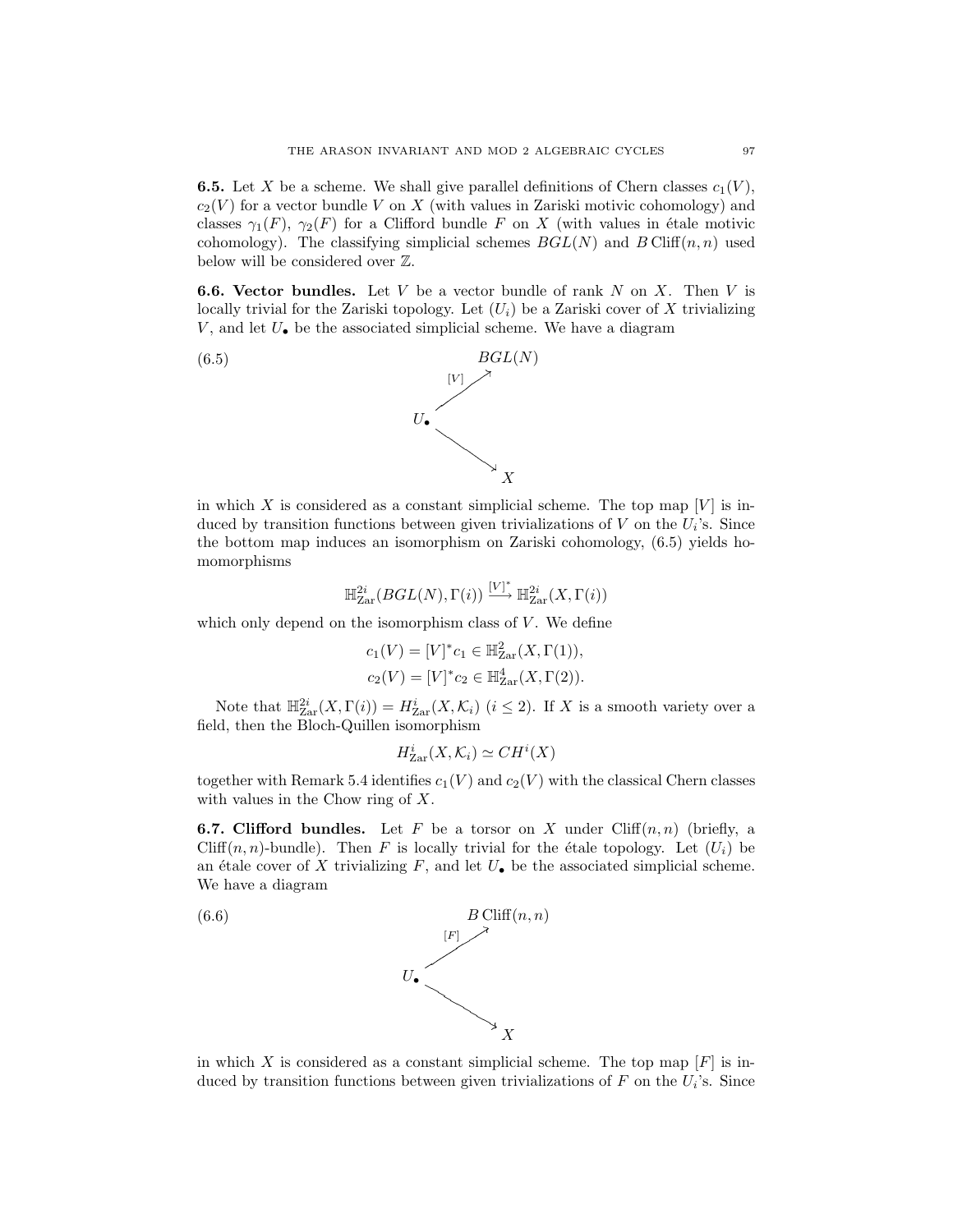**6.5.** Let $X$ be a scheme. We shall give parallel definitions of Chern classes $c_1(V)$, $c_2(V)$ for a vector bundle $V$ on $X$ (with values in Zariski motivic cohomology) and classes $\gamma_1(F)$, $\gamma_2(F)$ for a Clifford bundle $F$ on $X$ (with values in étale motivic cohomology). The classifying simplicial schemes $BGL(N)$ and $B\,\mathrm{Cliff}(n,n)$ used below will be considered over $\mathbb{Z}$.

**6.6. Vector bundles.** Let $V$ be a vector bundle of rank $N$ on $X$. Then $V$ is locally trivial for the Zariski topology. Let $(U_i)$ be a Zariski cover of $X$ trivializing $V$, and let $U_\bullet$ be the associated simplicial scheme. We have a diagram

$$\begin{array}{ccc} & & BGL(N) \\ & \overset{[V]}{\nearrow} & \\ U_\bullet & & \\ & \searrow & \\ & & X \end{array} \tag{6.5}$$

in which $X$ is considered as a constant simplicial scheme. The top map $[V]$ is induced by transition functions between given trivializations of $V$ on the $U_i$'s. Since the bottom map induces an isomorphism on Zariski cohomology, (6.5) yields homomorphisms

$$\mathbb{H}^{2i}_{\mathrm{Zar}}(BGL(N),\Gamma(i)) \xrightarrow{[V]^*} \mathbb{H}^{2i}_{\mathrm{Zar}}(X,\Gamma(i))$$

which only depend on the isomorphism class of $V$. We define

$$c_1(V) = [V]^*c_1 \in \mathbb{H}^2_{\mathrm{Zar}}(X,\Gamma(1)),$$
$$c_2(V) = [V]^*c_2 \in \mathbb{H}^4_{\mathrm{Zar}}(X,\Gamma(2)).$$

Note that $\mathbb{H}^{2i}_{\mathrm{Zar}}(X,\Gamma(i)) = H^i_{\mathrm{Zar}}(X,\mathcal{K}_i)$ $(i \le 2)$. If $X$ is a smooth variety over a field, then the Bloch-Quillen isomorphism

$$H^i_{\mathrm{Zar}}(X,\mathcal{K}_i) \simeq CH^i(X)$$

together with Remark 5.4 identifies $c_1(V)$ and $c_2(V)$ with the classical Chern classes with values in the Chow ring of $X$.

**6.7. Clifford bundles.** Let $F$ be a torsor on $X$ under $\mathrm{Cliff}(n,n)$ (briefly, a $\mathrm{Cliff}(n,n)$-bundle). Then $F$ is locally trivial for the étale topology. Let $(U_i)$ be an étale cover of $X$ trivializing $F$, and let $U_\bullet$ be the associated simplicial scheme. We have a diagram

$$\begin{array}{ccc} & & B\,\mathrm{Cliff}(n,n) \\ & \overset{[F]}{\nearrow} & \\ U_\bullet & & \\ & \searrow & \\ & & X \end{array} \tag{6.6}$$

in which $X$ is considered as a constant simplicial scheme. The top map $[F]$ is induced by transition functions between given trivializations of $F$ on the $U_i$'s. Since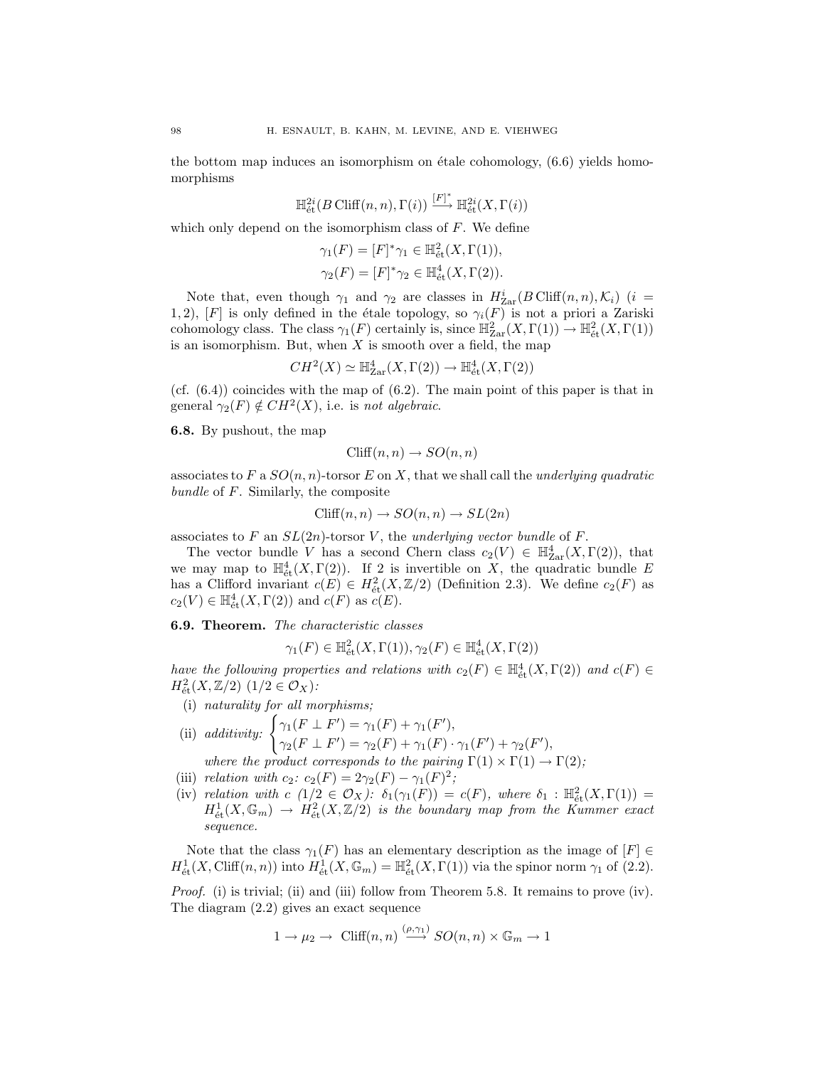the bottom map induces an isomorphism on étale cohomology, (6.6) yields homomorphisms

$$\mathbb{H}^{2i}_{\text{ét}}(B\,\text{Cliff}(n,n),\Gamma(i)) \xrightarrow{[F]^*} \mathbb{H}^{2i}_{\text{ét}}(X,\Gamma(i))$$

which only depend on the isomorphism class of $F$. We define

$$\gamma_1(F) = [F]^*\gamma_1 \in \mathbb{H}^2_{\text{ét}}(X,\Gamma(1)),$$
$$\gamma_2(F) = [F]^*\gamma_2 \in \mathbb{H}^4_{\text{ét}}(X,\Gamma(2)).$$

Note that, even though $\gamma_1$ and $\gamma_2$ are classes in $H^i_{\text{Zar}}(B\,\text{Cliff}(n,n),\mathcal{K}_i)$ ($i = 1,2$), $[F]$ is only defined in the étale topology, so $\gamma_i(F)$ is not a priori a Zariski cohomology class. The class $\gamma_1(F)$ certainly is, since $\mathbb{H}^2_{\text{Zar}}(X,\Gamma(1)) \to \mathbb{H}^2_{\text{ét}}(X,\Gamma(1))$ is an isomorphism. But, when $X$ is smooth over a field, the map

$$CH^2(X) \simeq \mathbb{H}^4_{\text{Zar}}(X,\Gamma(2)) \to \mathbb{H}^4_{\text{ét}}(X,\Gamma(2))$$

(cf. (6.4)) coincides with the map of (6.2). The main point of this paper is that in general $\gamma_2(F) \notin CH^2(X)$, i.e. is *not algebraic*.

**6.8.** By pushout, the map

$$\text{Cliff}(n,n) \to SO(n,n)$$

associates to $F$ a $SO(n,n)$-torsor $E$ on $X$, that we shall call the *underlying quadratic bundle* of $F$. Similarly, the composite

$$\text{Cliff}(n,n) \to SO(n,n) \to SL(2n)$$

associates to $F$ an $SL(2n)$-torsor $V$, the *underlying vector bundle* of $F$.

The vector bundle $V$ has a second Chern class $c_2(V) \in \mathbb{H}^4_{\text{Zar}}(X,\Gamma(2))$, that we may map to $\mathbb{H}^4_{\text{ét}}(X,\Gamma(2))$. If 2 is invertible on $X$, the quadratic bundle $E$ has a Clifford invariant $c(E) \in H^2_{\text{ét}}(X,\mathbb{Z}/2)$ (Definition 2.3). We define $c_2(F)$ as $c_2(V) \in \mathbb{H}^4_{\text{ét}}(X,\Gamma(2))$ and $c(F)$ as $c(E)$.

**6.9. Theorem.** *The characteristic classes*

$$\gamma_1(F) \in \mathbb{H}^2_{\text{ét}}(X,\Gamma(1)), \gamma_2(F) \in \mathbb{H}^4_{\text{ét}}(X,\Gamma(2))$$

*have the following properties and relations with $c_2(F) \in \mathbb{H}^4_{\text{ét}}(X,\Gamma(2))$ and $c(F) \in H^2_{\text{ét}}(X,\mathbb{Z}/2)$ ($1/2 \in \mathcal{O}_X$):*

(i) *naturality for all morphisms;*

(ii) *additivity:* $\begin{cases} \gamma_1(F \perp F') = \gamma_1(F) + \gamma_1(F'), \\ \gamma_2(F \perp F') = \gamma_2(F) + \gamma_1(F)\cdot\gamma_1(F') + \gamma_2(F'), \end{cases}$
*where the product corresponds to the pairing $\Gamma(1)\times\Gamma(1) \to \Gamma(2)$;*

(iii) *relation with $c_2$: $c_2(F) = 2\gamma_2(F) - \gamma_1(F)^2$;*

(iv) *relation with $c$ ($1/2 \in \mathcal{O}_X$): $\delta_1(\gamma_1(F)) = c(F)$, where $\delta_1 : \mathbb{H}^2_{\text{ét}}(X,\Gamma(1)) = H^1_{\text{ét}}(X,\mathbb{G}_m) \to H^2_{\text{ét}}(X,\mathbb{Z}/2)$ is the boundary map from the Kummer exact sequence.*

Note that the class $\gamma_1(F)$ has an elementary description as the image of $[F] \in H^1_{\text{ét}}(X,\text{Cliff}(n,n))$ into $H^1_{\text{ét}}(X,\mathbb{G}_m) = \mathbb{H}^2_{\text{ét}}(X,\Gamma(1))$ via the spinor norm $\gamma_1$ of (2.2).

*Proof.* (i) is trivial; (ii) and (iii) follow from Theorem 5.8. It remains to prove (iv). The diagram (2.2) gives an exact sequence

$$1 \to \mu_2 \to \text{Cliff}(n,n) \xrightarrow{(\rho,\gamma_1)} SO(n,n)\times\mathbb{G}_m \to 1$$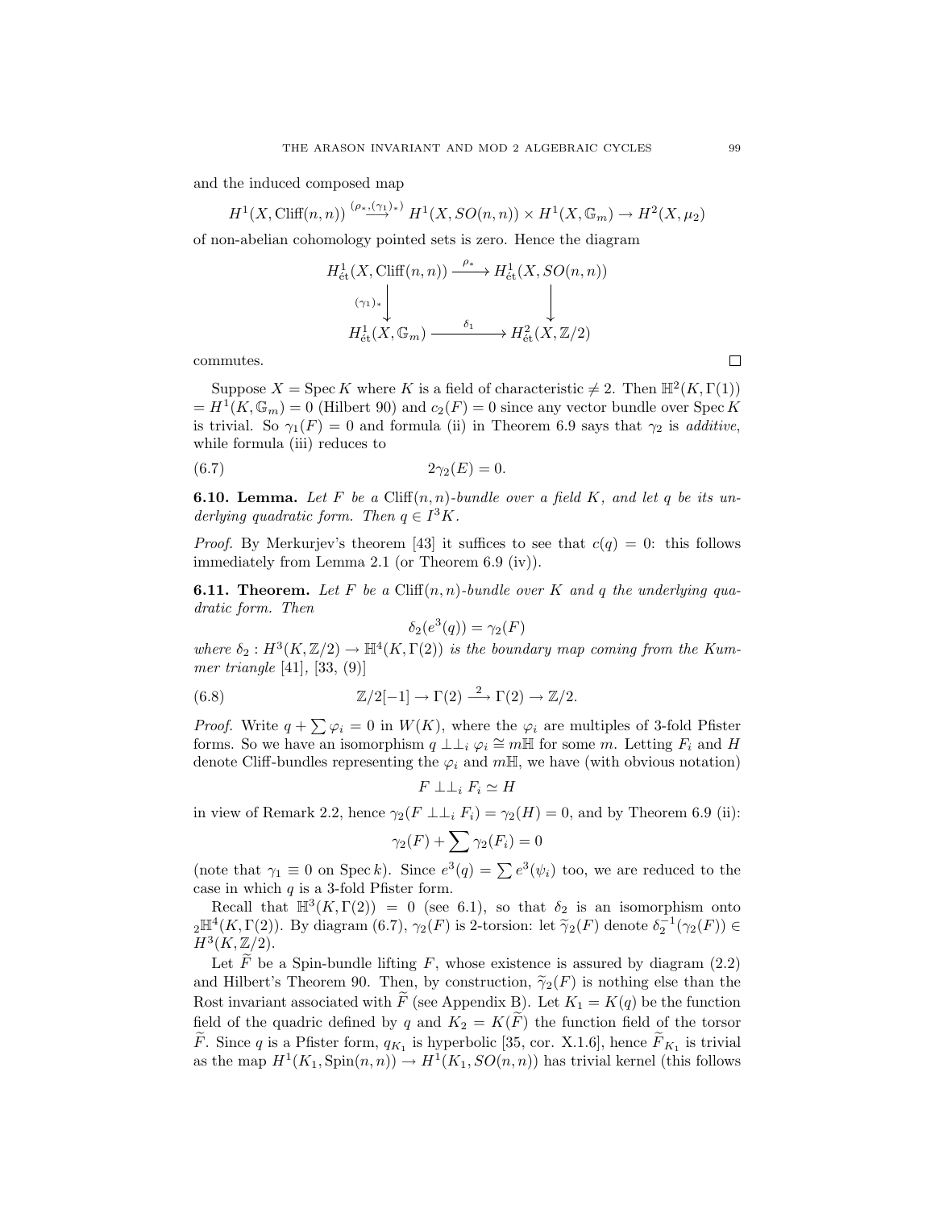and the induced composed map

$$H^1(X, \mathrm{Cliff}(n,n)) \overset{(\rho_*, (\gamma_1)_*)}{\longrightarrow} H^1(X, SO(n,n)) \times H^1(X, \mathbb{G}_m) \to H^2(X, \mu_2)$$

of non-abelian cohomology pointed sets is zero. Hence the diagram

$$\begin{array}{ccc} H^1_{\text{ét}}(X, \mathrm{Cliff}(n,n)) & \xrightarrow{\rho_*} & H^1_{\text{ét}}(X, SO(n,n)) \\ {\scriptstyle (\gamma_1)_*}\downarrow & & \downarrow \\ H^1_{\text{ét}}(X, \mathbb{G}_m) & \xrightarrow{\delta_1} & H^2_{\text{ét}}(X, \mathbb{Z}/2) \end{array}$$

commutes. $\square$

Suppose $X = \operatorname{Spec} K$ where $K$ is a field of characteristic $\neq 2$. Then $\mathbb{H}^2(K, \Gamma(1)) = H^1(K, \mathbb{G}_m) = 0$ (Hilbert 90) and $c_2(F) = 0$ since any vector bundle over $\operatorname{Spec} K$ is trivial. So $\gamma_1(F) = 0$ and formula (ii) in Theorem 6.9 says that $\gamma_2$ is *additive*, while formula (iii) reduces to

$$2\gamma_2(E) = 0. \tag{6.7}$$

**6.10. Lemma.** *Let $F$ be a $\mathrm{Cliff}(n,n)$-bundle over a field $K$, and let $q$ be its underlying quadratic form. Then $q \in I^3K$.*

*Proof.* By Merkurjev's theorem [43] it suffices to see that $c(q) = 0$: this follows immediately from Lemma 2.1 (or Theorem 6.9 (iv)).

**6.11. Theorem.** *Let $F$ be a $\mathrm{Cliff}(n,n)$-bundle over $K$ and $q$ the underlying quadratic form. Then*

$$\delta_2(e^3(q)) = \gamma_2(F)$$

*where $\delta_2 : H^3(K, \mathbb{Z}/2) \to \mathbb{H}^4(K, \Gamma(2))$ is the boundary map coming from the Kummer triangle* [41], [33, (9)]

$$\mathbb{Z}/2[-1] \to \Gamma(2) \xrightarrow{2} \Gamma(2) \to \mathbb{Z}/2. \tag{6.8}$$

*Proof.* Write $q + \sum \varphi_i = 0$ in $W(K)$, where the $\varphi_i$ are multiples of 3-fold Pfister forms. So we have an isomorphism $q \perp\!\!\perp_i \varphi_i \cong m\mathbb{H}$ for some $m$. Letting $F_i$ and $H$ denote Cliff-bundles representing the $\varphi_i$ and $m\mathbb{H}$, we have (with obvious notation)

$$F \perp\!\!\perp_i F_i \simeq H$$

in view of Remark 2.2, hence $\gamma_2(F \perp\!\!\perp_i F_i) = \gamma_2(H) = 0$, and by Theorem 6.9 (ii):

$$\gamma_2(F) + \sum \gamma_2(F_i) = 0$$

(note that $\gamma_1 \equiv 0$ on $\operatorname{Spec} k$). Since $e^3(q) = \sum e^3(\psi_i)$ too, we are reduced to the case in which $q$ is a 3-fold Pfister form.

Recall that $\mathbb{H}^3(K, \Gamma(2)) = 0$ (see 6.1), so that $\delta_2$ is an isomorphism onto ${}_2\mathbb{H}^4(K, \Gamma(2))$. By diagram (6.7), $\gamma_2(F)$ is 2-torsion: let $\widetilde{\gamma}_2(F)$ denote $\delta_2^{-1}(\gamma_2(F)) \in H^3(K, \mathbb{Z}/2)$.

Let $\widetilde{F}$ be a Spin-bundle lifting $F$, whose existence is assured by diagram (2.2) and Hilbert's Theorem 90. Then, by construction, $\widetilde{\gamma}_2(F)$ is nothing else than the Rost invariant associated with $\widetilde{F}$ (see Appendix B). Let $K_1 = K(q)$ be the function field of the quadric defined by $q$ and $K_2 = K(\widetilde{F})$ the function field of the torsor $\widetilde{F}$. Since $q$ is a Pfister form, $q_{K_1}$ is hyperbolic [35, cor. X.1.6], hence $\widetilde{F}_{K_1}$ is trivial as the map $H^1(K_1, \mathrm{Spin}(n,n)) \to H^1(K_1, SO(n,n))$ has trivial kernel (this follows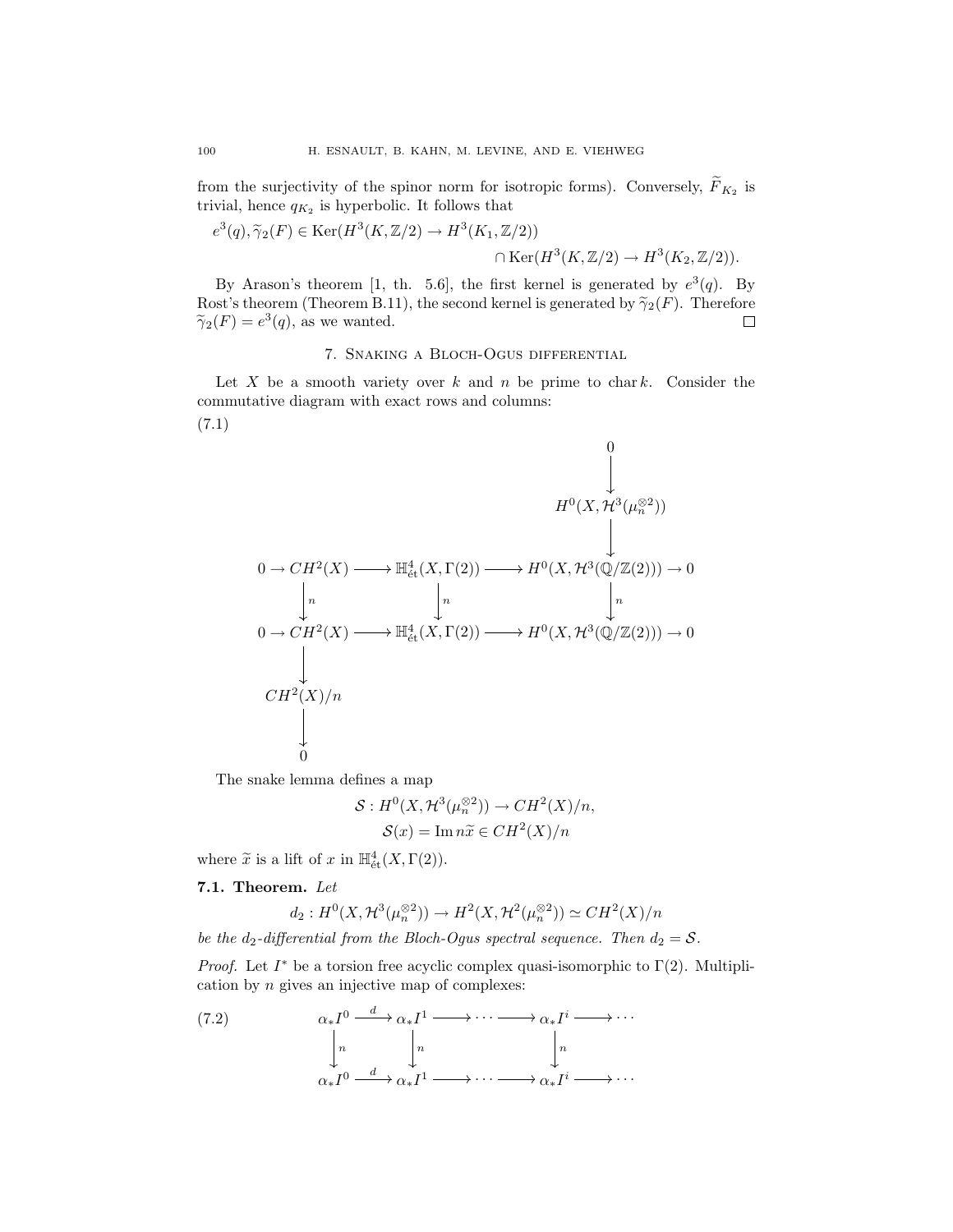from the surjectivity of the spinor norm for isotropic forms). Conversely, $\widetilde{F}_{K_2}$ is trivial, hence $q_{K_2}$ is hyperbolic. It follows that

$$e^3(q), \widetilde{\gamma}_2(F) \in \operatorname{Ker}(H^3(K,\mathbb{Z}/2) \to H^3(K_1,\mathbb{Z}/2)) \cap \operatorname{Ker}(H^3(K,\mathbb{Z}/2) \to H^3(K_2,\mathbb{Z}/2)).$$

By Arason's theorem [1, th. 5.6], the first kernel is generated by $e^3(q)$. By Rost's theorem (Theorem B.11), the second kernel is generated by $\widetilde{\gamma}_2(F)$. Therefore $\widetilde{\gamma}_2(F) = e^3(q)$, as we wanted. □

## 7. Snaking a Bloch-Ogus differential

Let $X$ be a smooth variety over $k$ and $n$ be prime to $\operatorname{char} k$. Consider the commutative diagram with exact rows and columns:

(7.1)

$$\begin{array}{ccccccc}
 & & & & 0 & & \\
 & & & & \downarrow & & \\
 & & & & H^0(X,\mathcal{H}^3(\mu_n^{\otimes 2})) & & \\
 & & & & \downarrow & & \\
0 \to CH^2(X) & \longrightarrow & \mathbb{H}^4_{\text{ét}}(X,\Gamma(2)) & \longrightarrow & H^0(X,\mathcal{H}^3(\mathbb{Q}/\mathbb{Z}(2))) \to 0 & & \\
\downarrow n & & \downarrow n & & \downarrow n & & \\
0 \to CH^2(X) & \longrightarrow & \mathbb{H}^4_{\text{ét}}(X,\Gamma(2)) & \longrightarrow & H^0(X,\mathcal{H}^3(\mathbb{Q}/\mathbb{Z}(2))) \to 0 & & \\
\downarrow & & & & & & \\
CH^2(X)/n & & & & & & \\
\downarrow & & & & & & \\
0 & & & & & &
\end{array}$$

The snake lemma defines a map

$$\mathcal{S} : H^0(X,\mathcal{H}^3(\mu_n^{\otimes 2})) \to CH^2(X)/n,$$
$$\mathcal{S}(x) = \operatorname{Im} n\widetilde{x} \in CH^2(X)/n$$

where $\widetilde{x}$ is a lift of $x$ in $\mathbb{H}^4_{\text{ét}}(X,\Gamma(2))$.

**7.1. Theorem.** *Let*

$$d_2 : H^0(X,\mathcal{H}^3(\mu_n^{\otimes 2})) \to H^2(X,\mathcal{H}^2(\mu_n^{\otimes 2})) \simeq CH^2(X)/n$$

*be the $d_2$-differential from the Bloch-Ogus spectral sequence. Then $d_2 = \mathcal{S}$.*

*Proof.* Let $I^*$ be a torsion free acyclic complex quasi-isomorphic to $\Gamma(2)$. Multiplication by $n$ gives an injective map of complexes:

(7.2)

$$\begin{array}{ccccccccc}
\alpha_*I^0 & \xrightarrow{d} & \alpha_*I^1 & \longrightarrow & \cdots & \longrightarrow & \alpha_*I^i & \longrightarrow & \cdots \\
\downarrow n & & \downarrow n & & & & \downarrow n & & \\
\alpha_*I^0 & \xrightarrow{d} & \alpha_*I^1 & \longrightarrow & \cdots & \longrightarrow & \alpha_*I^i & \longrightarrow & \cdots
\end{array}$$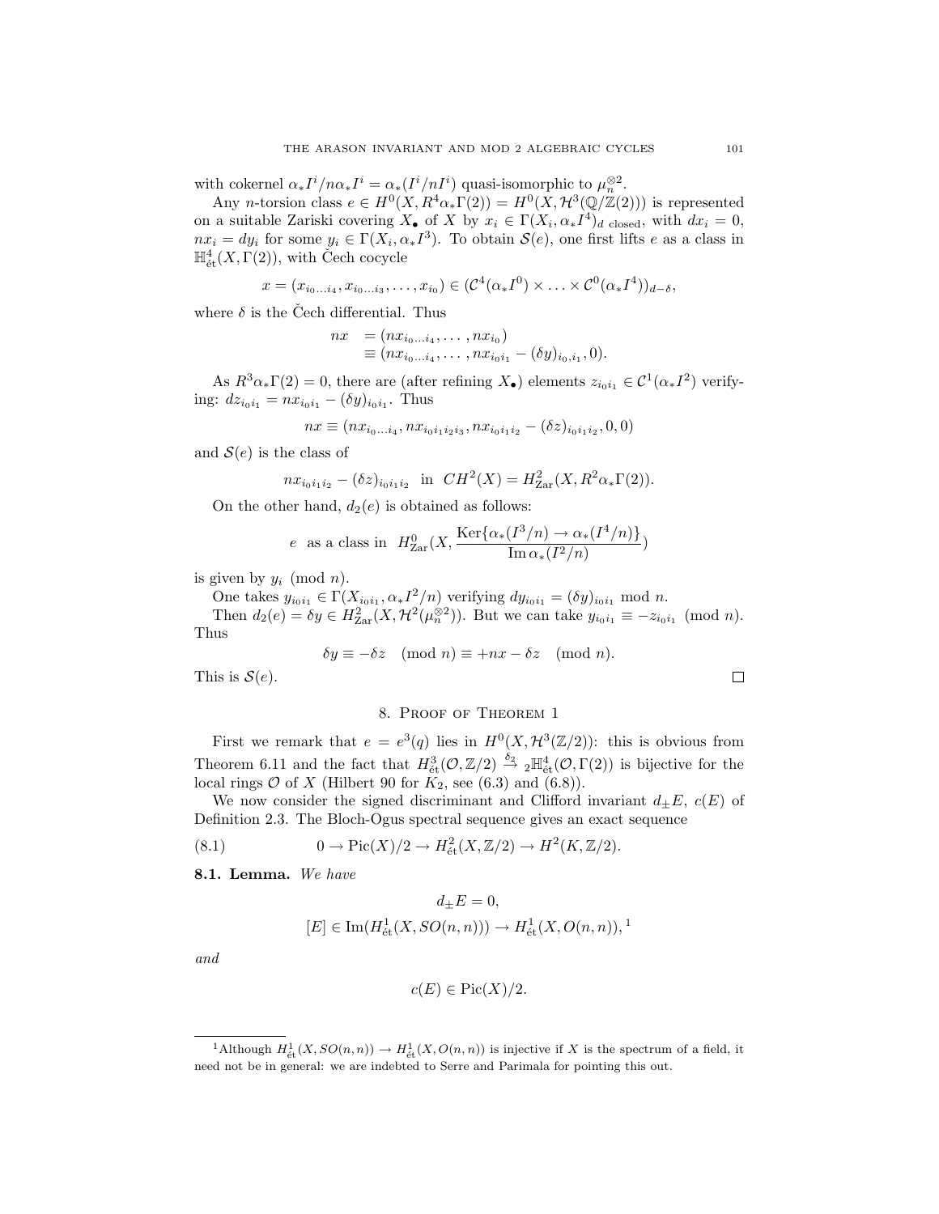with cokernel $\alpha_* I^i / n\alpha_* I^i = \alpha_*(I^i/nI^i)$ quasi-isomorphic to $\mu_n^{\otimes 2}$.

Any $n$-torsion class $e \in H^0(X, R^4\alpha_*\Gamma(2)) = H^0(X, \mathcal{H}^3(\mathbb{Q}/\mathbb{Z}(2)))$ is represented on a suitable Zariski covering $X_\bullet$ of $X$ by $x_i \in \Gamma(X_i, \alpha_* I^4)_{d \text{ closed}}$, with $dx_i = 0$, $nx_i = dy_i$ for some $y_i \in \Gamma(X_i, \alpha_* I^3)$. To obtain $\mathcal{S}(e)$, one first lifts $e$ as a class in $\mathbb{H}^4_{\text{ét}}(X, \Gamma(2))$, with Čech cocycle

$$x = (x_{i_0 \dots i_4}, x_{i_0 \dots i_3}, \dots, x_{i_0}) \in (\mathcal{C}^4(\alpha_* I^0) \times \dots \times \mathcal{C}^0(\alpha_* I^4))_{d-\delta},$$

where $\delta$ is the Čech differential. Thus

$$\begin{aligned} nx &= (nx_{i_0\dots i_4}, \dots, nx_{i_0}) \\ &\equiv (nx_{i_0\dots i_4}, \dots, nx_{i_0 i_1} - (\delta y)_{i_0, i_1}, 0). \end{aligned}$$

As $R^3\alpha_*\Gamma(2) = 0$, there are (after refining $X_\bullet$) elements $z_{i_0 i_1} \in \mathcal{C}^1(\alpha_* I^2)$ verifying: $dz_{i_0 i_1} = nx_{i_0 i_1} - (\delta y)_{i_0 i_1}$. Thus

$$nx \equiv (nx_{i_0\dots i_4}, nx_{i_0 i_1 i_2 i_3}, nx_{i_0 i_1 i_2} - (\delta z)_{i_0 i_1 i_2}, 0, 0)$$

and $\mathcal{S}(e)$ is the class of

$$nx_{i_0 i_1 i_2} - (\delta z)_{i_0 i_1 i_2} \quad \text{in} \quad CH^2(X) = H^2_{\text{Zar}}(X, R^2\alpha_*\Gamma(2)).$$

On the other hand, $d_2(e)$ is obtained as follows:

$$e \quad \text{as a class in} \quad H^0_{\text{Zar}}\Big(X, \frac{\operatorname{Ker}\{\alpha_*(I^3/n) \to \alpha_*(I^4/n)\}}{\operatorname{Im} \alpha_*(I^2/n)}\Big)$$

is given by $y_i \pmod{n}$.

One takes $y_{i_0 i_1} \in \Gamma(X_{i_0 i_1}, \alpha_* I^2/n)$ verifying $dy_{i_0 i_1} = (\delta y)_{i_0 i_1} \bmod n$.

Then $d_2(e) = \delta y \in H^2_{\text{Zar}}(X, \mathcal{H}^2(\mu_n^{\otimes 2}))$. But we can take $y_{i_0 i_1} \equiv -z_{i_0 i_1} \pmod{n}$. Thus

$$\delta y \equiv -\delta z \pmod{n} \equiv +nx - \delta z \pmod{n}.$$

This is $\mathcal{S}(e)$. □

## 8. Proof of Theorem 1

First we remark that $e = e^3(q)$ lies in $H^0(X, \mathcal{H}^3(\mathbb{Z}/2))$: this is obvious from Theorem 6.11 and the fact that $H^3_{\text{ét}}(\mathcal{O}, \mathbb{Z}/2) \xrightarrow{\delta_2} {}_2\mathbb{H}^4_{\text{ét}}(\mathcal{O}, \Gamma(2))$ is bijective for the local rings $\mathcal{O}$ of $X$ (Hilbert 90 for $K_2$, see (6.3) and (6.8)).

We now consider the signed discriminant and Clifford invariant $d_\pm E$, $c(E)$ of Definition 2.3. The Bloch-Ogus spectral sequence gives an exact sequence

$$0 \to \operatorname{Pic}(X)/2 \to H^2_{\text{ét}}(X, \mathbb{Z}/2) \to H^2(K, \mathbb{Z}/2). \tag{8.1}$$

**8.1. Lemma.** *We have*

$$d_\pm E = 0,$$

$$[E] \in \operatorname{Im}(H^1_{\text{ét}}(X, SO(n,n))) \to H^1_{\text{ét}}(X, O(n,n)),\text{[1]}$$

*and*

$$c(E) \in \operatorname{Pic}(X)/2.$$

---

[1]Although $H^1_{\text{ét}}(X, SO(n,n)) \to H^1_{\text{ét}}(X, O(n,n))$ is injective if $X$ is the spectrum of a field, it need not be in general: we are indebted to Serre and Parimala for pointing this out.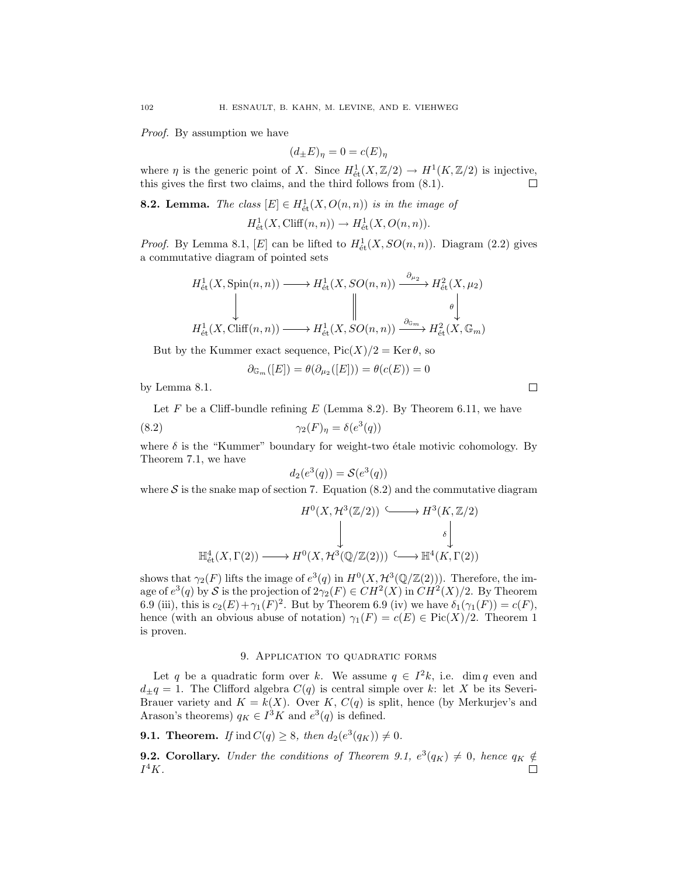*Proof.* By assumption we have

$$(d_{\pm}E)_\eta = 0 = c(E)_\eta$$

where $\eta$ is the generic point of $X$. Since $H^1_{\text{ét}}(X, \mathbb{Z}/2) \to H^1(K, \mathbb{Z}/2)$ is injective, this gives the first two claims, and the third follows from (8.1). $\square$

**8.2. Lemma.** *The class $[E] \in H^1_{\text{ét}}(X, O(n,n))$ is in the image of*

$$H^1_{\text{ét}}(X, \text{Cliff}(n,n)) \to H^1_{\text{ét}}(X, O(n,n)).$$

*Proof.* By Lemma 8.1, $[E]$ can be lifted to $H^1_{\text{ét}}(X, SO(n,n))$. Diagram (2.2) gives a commutative diagram of pointed sets

$$\begin{array}{ccccc}
H^1_{\text{ét}}(X, \text{Spin}(n,n)) & \longrightarrow & H^1_{\text{ét}}(X, SO(n,n)) & \xrightarrow{\partial_{\mu_2}} & H^2_{\text{ét}}(X, \mu_2) \\
\downarrow & & \| & & \downarrow \theta \\
H^1_{\text{ét}}(X, \text{Cliff}(n,n)) & \longrightarrow & H^1_{\text{ét}}(X, SO(n,n)) & \xrightarrow{\partial_{\mathbb{G}_m}} & H^2_{\text{ét}}(X, \mathbb{G}_m)
\end{array}$$

But by the Kummer exact sequence, $\text{Pic}(X)/2 = \text{Ker}\,\theta$, so

$$\partial_{\mathbb{G}_m}([E]) = \theta(\partial_{\mu_2}([E])) = \theta(c(E)) = 0$$

by Lemma 8.1. $\square$

Let $F$ be a Cliff-bundle refining $E$ (Lemma 8.2). By Theorem 6.11, we have

$$\gamma_2(F)_\eta = \delta(e^3(q)) \tag{8.2}$$

where $\delta$ is the "Kummer" boundary for weight-two étale motivic cohomology. By Theorem 7.1, we have

$$d_2(e^3(q)) = \mathcal{S}(e^3(q))$$

where $\mathcal{S}$ is the snake map of section 7. Equation (8.2) and the commutative diagram

$$\begin{array}{ccccc}
 & & H^0(X, \mathcal{H}^3(\mathbb{Z}/2)) & \hookrightarrow & H^3(K, \mathbb{Z}/2) \\
 & & \downarrow & & \downarrow \delta \\
\mathbb{H}^4_{\text{ét}}(X, \Gamma(2)) & \longrightarrow & H^0(X, \mathcal{H}^3(\mathbb{Q}/\mathbb{Z}(2))) & \hookrightarrow & \mathbb{H}^4(K, \Gamma(2))
\end{array}$$

shows that $\gamma_2(F)$ lifts the image of $e^3(q)$ in $H^0(X, \mathcal{H}^3(\mathbb{Q}/\mathbb{Z}(2)))$. Therefore, the image of $e^3(q)$ by $\mathcal{S}$ is the projection of $2\gamma_2(F) \in CH^2(X)$ in $CH^2(X)/2$. By Theorem 6.9 (iii), this is $c_2(E) + \gamma_1(F)^2$. But by Theorem 6.9 (iv) we have $\delta_1(\gamma_1(F)) = c(F)$, hence (with an obvious abuse of notation) $\gamma_1(F) = c(E) \in \text{Pic}(X)/2$. Theorem 1 is proven.

## 9. Application to quadratic forms

Let $q$ be a quadratic form over $k$. We assume $q \in I^2k$, i.e. $\dim q$ even and $d_{\pm}q = 1$. The Clifford algebra $C(q)$ is central simple over $k$: let $X$ be its Severi-Brauer variety and $K = k(X)$. Over $K$, $C(q)$ is split, hence (by Merkurjev's and Arason's theorems) $q_K \in I^3K$ and $e^3(q)$ is defined.

**9.1. Theorem.** *If* $\text{ind}\, C(q) \geq 8$*, then* $d_2(e^3(q_K)) \neq 0$.

**9.2. Corollary.** *Under the conditions of Theorem 9.1, $e^3(q_K) \neq 0$, hence $q_K \notin I^4K$.* $\square$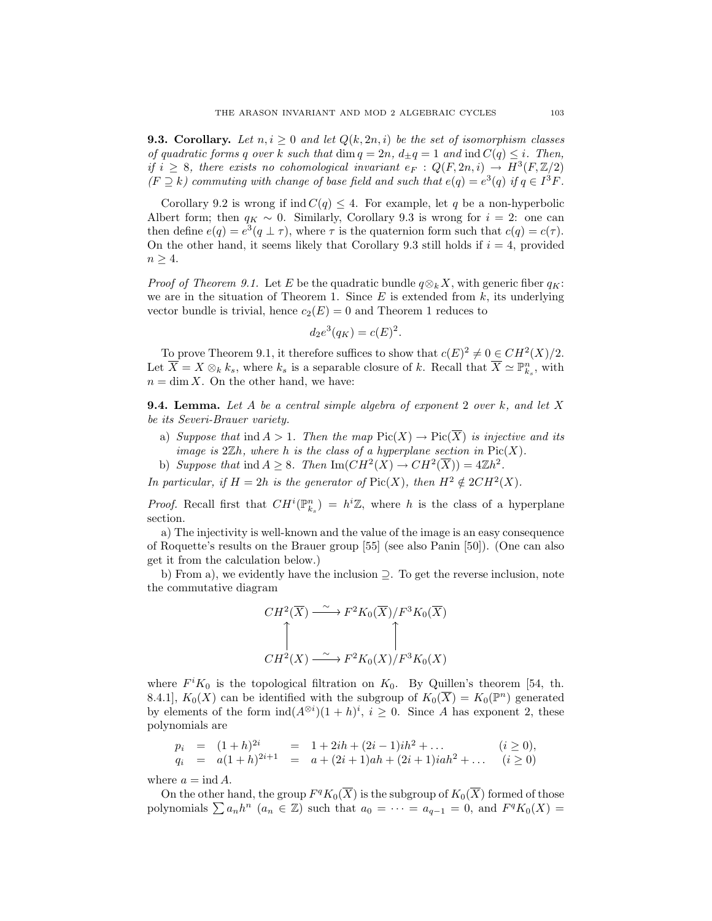**9.3. Corollary.** *Let $n, i \geq 0$ and let $Q(k, 2n, i)$ be the set of isomorphism classes of quadratic forms $q$ over $k$ such that $\dim q = 2n$, $d_\pm q = 1$ and $\operatorname{ind} C(q) \leq i$. Then, if $i \geq 8$, there exists no cohomological invariant $e_F : Q(F, 2n, i) \to H^3(F, \mathbb{Z}/2)$ $(F \supseteq k)$ commuting with change of base field and such that $e(q) = e^3(q)$ if $q \in I^3F$.*

Corollary 9.2 is wrong if $\operatorname{ind} C(q) \leq 4$. For example, let $q$ be a non-hyperbolic Albert form; then $q_K \sim 0$. Similarly, Corollary 9.3 is wrong for $i = 2$: one can then define $e(q) = e^3(q \perp \tau)$, where $\tau$ is the quaternion form such that $c(q) = c(\tau)$. On the other hand, it seems likely that Corollary 9.3 still holds if $i = 4$, provided $n \geq 4$.

*Proof of Theorem 9.1.* Let $E$ be the quadratic bundle $q \otimes_k X$, with generic fiber $q_K$: we are in the situation of Theorem 1. Since $E$ is extended from $k$, its underlying vector bundle is trivial, hence $c_2(E) = 0$ and Theorem 1 reduces to

$$d_2 e^3(q_K) = c(E)^2.$$

To prove Theorem 9.1, it therefore suffices to show that $c(E)^2 \neq 0 \in CH^2(X)/2$. Let $\overline{X} = X \otimes_k k_s$, where $k_s$ is a separable closure of $k$. Recall that $\overline{X} \simeq \mathbb{P}^n_{k_s}$, with $n = \dim X$. On the other hand, we have:

**9.4. Lemma.** *Let $A$ be a central simple algebra of exponent 2 over $k$, and let $X$ be its Severi-Brauer variety.*

- a) *Suppose that $\operatorname{ind} A > 1$. Then the map $\operatorname{Pic}(X) \to \operatorname{Pic}(\overline{X})$ is injective and its image is $2\mathbb{Z}h$, where $h$ is the class of a hyperplane section in $\operatorname{Pic}(X)$.*
- b) *Suppose that $\operatorname{ind} A \geq 8$. Then $\operatorname{Im}(CH^2(X) \to CH^2(\overline{X})) = 4\mathbb{Z}h^2$.*

*In particular, if $H = 2h$ is the generator of $\operatorname{Pic}(X)$, then $H^2 \notin 2CH^2(X)$.*

*Proof.* Recall first that $CH^i(\mathbb{P}^n_{k_s}) = h^i\mathbb{Z}$, where $h$ is the class of a hyperplane section.

a) The injectivity is well-known and the value of the image is an easy consequence of Roquette's results on the Brauer group [55] (see also Panin [50]). (One can also get it from the calculation below.)

b) From a), we evidently have the inclusion $\supseteq$. To get the reverse inclusion, note the commutative diagram

$$\begin{array}{ccc}
CH^2(\overline{X}) & \xrightarrow{\sim} & F^2K_0(\overline{X})/F^3K_0(\overline{X}) \\
\uparrow & & \uparrow \\
CH^2(X) & \xrightarrow{\sim} & F^2K_0(X)/F^3K_0(X)
\end{array}$$

where $F^iK_0$ is the topological filtration on $K_0$. By Quillen's theorem [54, th. 8.4.1], $K_0(X)$ can be identified with the subgroup of $K_0(\overline{X}) = K_0(\mathbb{P}^n)$ generated by elements of the form $\operatorname{ind}(A^{\otimes i})(1+h)^i$, $i \geq 0$. Since $A$ has exponent 2, these polynomials are

$$\begin{aligned}
p_i &= (1+h)^{2i} &&= 1 + 2ih + (2i-1)ih^2 + \dots && (i \geq 0), \\
q_i &= a(1+h)^{2i+1} &&= a + (2i+1)ah + (2i+1)iah^2 + \dots && (i \geq 0)
\end{aligned}$$

where $a = \operatorname{ind} A$.

On the other hand, the group $F^qK_0(\overline{X})$ is the subgroup of $K_0(\overline{X})$ formed of those polynomials $\sum a_n h^n$ $(a_n \in \mathbb{Z})$ such that $a_0 = \dots = a_{q-1} = 0$, and $F^qK_0(X) =$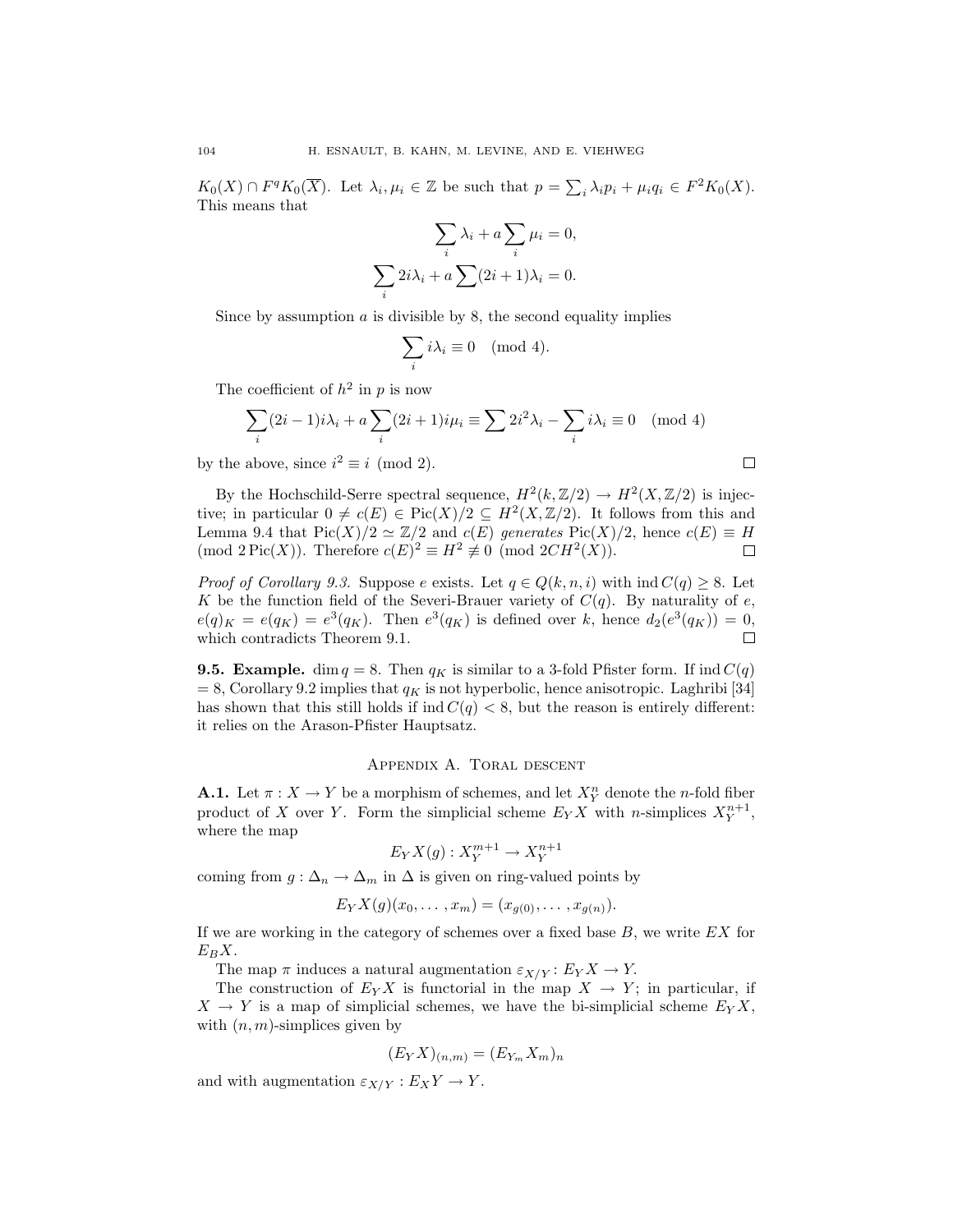$K_0(X) \cap F^q K_0(\overline{X})$. Let $\lambda_i, \mu_i \in \mathbb{Z}$ be such that $p = \sum_i \lambda_i p_i + \mu_i q_i \in F^2 K_0(X)$. This means that

$$\sum_i \lambda_i + a \sum_i \mu_i = 0,$$
$$\sum_i 2i\lambda_i + a \sum (2i+1)\lambda_i = 0.$$

Since by assumption $a$ is divisible by 8, the second equality implies

$$\sum_i i\lambda_i \equiv 0 \pmod 4.$$

The coefficient of $h^2$ in $p$ is now

$$\sum_i (2i-1)i\lambda_i + a \sum_i (2i+1)i\mu_i \equiv \sum 2i^2\lambda_i - \sum_i i\lambda_i \equiv 0 \pmod 4$$

by the above, since $i^2 \equiv i \pmod 2$. $\square$

By the Hochschild-Serre spectral sequence, $H^2(k, \mathbb{Z}/2) \to H^2(X, \mathbb{Z}/2)$ is injective; in particular $0 \neq c(E) \in \mathrm{Pic}(X)/2 \subseteq H^2(X, \mathbb{Z}/2)$. It follows from this and Lemma 9.4 that $\mathrm{Pic}(X)/2 \simeq \mathbb{Z}/2$ and $c(E)$ *generates* $\mathrm{Pic}(X)/2$, hence $c(E) \equiv H \pmod{2\,\mathrm{Pic}(X)}$. Therefore $c(E)^2 \equiv H^2 \not\equiv 0 \pmod{2CH^2(X)}$. $\square$

*Proof of Corollary 9.3.* Suppose $e$ exists. Let $q \in Q(k, n, i)$ with $\mathrm{ind}\, C(q) \geq 8$. Let $K$ be the function field of the Severi-Brauer variety of $C(q)$. By naturality of $e$, $e(q)_K = e(q_K) = e^3(q_K)$. Then $e^3(q_K)$ is defined over $k$, hence $d_2(e^3(q_K)) = 0$, which contradicts Theorem 9.1. $\square$

**9.5. Example.** $\dim q = 8$. Then $q_K$ is similar to a 3-fold Pfister form. If $\mathrm{ind}\, C(q) = 8$, Corollary 9.2 implies that $q_K$ is not hyperbolic, hence anisotropic. Laghribi [34] has shown that this still holds if $\mathrm{ind}\, C(q) < 8$, but the reason is entirely different: it relies on the Arason-Pfister Hauptsatz.

## Appendix A. Toral descent

**A.1.** Let $\pi : X \to Y$ be a morphism of schemes, and let $X^n_Y$ denote the $n$-fold fiber product of $X$ over $Y$. Form the simplicial scheme $E_Y X$ with $n$-simplices $X^{n+1}_Y$, where the map

$$E_Y X(g) : X^{m+1}_Y \to X^{n+1}_Y$$

coming from $g : \Delta_n \to \Delta_m$ in $\Delta$ is given on ring-valued points by

$$E_Y X(g)(x_0, \ldots, x_m) = (x_{g(0)}, \ldots, x_{g(n)}).$$

If we are working in the category of schemes over a fixed base $B$, we write $EX$ for $E_B X$.

The map $\pi$ induces a natural augmentation $\varepsilon_{X/Y} \colon E_Y X \to Y$.

The construction of $E_Y X$ is functorial in the map $X \to Y$; in particular, if $X \to Y$ is a map of simplicial schemes, we have the bi-simplicial scheme $E_Y X$, with $(n, m)$-simplices given by

$$(E_Y X)_{(n,m)} = (E_{Y_m} X_m)_n$$

and with augmentation $\varepsilon_{X/Y} : E_X Y \to Y$.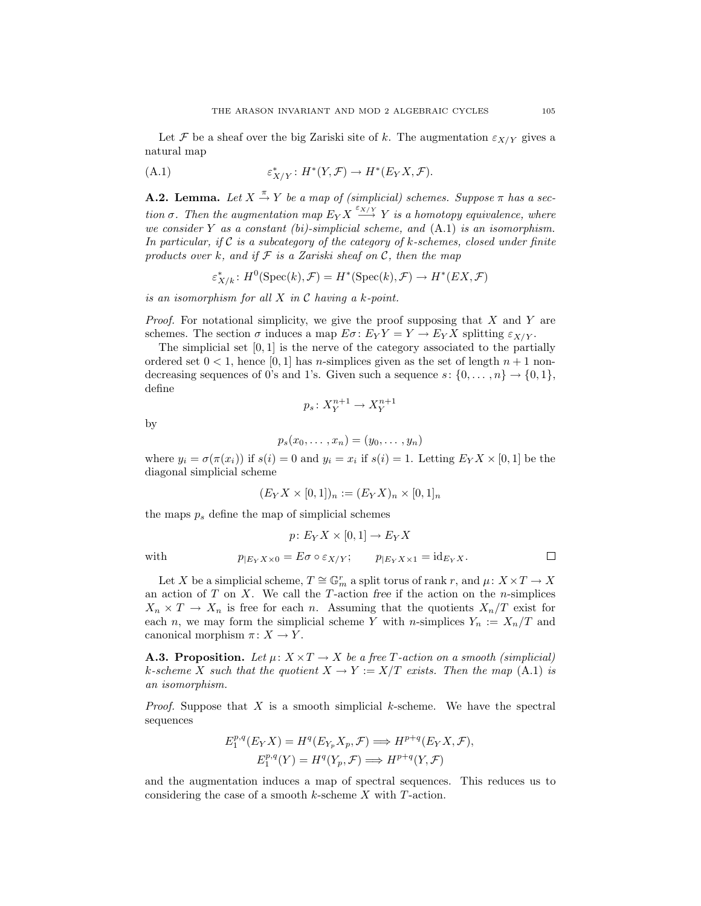Let $\mathcal{F}$ be a sheaf over the big Zariski site of $k$. The augmentation $\varepsilon_{X/Y}$ gives a natural map

$$\varepsilon^*_{X/Y}\colon H^*(Y, \mathcal{F}) \to H^*(E_Y X, \mathcal{F}). \tag{A.1}$$

**A.2. Lemma.** *Let $X \xrightarrow{\pi} Y$ be a map of (simplicial) schemes. Suppose $\pi$ has a section $\sigma$. Then the augmentation map $E_Y X \xrightarrow{\varepsilon_{X/Y}} Y$ is a homotopy equivalence, where we consider $Y$ as a constant (bi)-simplicial scheme, and* (A.1) *is an isomorphism. In particular, if $\mathcal{C}$ is a subcategory of the category of $k$-schemes, closed under finite products over $k$, and if $\mathcal{F}$ is a Zariski sheaf on $\mathcal{C}$, then the map*

$$\varepsilon^*_{X/k}\colon H^0(\mathrm{Spec}(k), \mathcal{F}) = H^*(\mathrm{Spec}(k), \mathcal{F}) \to H^*(EX, \mathcal{F})$$

*is an isomorphism for all $X$ in $\mathcal{C}$ having a $k$-point.*

*Proof.* For notational simplicity, we give the proof supposing that $X$ and $Y$ are schemes. The section $\sigma$ induces a map $E\sigma\colon E_Y Y = Y \to E_Y X$ splitting $\varepsilon_{X/Y}$.

The simplicial set $[0, 1]$ is the nerve of the category associated to the partially ordered set $0 < 1$, hence $[0, 1]$ has $n$-simplices given as the set of length $n + 1$ non-decreasing sequences of 0's and 1's. Given such a sequence $s\colon \{0, \ldots, n\} \to \{0, 1\}$, define

$$p_s\colon X^{n+1}_Y \to X^{n+1}_Y$$

by

$$p_s(x_0, \ldots, x_n) = (y_0, \ldots, y_n)$$

where $y_i = \sigma(\pi(x_i))$ if $s(i) = 0$ and $y_i = x_i$ if $s(i) = 1$. Letting $E_Y X \times [0, 1]$ be the diagonal simplicial scheme

$$(E_Y X \times [0, 1])_n := (E_Y X)_n \times [0, 1]_n$$

the maps $p_s$ define the map of simplicial schemes

$$p\colon E_Y X \times [0, 1] \to E_Y X$$

with
$$p_{|E_Y X \times 0} = E\sigma \circ \varepsilon_{X/Y}; \qquad p_{|E_Y X \times 1} = \mathrm{id}_{E_Y X}.$$
□

Let $X$ be a simplicial scheme, $T \cong \mathbb{G}_m^r$ a split torus of rank $r$, and $\mu\colon X \times T \to X$ an action of $T$ on $X$. We call the $T$-action *free* if the action on the $n$-simplices $X_n \times T \to X_n$ is free for each $n$. Assuming that the quotients $X_n/T$ exist for each $n$, we may form the simplicial scheme $Y$ with $n$-simplices $Y_n := X_n/T$ and canonical morphism $\pi\colon X \to Y$.

**A.3. Proposition.** *Let $\mu\colon X \times T \to X$ be a free $T$-action on a smooth (simplicial) $k$-scheme $X$ such that the quotient $X \to Y := X/T$ exists. Then the map* (A.1) *is an isomorphism.*

*Proof.* Suppose that $X$ is a smooth simplicial $k$-scheme. We have the spectral sequences

$$E_1^{p,q}(E_Y X) = H^q(E_{Y_p} X_p, \mathcal{F}) \Longrightarrow H^{p+q}(E_Y X, \mathcal{F}),$$
$$E_1^{p,q}(Y) = H^q(Y_p, \mathcal{F}) \Longrightarrow H^{p+q}(Y, \mathcal{F})$$

and the augmentation induces a map of spectral sequences. This reduces us to considering the case of a smooth $k$-scheme $X$ with $T$-action.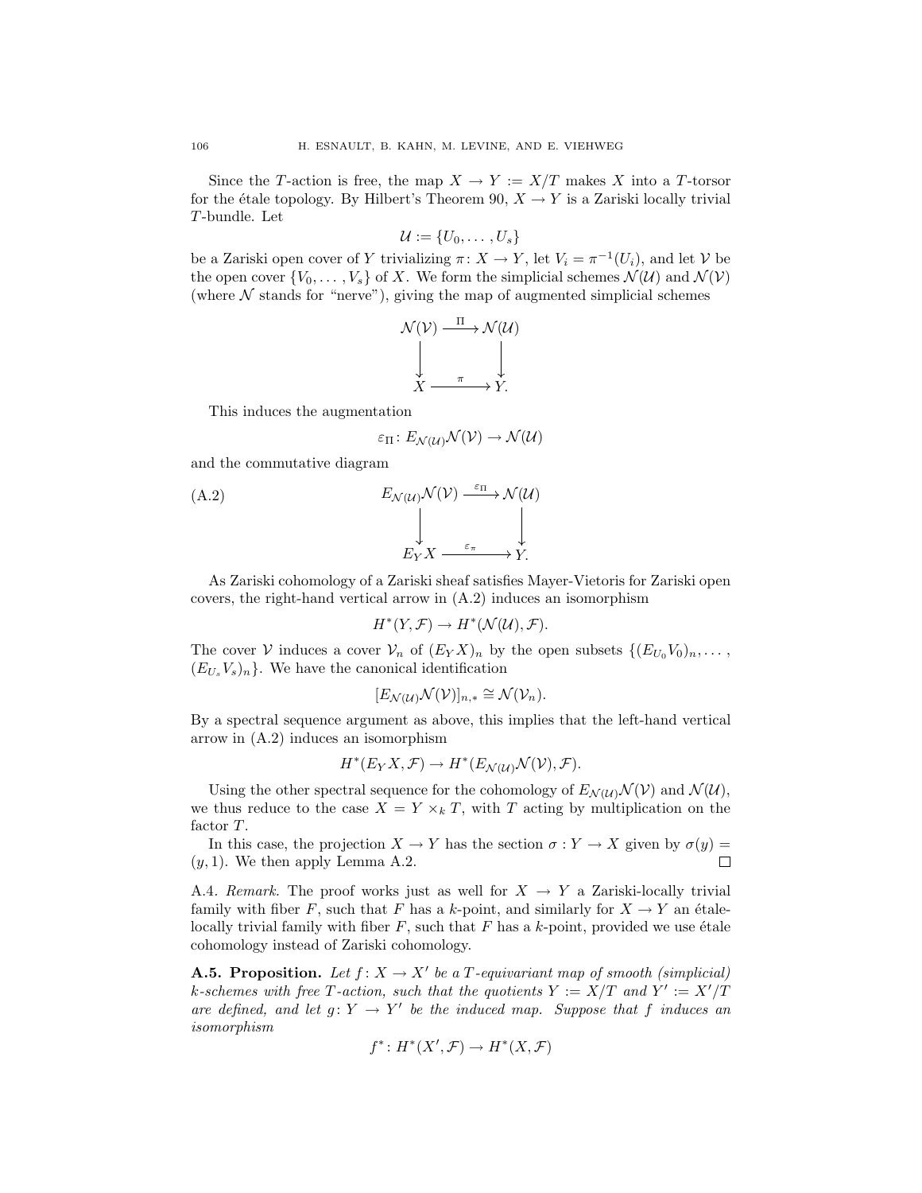Since the $T$-action is free, the map $X \to Y := X/T$ makes $X$ into a $T$-torsor for the étale topology. By Hilbert's Theorem 90, $X \to Y$ is a Zariski locally trivial $T$-bundle. Let

$$\mathcal{U} := \{U_0, \dots, U_s\}$$

be a Zariski open cover of $Y$ trivializing $\pi\colon X \to Y$, let $V_i = \pi^{-1}(U_i)$, and let $\mathcal{V}$ be the open cover $\{V_0, \dots, V_s\}$ of $X$. We form the simplicial schemes $\mathcal{N}(\mathcal{U})$ and $\mathcal{N}(\mathcal{V})$ (where $\mathcal{N}$ stands for "nerve"), giving the map of augmented simplicial schemes

$$\begin{array}{ccc} \mathcal{N}(\mathcal{V}) & \xrightarrow{\Pi} & \mathcal{N}(\mathcal{U}) \\ \downarrow & & \downarrow \\ X & \xrightarrow{\pi} & Y. \end{array}$$

This induces the augmentation

$$\varepsilon_\Pi\colon E_{\mathcal{N}(\mathcal{U})}\mathcal{N}(\mathcal{V}) \to \mathcal{N}(\mathcal{U})$$

and the commutative diagram

$$\text{(A.2)} \qquad \begin{array}{ccc} E_{\mathcal{N}(\mathcal{U})}\mathcal{N}(\mathcal{V}) & \xrightarrow{\varepsilon_\Pi} & \mathcal{N}(\mathcal{U}) \\ \downarrow & & \downarrow \\ E_Y X & \xrightarrow{\varepsilon_\pi} & Y. \end{array}$$

As Zariski cohomology of a Zariski sheaf satisfies Mayer-Vietoris for Zariski open covers, the right-hand vertical arrow in (A.2) induces an isomorphism

$$H^*(Y, \mathcal{F}) \to H^*(\mathcal{N}(\mathcal{U}), \mathcal{F}).$$

The cover $\mathcal{V}$ induces a cover $\mathcal{V}_n$ of $(E_Y X)_n$ by the open subsets $\{(E_{U_0}V_0)_n, \dots, (E_{U_s}V_s)_n\}$. We have the canonical identification

$$[E_{\mathcal{N}(\mathcal{U})}\mathcal{N}(\mathcal{V})]_{n,*} \cong \mathcal{N}(\mathcal{V}_n).$$

By a spectral sequence argument as above, this implies that the left-hand vertical arrow in (A.2) induces an isomorphism

$$H^*(E_Y X, \mathcal{F}) \to H^*(E_{\mathcal{N}(\mathcal{U})}\mathcal{N}(\mathcal{V}), \mathcal{F}).$$

Using the other spectral sequence for the cohomology of $E_{\mathcal{N}(\mathcal{U})}\mathcal{N}(\mathcal{V})$ and $\mathcal{N}(\mathcal{U})$, we thus reduce to the case $X = Y \times_k T$, with $T$ acting by multiplication on the factor $T$.

In this case, the projection $X \to Y$ has the section $\sigma : Y \to X$ given by $\sigma(y) = (y, 1)$. We then apply Lemma A.2. □

A.4. *Remark.* The proof works just as well for $X \to Y$ a Zariski-locally trivial family with fiber $F$, such that $F$ has a $k$-point, and similarly for $X \to Y$ an étale-locally trivial family with fiber $F$, such that $F$ has a $k$-point, provided we use étale cohomology instead of Zariski cohomology.

**A.5. Proposition.** *Let $f\colon X \to X'$ be a $T$-equivariant map of smooth (simplicial) $k$-schemes with free $T$-action, such that the quotients $Y := X/T$ and $Y' := X'/T$ are defined, and let $g\colon Y \to Y'$ be the induced map. Suppose that $f$ induces an isomorphism*

$$f^*\colon H^*(X', \mathcal{F}) \to H^*(X, \mathcal{F})$$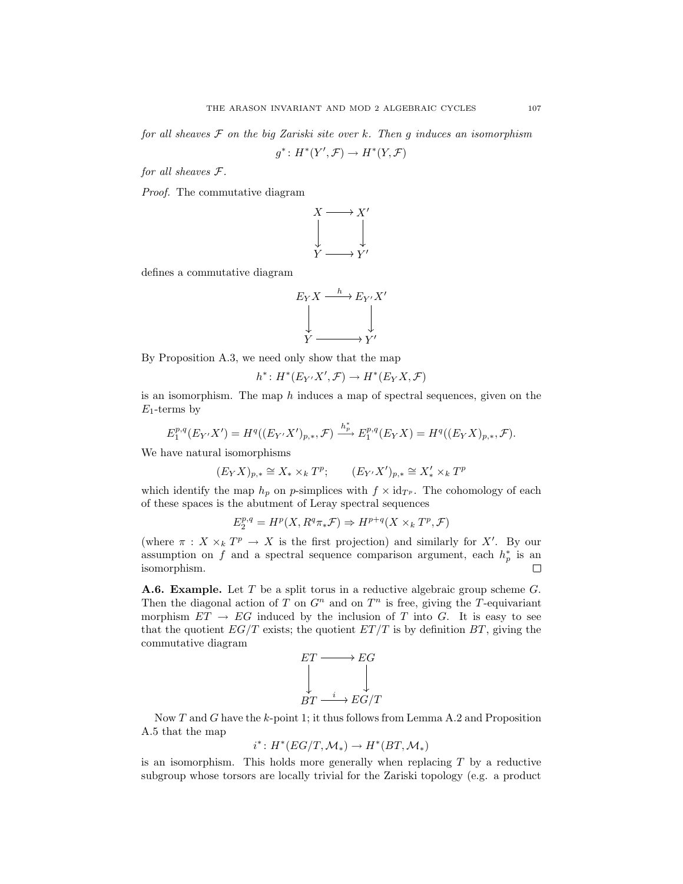*for all sheaves $\mathcal{F}$ on the big Zariski site over $k$. Then $g$ induces an isomorphism*

$$g^*\colon H^*(Y', \mathcal{F}) \to H^*(Y, \mathcal{F})$$

*for all sheaves $\mathcal{F}$.*

*Proof.* The commutative diagram

$$\begin{array}{ccc} X & \longrightarrow & X' \\ \downarrow & & \downarrow \\ Y & \longrightarrow & Y' \end{array}$$

defines a commutative diagram

$$\begin{array}{ccc} E_Y X & \xrightarrow{h} & E_{Y'} X' \\ \downarrow & & \downarrow \\ Y & \longrightarrow & Y' \end{array}$$

By Proposition A.3, we need only show that the map

$$h^*\colon H^*(E_{Y'}X', \mathcal{F}) \to H^*(E_Y X, \mathcal{F})$$

is an isomorphism. The map $h$ induces a map of spectral sequences, given on the $E_1$-terms by

$$E_1^{p,q}(E_{Y'}X') = H^q((E_{Y'}X')_{p,*}, \mathcal{F}) \xrightarrow{h_p^*} E_1^{p,q}(E_Y X) = H^q((E_Y X)_{p,*}, \mathcal{F}).$$

We have natural isomorphisms

$$(E_Y X)_{p,*} \cong X_* \times_k T^p; \qquad (E_{Y'}X')_{p,*} \cong X'_* \times_k T^p$$

which identify the map $h_p$ on $p$-simplices with $f \times \mathrm{id}_{T^p}$. The cohomology of each of these spaces is the abutment of Leray spectral sequences

$$E_2^{p,q} = H^p(X, R^q\pi_*\mathcal{F}) \Rightarrow H^{p+q}(X \times_k T^p, \mathcal{F})$$

(where $\pi : X \times_k T^p \to X$ is the first projection) and similarly for $X'$. By our assumption on $f$ and a spectral sequence comparison argument, each $h_p^*$ is an isomorphism. □

**A.6. Example.** Let $T$ be a split torus in a reductive algebraic group scheme $G$. Then the diagonal action of $T$ on $G^n$ and on $T^n$ is free, giving the $T$-equivariant morphism $ET \to EG$ induced by the inclusion of $T$ into $G$. It is easy to see that the quotient $EG/T$ exists; the quotient $ET/T$ is by definition $BT$, giving the commutative diagram

$$\begin{array}{ccc} ET & \longrightarrow & EG \\ \downarrow & & \downarrow \\ BT & \xrightarrow{i} & EG/T \end{array}$$

Now $T$ and $G$ have the $k$-point 1; it thus follows from Lemma A.2 and Proposition A.5 that the map

$$i^*\colon H^*(EG/T, \mathcal{M}_*) \to H^*(BT, \mathcal{M}_*)$$

is an isomorphism. This holds more generally when replacing $T$ by a reductive subgroup whose torsors are locally trivial for the Zariski topology (e.g. a product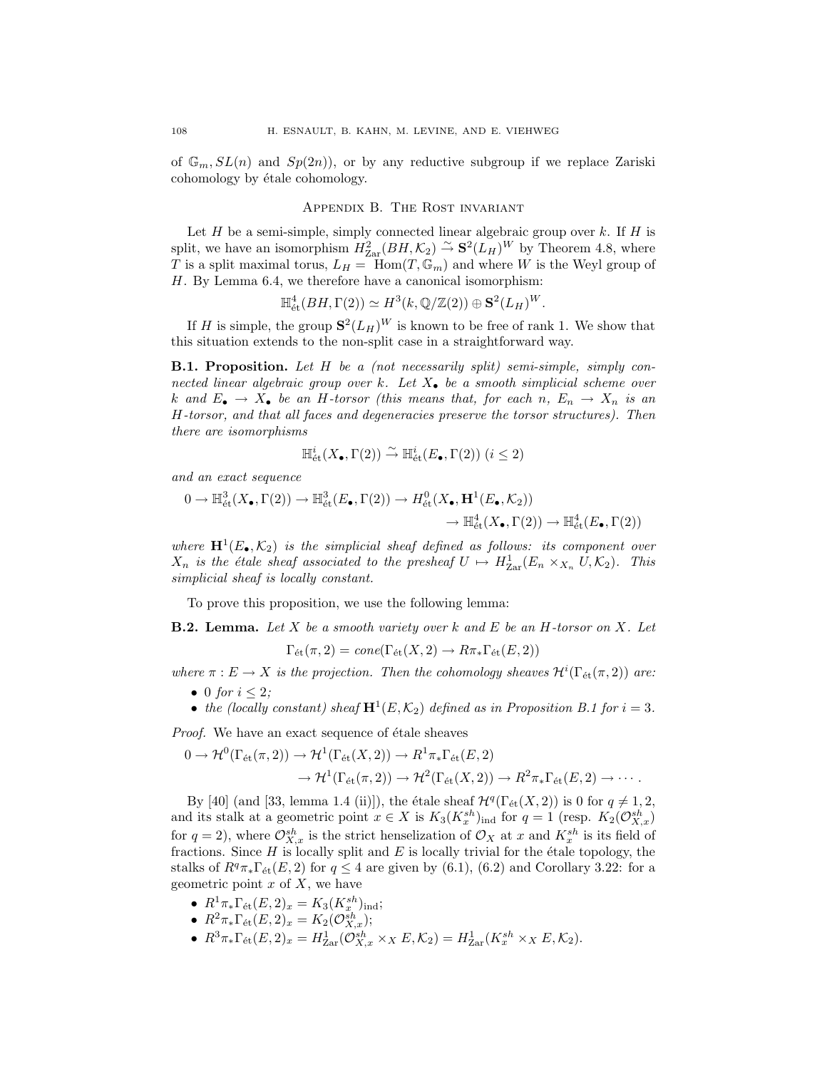of $\mathbb{G}_m, SL(n)$ and $Sp(2n)$), or by any reductive subgroup if we replace Zariski cohomology by étale cohomology.

## Appendix B. The Rost invariant

Let $H$ be a semi-simple, simply connected linear algebraic group over $k$. If $H$ is split, we have an isomorphism $H^2_{\mathrm{Zar}}(BH, \mathcal{K}_2) \xrightarrow{\sim} \mathbf{S}^2(L_H)^W$ by Theorem 4.8, where $T$ is a split maximal torus, $L_H = \mathrm{Hom}(T, \mathbb{G}_m)$ and where $W$ is the Weyl group of $H$. By Lemma 6.4, we therefore have a canonical isomorphism:

$$\mathbb{H}^4_{\text{ét}}(BH, \Gamma(2)) \simeq H^3(k, \mathbb{Q}/\mathbb{Z}(2)) \oplus \mathbf{S}^2(L_H)^W.$$

If $H$ is simple, the group $\mathbf{S}^2(L_H)^W$ is known to be free of rank 1. We show that this situation extends to the non-split case in a straightforward way.

**B.1. Proposition.** *Let $H$ be a (not necessarily split) semi-simple, simply connected linear algebraic group over $k$. Let $X_\bullet$ be a smooth simplicial scheme over $k$ and $E_\bullet \to X_\bullet$ be an $H$-torsor (this means that, for each $n$, $E_n \to X_n$ is an $H$-torsor, and that all faces and degeneracies preserve the torsor structures). Then there are isomorphisms*

$$\mathbb{H}^i_{\text{ét}}(X_\bullet, \Gamma(2)) \xrightarrow{\sim} \mathbb{H}^i_{\text{ét}}(E_\bullet, \Gamma(2)) \ (i \leq 2)$$

*and an exact sequence*

$$\begin{aligned} 0 \to \mathbb{H}^3_{\text{ét}}(X_\bullet, \Gamma(2)) \to \mathbb{H}^3_{\text{ét}}(E_\bullet, \Gamma(2)) \to H^0_{\text{ét}}(X_\bullet, \mathbf{H}^1(E_\bullet, \mathcal{K}_2)) \\ \to \mathbb{H}^4_{\text{ét}}(X_\bullet, \Gamma(2)) \to \mathbb{H}^4_{\text{ét}}(E_\bullet, \Gamma(2)) \end{aligned}$$

*where $\mathbf{H}^1(E_\bullet, \mathcal{K}_2)$ is the simplicial sheaf defined as follows: its component over $X_n$ is the étale sheaf associated to the presheaf $U \mapsto H^1_{\mathrm{Zar}}(E_n \times_{X_n} U, \mathcal{K}_2)$. This simplicial sheaf is locally constant.*

To prove this proposition, we use the following lemma:

**B.2. Lemma.** *Let $X$ be a smooth variety over $k$ and $E$ be an $H$-torsor on $X$. Let*

$$\Gamma_{\text{ét}}(\pi, 2) = cone(\Gamma_{\text{ét}}(X, 2) \to R\pi_*\Gamma_{\text{ét}}(E, 2))$$

*where $\pi : E \to X$ is the projection. Then the cohomology sheaves $\mathcal{H}^i(\Gamma_{\text{ét}}(\pi, 2))$ are:*

- *0 for $i \leq 2$;*
- *the (locally constant) sheaf $\mathbf{H}^1(E, \mathcal{K}_2)$ defined as in Proposition B.1 for $i = 3$.*

*Proof.* We have an exact sequence of étale sheaves

$$\begin{aligned} 0 \to \mathcal{H}^0(\Gamma_{\text{ét}}(\pi, 2)) \to \mathcal{H}^1(\Gamma_{\text{ét}}(X, 2)) \to R^1\pi_*\Gamma_{\text{ét}}(E, 2) \\ \to \mathcal{H}^1(\Gamma_{\text{ét}}(\pi, 2)) \to \mathcal{H}^2(\Gamma_{\text{ét}}(X, 2)) \to R^2\pi_*\Gamma_{\text{ét}}(E, 2) \to \cdots . \end{aligned}$$

By [40] (and [33, lemma 1.4 (ii)]), the étale sheaf $\mathcal{H}^q(\Gamma_{\text{ét}}(X, 2))$ is 0 for $q \neq 1, 2$, and its stalk at a geometric point $x \in X$ is $K_3(K_x^{sh})_{\mathrm{ind}}$ for $q = 1$ (resp. $K_2(\mathcal{O}^{sh}_{X,x})$ for $q = 2$), where $\mathcal{O}^{sh}_{X,x}$ is the strict henselization of $\mathcal{O}_X$ at $x$ and $K_x^{sh}$ is its field of fractions. Since $H$ is locally split and $E$ is locally trivial for the étale topology, the stalks of $R^q\pi_*\Gamma_{\text{ét}}(E, 2)$ for $q \leq 4$ are given by (6.1), (6.2) and Corollary 3.22: for a geometric point $x$ of $X$, we have

- $R^1\pi_*\Gamma_{\text{ét}}(E, 2)_x = K_3(K_x^{sh})_{\mathrm{ind}}$;
- $R^2\pi_*\Gamma_{\text{ét}}(E, 2)_x = K_2(\mathcal{O}^{sh}_{X,x})$;
- $R^3\pi_*\Gamma_{\text{ét}}(E, 2)_x = H^1_{\mathrm{Zar}}(\mathcal{O}^{sh}_{X,x} \times_X E, \mathcal{K}_2) = H^1_{\mathrm{Zar}}(K_x^{sh} \times_X E, \mathcal{K}_2)$.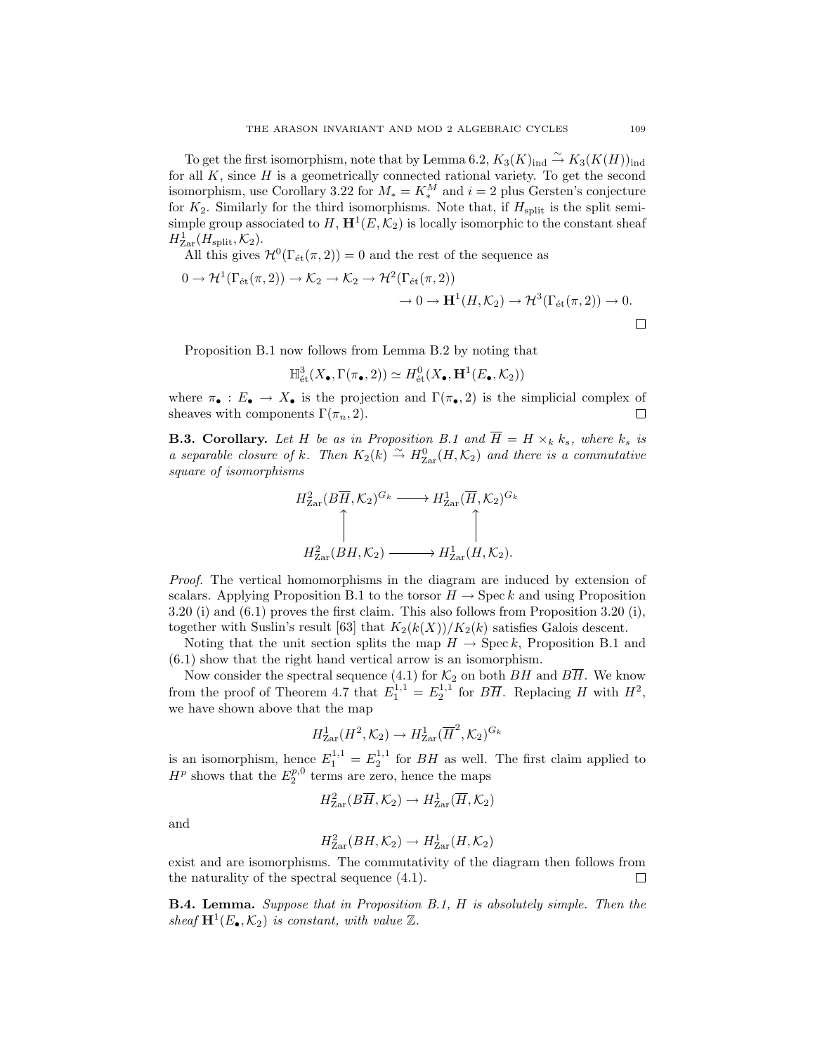To get the first isomorphism, note that by Lemma 6.2, $K_3(K)_{\text{ind}} \xrightarrow{\sim} K_3(K(H))_{\text{ind}}$ for all $K$, since $H$ is a geometrically connected rational variety. To get the second isomorphism, use Corollary 3.22 for $M_* = K_*^M$ and $i = 2$ plus Gersten's conjecture for $K_2$. Similarly for the third isomorphisms. Note that, if $H_{\text{split}}$ is the split semi-simple group associated to $H$, $\mathbf{H}^1(E, \mathcal{K}_2)$ is locally isomorphic to the constant sheaf $H^1_{\text{Zar}}(H_{\text{split}}, \mathcal{K}_2)$.

All this gives $\mathcal{H}^0(\Gamma_{\text{ét}}(\pi, 2)) = 0$ and the rest of the sequence as

$$0 \to \mathcal{H}^1(\Gamma_{\text{ét}}(\pi, 2)) \to \mathcal{K}_2 \to \mathcal{K}_2 \to \mathcal{H}^2(\Gamma_{\text{ét}}(\pi, 2)) \to 0 \to \mathbf{H}^1(H, \mathcal{K}_2) \to \mathcal{H}^3(\Gamma_{\text{ét}}(\pi, 2)) \to 0.$$

□

Proposition B.1 now follows from Lemma B.2 by noting that

$$\mathbb{H}^3_{\text{ét}}(X_\bullet, \Gamma(\pi_\bullet, 2)) \simeq H^0_{\text{ét}}(X_\bullet, \mathbf{H}^1(E_\bullet, \mathcal{K}_2))$$

where $\pi_\bullet : E_\bullet \to X_\bullet$ is the projection and $\Gamma(\pi_\bullet, 2)$ is the simplicial complex of sheaves with components $\Gamma(\pi_n, 2)$. □

**B.3. Corollary.** *Let $H$ be as in Proposition B.1 and $\overline{H} = H \times_k k_s$, where $k_s$ is a separable closure of $k$. Then $K_2(k) \xrightarrow{\sim} H^0_{\text{Zar}}(H, \mathcal{K}_2)$ and there is a commutative square of isomorphisms*

$$\begin{array}{ccc} H^2_{\text{Zar}}(B\overline{H}, \mathcal{K}_2)^{G_k} & \longrightarrow & H^1_{\text{Zar}}(\overline{H}, \mathcal{K}_2)^{G_k} \\ \uparrow & & \uparrow \\ H^2_{\text{Zar}}(BH, \mathcal{K}_2) & \longrightarrow & H^1_{\text{Zar}}(H, \mathcal{K}_2). \end{array}$$

*Proof.* The vertical homomorphisms in the diagram are induced by extension of scalars. Applying Proposition B.1 to the torsor $H \to \operatorname{Spec} k$ and using Proposition 3.20 (i) and (6.1) proves the first claim. This also follows from Proposition 3.20 (i), together with Suslin's result [63] that $K_2(k(X))/K_2(k)$ satisfies Galois descent.

Noting that the unit section splits the map $H \to \operatorname{Spec} k$, Proposition B.1 and (6.1) show that the right hand vertical arrow is an isomorphism.

Now consider the spectral sequence (4.1) for $\mathcal{K}_2$ on both $BH$ and $B\overline{H}$. We know from the proof of Theorem 4.7 that $E_1^{1,1} = E_2^{1,1}$ for $B\overline{H}$. Replacing $H$ with $H^2$, we have shown above that the map

$$H^1_{\text{Zar}}(H^2, \mathcal{K}_2) \to H^1_{\text{Zar}}(\overline{H}^2, \mathcal{K}_2)^{G_k}$$

is an isomorphism, hence $E_1^{1,1} = E_2^{1,1}$ for $BH$ as well. The first claim applied to $H^p$ shows that the $E_2^{p,0}$ terms are zero, hence the maps

$$H^2_{\text{Zar}}(B\overline{H}, \mathcal{K}_2) \to H^1_{\text{Zar}}(\overline{H}, \mathcal{K}_2)$$

and

$$H^2_{\text{Zar}}(BH, \mathcal{K}_2) \to H^1_{\text{Zar}}(H, \mathcal{K}_2)$$

exist and are isomorphisms. The commutativity of the diagram then follows from the naturality of the spectral sequence (4.1). □

**B.4. Lemma.** *Suppose that in Proposition B.1, $H$ is absolutely simple. Then the sheaf $\mathbf{H}^1(E_\bullet, \mathcal{K}_2)$ is constant, with value $\mathbb{Z}$.*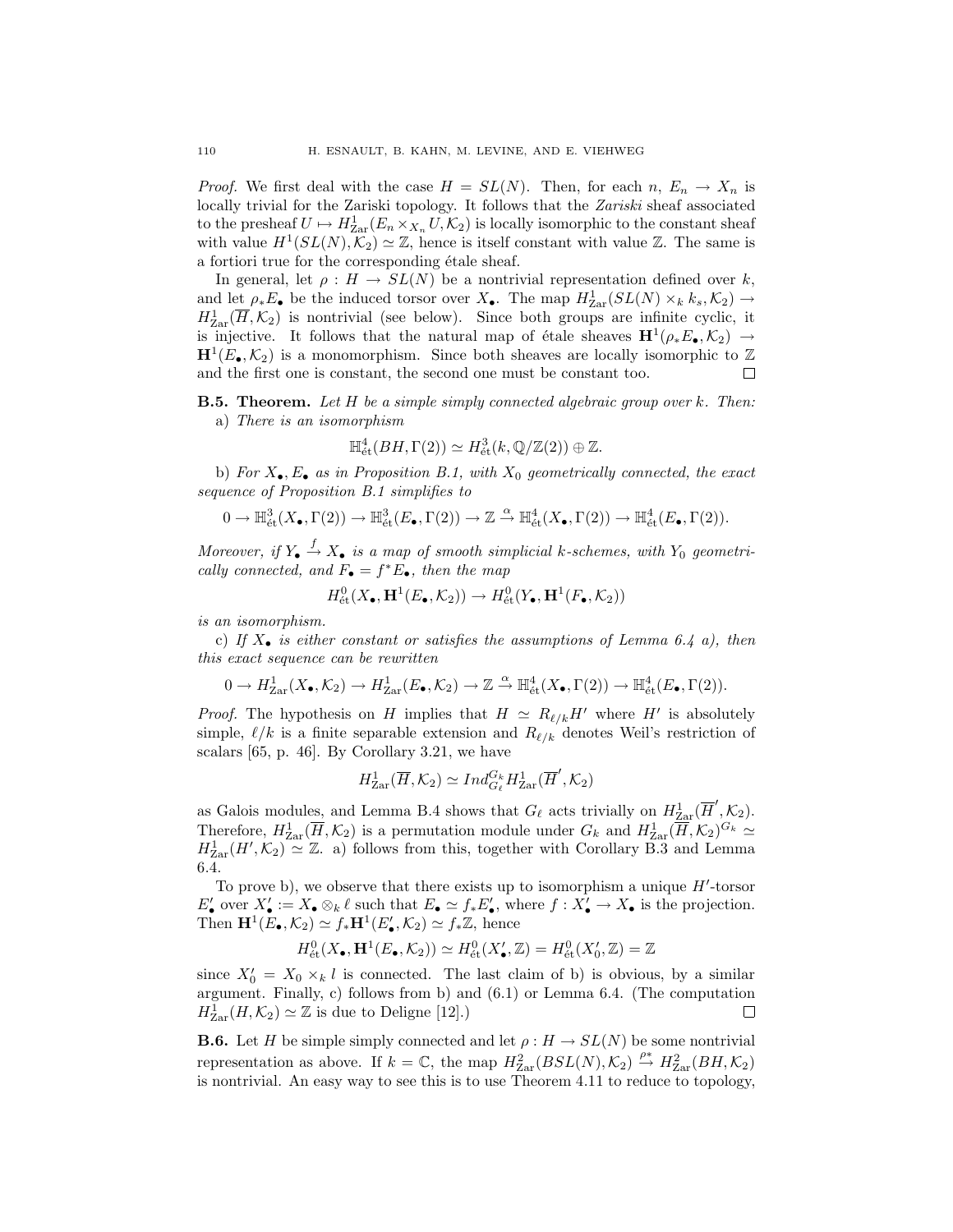*Proof.* We first deal with the case $H = SL(N)$. Then, for each $n$, $E_n \to X_n$ is locally trivial for the Zariski topology. It follows that the *Zariski* sheaf associated to the presheaf $U \mapsto H^1_{\mathrm{Zar}}(E_n \times_{X_n} U, \mathcal{K}_2)$ is locally isomorphic to the constant sheaf with value $H^1(SL(N), \mathcal{K}_2) \simeq \mathbb{Z}$, hence is itself constant with value $\mathbb{Z}$. The same is a fortiori true for the corresponding étale sheaf.

In general, let $\rho : H \to SL(N)$ be a nontrivial representation defined over $k$, and let $\rho_* E_\bullet$ be the induced torsor over $X_\bullet$. The map $H^1_{\mathrm{Zar}}(SL(N) \times_k k_s, \mathcal{K}_2) \to H^1_{\mathrm{Zar}}(\overline{H}, \mathcal{K}_2)$ is nontrivial (see below). Since both groups are infinite cyclic, it is injective. It follows that the natural map of étale sheaves $\mathbf{H}^1(\rho_* E_\bullet, \mathcal{K}_2) \to \mathbf{H}^1(E_\bullet, \mathcal{K}_2)$ is a monomorphism. Since both sheaves are locally isomorphic to $\mathbb{Z}$ and the first one is constant, the second one must be constant too. □

**B.5. Theorem.** *Let $H$ be a simple simply connected algebraic group over $k$. Then:*

a) *There is an isomorphism*

$$\mathbb{H}^4_{\text{ét}}(BH, \Gamma(2)) \simeq H^3_{\text{ét}}(k, \mathbb{Q}/\mathbb{Z}(2)) \oplus \mathbb{Z}.$$

b) *For $X_\bullet, E_\bullet$ as in Proposition B.1, with $X_0$ geometrically connected, the exact sequence of Proposition B.1 simplifies to*

$$0 \to \mathbb{H}^3_{\text{ét}}(X_\bullet, \Gamma(2)) \to \mathbb{H}^3_{\text{ét}}(E_\bullet, \Gamma(2)) \to \mathbb{Z} \xrightarrow{\alpha} \mathbb{H}^4_{\text{ét}}(X_\bullet, \Gamma(2)) \to \mathbb{H}^4_{\text{ét}}(E_\bullet, \Gamma(2)).$$

*Moreover, if $Y_\bullet \xrightarrow{f} X_\bullet$ is a map of smooth simplicial $k$-schemes, with $Y_0$ geometrically connected, and $F_\bullet = f^* E_\bullet$, then the map*

$$H^0_{\text{ét}}(X_\bullet, \mathbf{H}^1(E_\bullet, \mathcal{K}_2)) \to H^0_{\text{ét}}(Y_\bullet, \mathbf{H}^1(F_\bullet, \mathcal{K}_2))$$

*is an isomorphism.*

c) *If $X_\bullet$ is either constant or satisfies the assumptions of Lemma 6.4 a), then this exact sequence can be rewritten*

$$0 \to H^1_{\mathrm{Zar}}(X_\bullet, \mathcal{K}_2) \to H^1_{\mathrm{Zar}}(E_\bullet, \mathcal{K}_2) \to \mathbb{Z} \xrightarrow{\alpha} \mathbb{H}^4_{\text{ét}}(X_\bullet, \Gamma(2)) \to \mathbb{H}^4_{\text{ét}}(E_\bullet, \Gamma(2)).$$

*Proof.* The hypothesis on $H$ implies that $H \simeq R_{\ell/k} H'$ where $H'$ is absolutely simple, $\ell/k$ is a finite separable extension and $R_{\ell/k}$ denotes Weil's restriction of scalars [65, p. 46]. By Corollary 3.21, we have

$$H^1_{\mathrm{Zar}}(\overline{H}, \mathcal{K}_2) \simeq Ind_{G_\ell}^{G_k} H^1_{\mathrm{Zar}}(\overline{H}', \mathcal{K}_2)$$

as Galois modules, and Lemma B.4 shows that $G_\ell$ acts trivially on $H^1_{\mathrm{Zar}}(\overline{H}', \mathcal{K}_2)$. Therefore, $H^1_{\mathrm{Zar}}(\overline{H}, \mathcal{K}_2)$ is a permutation module under $G_k$ and $H^1_{\mathrm{Zar}}(\overline{H}, \mathcal{K}_2)^{G_k} \simeq H^1_{\mathrm{Zar}}(H', \mathcal{K}_2) \simeq \mathbb{Z}$. a) follows from this, together with Corollary B.3 and Lemma 6.4.

To prove b), we observe that there exists up to isomorphism a unique $H'$-torsor $E'_\bullet$ over $X'_\bullet := X_\bullet \otimes_k \ell$ such that $E_\bullet \simeq f_* E'_\bullet$, where $f : X'_\bullet \to X_\bullet$ is the projection. Then $\mathbf{H}^1(E_\bullet, \mathcal{K}_2) \simeq f_* \mathbf{H}^1(E'_\bullet, \mathcal{K}_2) \simeq f_* \mathbb{Z}$, hence

$$H^0_{\text{ét}}(X_\bullet, \mathbf{H}^1(E_\bullet, \mathcal{K}_2)) \simeq H^0_{\text{ét}}(X'_\bullet, \mathbb{Z}) = H^0_{\text{ét}}(X'_0, \mathbb{Z}) = \mathbb{Z}$$

since $X'_0 = X_0 \times_k l$ is connected. The last claim of b) is obvious, by a similar argument. Finally, c) follows from b) and (6.1) or Lemma 6.4. (The computation $H^1_{\mathrm{Zar}}(H, \mathcal{K}_2) \simeq \mathbb{Z}$ is due to Deligne [12].) □

**B.6.** Let $H$ be simple simply connected and let $\rho : H \to SL(N)$ be some nontrivial representation as above. If $k = \mathbb{C}$, the map $H^2_{\mathrm{Zar}}(BSL(N), \mathcal{K}_2) \xrightarrow{\rho^*} H^2_{\mathrm{Zar}}(BH, \mathcal{K}_2)$ is nontrivial. An easy way to see this is to use Theorem 4.11 to reduce to topology,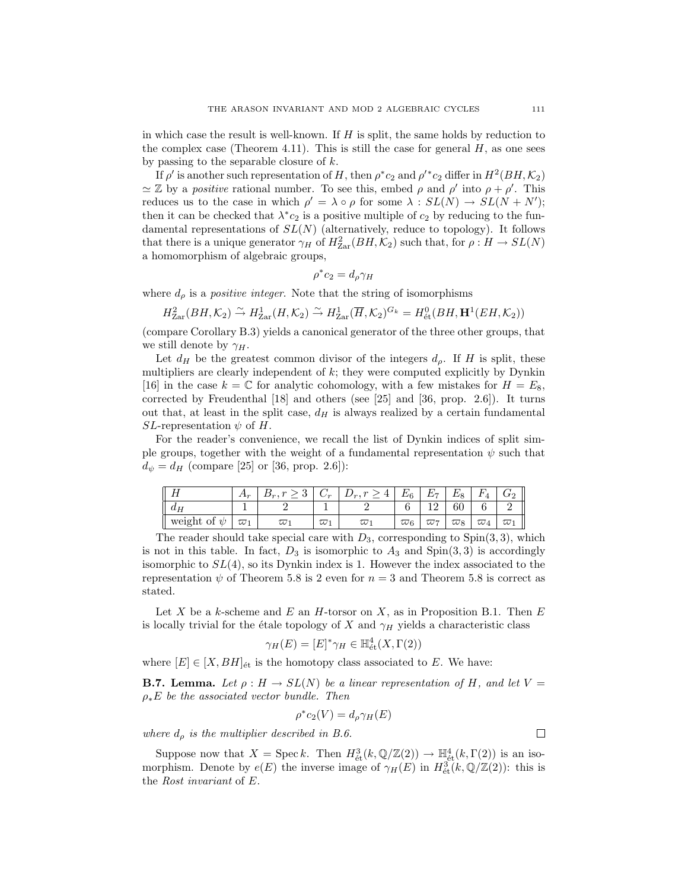in which case the result is well-known. If $H$ is split, the same holds by reduction to the complex case (Theorem 4.11). This is still the case for general $H$, as one sees by passing to the separable closure of $k$.

If $\rho'$ is another such representation of $H$, then $\rho^* c_2$ and $\rho'^* c_2$ differ in $H^2(BH, \mathcal{K}_2) \simeq \mathbb{Z}$ by a *positive* rational number. To see this, embed $\rho$ and $\rho'$ into $\rho + \rho'$. This reduces us to the case in which $\rho' = \lambda \circ \rho$ for some $\lambda : SL(N) \to SL(N + N')$; then it can be checked that $\lambda^* c_2$ is a positive multiple of $c_2$ by reducing to the fundamental representations of $SL(N)$ (alternatively, reduce to topology). It follows that there is a unique generator $\gamma_H$ of $H^2_{\mathrm{Zar}}(BH, \mathcal{K}_2)$ such that, for $\rho : H \to SL(N)$ a homomorphism of algebraic groups,

$$\rho^* c_2 = d_\rho \gamma_H$$

where $d_\rho$ is a *positive integer*. Note that the string of isomorphisms

$$H^2_{\mathrm{Zar}}(BH, \mathcal{K}_2) \xrightarrow{\sim} H^1_{\mathrm{Zar}}(H, \mathcal{K}_2) \xrightarrow{\sim} H^1_{\mathrm{Zar}}(\overline{H}, \mathcal{K}_2)^{G_k} = H^0_{\text{ét}}(BH, \mathbf{H}^1(EH, \mathcal{K}_2))$$

(compare Corollary B.3) yields a canonical generator of the three other groups, that we still denote by $\gamma_H$.

Let $d_H$ be the greatest common divisor of the integers $d_\rho$. If $H$ is split, these multipliers are clearly independent of $k$; they were computed explicitly by Dynkin [16] in the case $k = \mathbb{C}$ for analytic cohomology, with a few mistakes for $H = E_8$, corrected by Freudenthal [18] and others (see [25] and [36, prop. 2.6]). It turns out that, at least in the split case, $d_H$ is always realized by a certain fundamental $SL$-representation $\psi$ of $H$.

For the reader's convenience, we recall the list of Dynkin indices of split simple groups, together with the weight of a fundamental representation $\psi$ such that $d_\psi = d_H$ (compare [25] or [36, prop. 2.6]):

| $H$ | $A_r$ | $B_r, r \geq 3$ | $C_r$ | $D_r, r \geq 4$ | $E_6$ | $E_7$ | $E_8$ | $F_4$ | $G_2$ |
|---|---|---|---|---|---|---|---|---|---|
| $d_H$ | 1 | 2 | 1 | 2 | 6 | 12 | 60 | 6 | 2 |
| weight of $\psi$ | $\varpi_1$ | $\varpi_1$ | $\varpi_1$ | $\varpi_1$ | $\varpi_6$ | $\varpi_7$ | $\varpi_8$ | $\varpi_4$ | $\varpi_1$ |

The reader should take special care with $D_3$, corresponding to $\mathrm{Spin}(3,3)$, which is not in this table. In fact, $D_3$ is isomorphic to $A_3$ and $\mathrm{Spin}(3,3)$ is accordingly isomorphic to $SL(4)$, so its Dynkin index is 1. However the index associated to the representation $\psi$ of Theorem 5.8 is 2 even for $n = 3$ and Theorem 5.8 is correct as stated.

Let $X$ be a $k$-scheme and $E$ an $H$-torsor on $X$, as in Proposition B.1. Then $E$ is locally trivial for the étale topology of $X$ and $\gamma_H$ yields a characteristic class

$$\gamma_H(E) = [E]^* \gamma_H \in \mathbb{H}^4_{\text{ét}}(X, \Gamma(2))$$

where $[E] \in [X, BH]_{\text{ét}}$ is the homotopy class associated to $E$. We have:

**B.7. Lemma.** *Let $\rho : H \to SL(N)$ be a linear representation of $H$, and let $V = \rho_* E$ be the associated vector bundle. Then*

$$\rho^* c_2(V) = d_\rho \gamma_H(E)$$

*where $d_\rho$ is the multiplier described in B.6.* □

Suppose now that $X = \operatorname{Spec} k$. Then $H^3_{\text{ét}}(k, \mathbb{Q}/\mathbb{Z}(2)) \to \mathbb{H}^4_{\text{ét}}(k, \Gamma(2))$ is an isomorphism. Denote by $e(E)$ the inverse image of $\gamma_H(E)$ in $H^3_{\text{ét}}(k, \mathbb{Q}/\mathbb{Z}(2))$: this is the *Rost invariant* of $E$.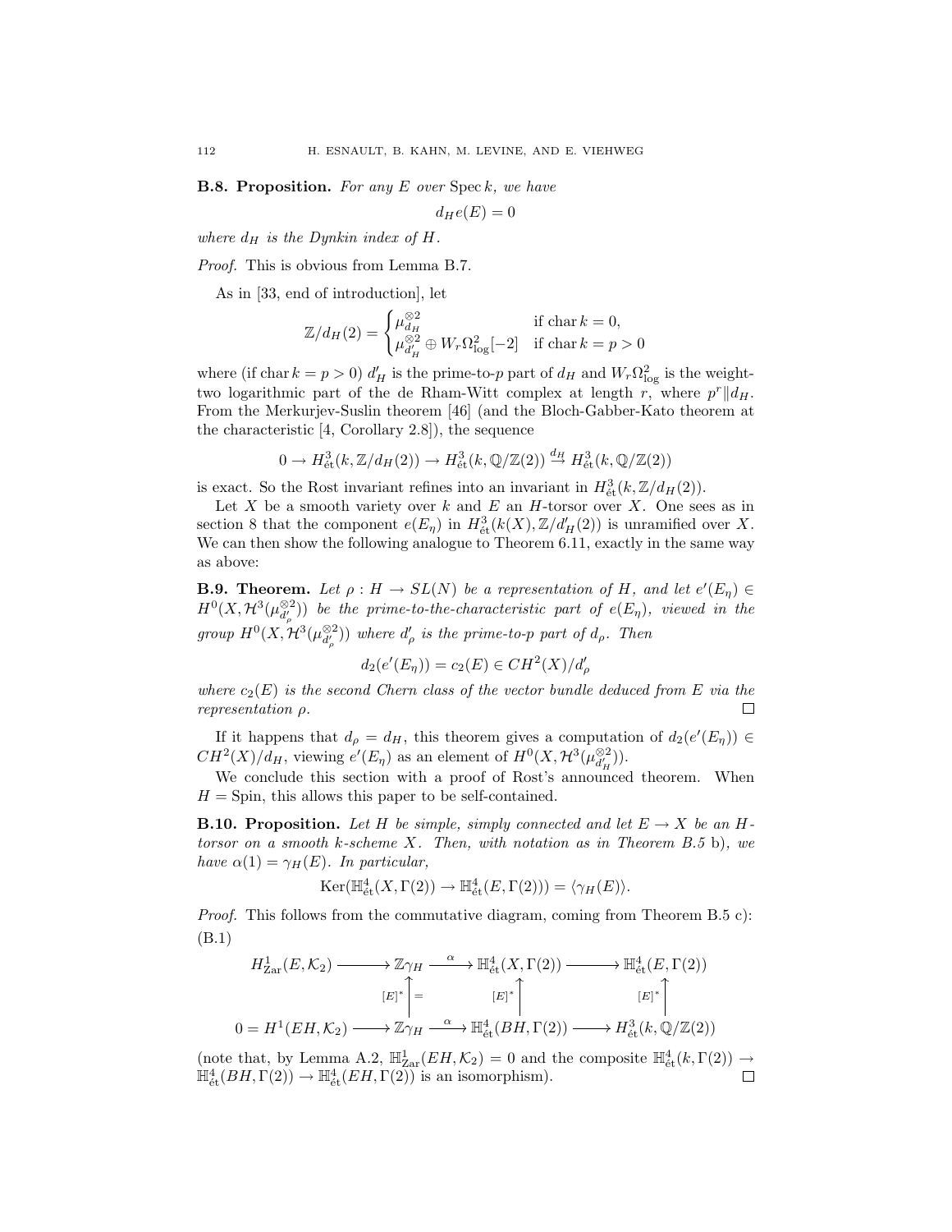**B.8. Proposition.** *For any $E$ over $\operatorname{Spec} k$, we have*

$$d_H e(E) = 0$$

*where $d_H$ is the Dynkin index of $H$.*

*Proof.* This is obvious from Lemma B.7.

As in [33, end of introduction], let

$$\mathbb{Z}/d_H(2) = \begin{cases} \mu_{d_H}^{\otimes 2} & \text{if } \operatorname{char} k = 0, \\ \mu_{d'_H}^{\otimes 2} \oplus W_r\Omega^2_{\log}[-2] & \text{if } \operatorname{char} k = p > 0 \end{cases}$$

where (if $\operatorname{char} k = p > 0$) $d'_H$ is the prime-to-$p$ part of $d_H$ and $W_r\Omega^2_{\log}$ is the weight-two logarithmic part of the de Rham-Witt complex at length $r$, where $p^r \| d_H$. From the Merkurjev-Suslin theorem [46] (and the Bloch-Gabber-Kato theorem at the characteristic [4, Corollary 2.8]), the sequence

$$0 \to H^3_{\text{ét}}(k, \mathbb{Z}/d_H(2)) \to H^3_{\text{ét}}(k, \mathbb{Q}/\mathbb{Z}(2)) \xrightarrow{d_H} H^3_{\text{ét}}(k, \mathbb{Q}/\mathbb{Z}(2))$$

is exact. So the Rost invariant refines into an invariant in $H^3_{\text{ét}}(k, \mathbb{Z}/d_H(2))$.

Let $X$ be a smooth variety over $k$ and $E$ an $H$-torsor over $X$. One sees as in section 8 that the component $e(E_\eta)$ in $H^3_{\text{ét}}(k(X), \mathbb{Z}/d'_H(2))$ is unramified over $X$. We can then show the following analogue to Theorem 6.11, exactly in the same way as above:

**B.9. Theorem.** *Let $\rho : H \to SL(N)$ be a representation of $H$, and let $e'(E_\eta) \in H^0(X, \mathcal{H}^3(\mu_{d'_\rho}^{\otimes 2}))$ be the prime-to-the-characteristic part of $e(E_\eta)$, viewed in the group $H^0(X, \mathcal{H}^3(\mu_{d'_\rho}^{\otimes 2}))$ where $d'_\rho$ is the prime-to-$p$ part of $d_\rho$. Then*

$$d_2(e'(E_\eta)) = c_2(E) \in CH^2(X)/d'_\rho$$

*where $c_2(E)$ is the second Chern class of the vector bundle deduced from $E$ via the representation $\rho$.* □

If it happens that $d_\rho = d_H$, this theorem gives a computation of $d_2(e'(E_\eta)) \in CH^2(X)/d_H$, viewing $e'(E_\eta)$ as an element of $H^0(X, \mathcal{H}^3(\mu_{d'_H}^{\otimes 2}))$.

We conclude this section with a proof of Rost's announced theorem. When $H = \text{Spin}$, this allows this paper to be self-contained.

**B.10. Proposition.** *Let $H$ be simple, simply connected and let $E \to X$ be an $H$-torsor on a smooth $k$-scheme $X$. Then, with notation as in Theorem B.5 b), we have $\alpha(1) = \gamma_H(E)$. In particular,*

$$\operatorname{Ker}(\mathbb{H}^4_{\text{ét}}(X, \Gamma(2)) \to \mathbb{H}^4_{\text{ét}}(E, \Gamma(2))) = \langle \gamma_H(E) \rangle.$$

*Proof.* This follows from the commutative diagram, coming from Theorem B.5 c):

(B.1)

$$\begin{array}{ccccccc}
H^1_{\text{Zar}}(E, \mathcal{K}_2) & \longrightarrow & \mathbb{Z}\gamma_H & \xrightarrow{\alpha} & \mathbb{H}^4_{\text{ét}}(X, \Gamma(2)) & \longrightarrow & \mathbb{H}^4_{\text{ét}}(E, \Gamma(2)) \\
 & & \uparrow{\scriptstyle [E]^*}\ \| & & \uparrow{\scriptstyle [E]^*} & & \uparrow{\scriptstyle [E]^*} \\
0 = H^1(EH, \mathcal{K}_2) & \longrightarrow & \mathbb{Z}\gamma_H & \xrightarrow{\alpha} & \mathbb{H}^4_{\text{ét}}(BH, \Gamma(2)) & \longrightarrow & H^3_{\text{ét}}(k, \mathbb{Q}/\mathbb{Z}(2))
\end{array}$$

(note that, by Lemma A.2, $\mathbb{H}^1_{\text{Zar}}(EH, \mathcal{K}_2) = 0$ and the composite $\mathbb{H}^4_{\text{ét}}(k, \Gamma(2)) \to \mathbb{H}^4_{\text{ét}}(BH, \Gamma(2)) \to \mathbb{H}^4_{\text{ét}}(EH, \Gamma(2))$ is an isomorphism). □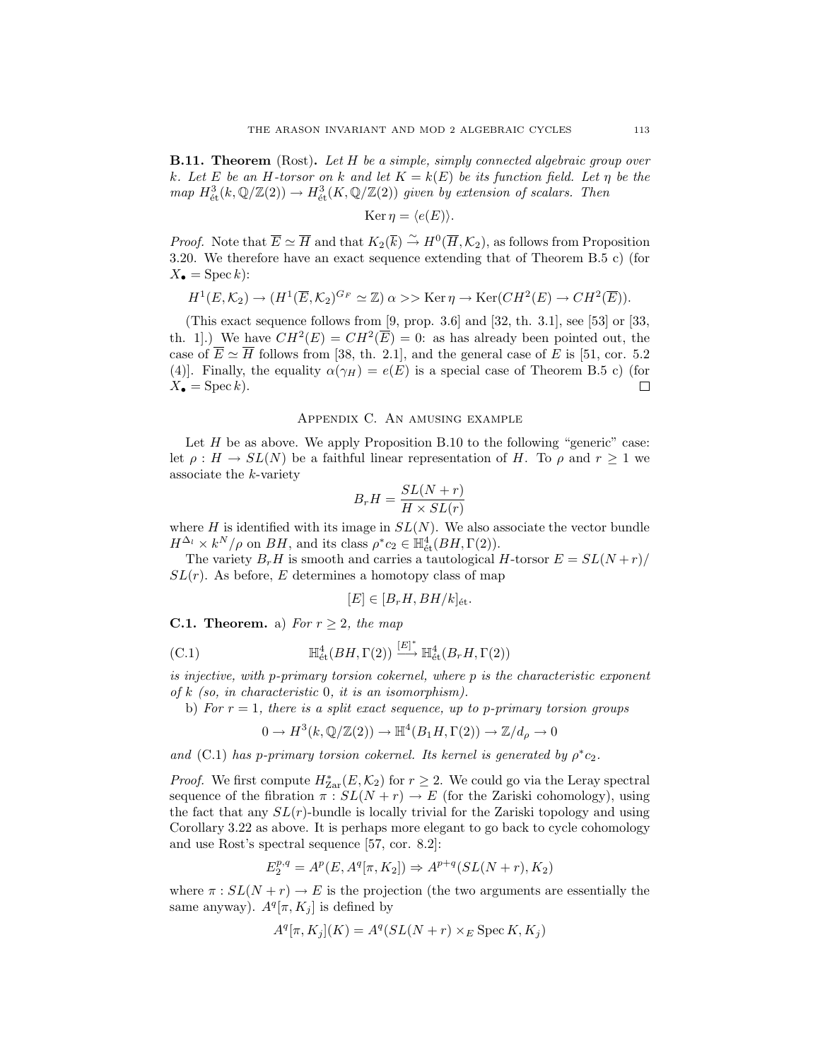**B.11. Theorem** (Rost)**.** *Let $H$ be a simple, simply connected algebraic group over $k$. Let $E$ be an $H$-torsor on $k$ and let $K = k(E)$ be its function field. Let $\eta$ be the map $H^3_{\text{ét}}(k, \mathbb{Q}/\mathbb{Z}(2)) \to H^3_{\text{ét}}(K, \mathbb{Q}/\mathbb{Z}(2))$ given by extension of scalars. Then*

$$\operatorname{Ker} \eta = \langle e(E) \rangle.$$

*Proof.* Note that $\overline{E} \simeq \overline{H}$ and that $K_2(\overline{k}) \xrightarrow{\sim} H^0(\overline{H}, \mathcal{K}_2)$, as follows from Proposition 3.20. We therefore have an exact sequence extending that of Theorem B.5 c) (for $X_\bullet = \operatorname{Spec} k$):

$$H^1(E, \mathcal{K}_2) \to (H^1(\overline{E}, \mathcal{K}_2)^{G_F} \simeq \mathbb{Z}) \; \alpha >> \operatorname{Ker} \eta \to \operatorname{Ker}(CH^2(E) \to CH^2(\overline{E})).$$

(This exact sequence follows from [9, prop. 3.6] and [32, th. 3.1], see [53] or [33, th. 1].) We have $CH^2(E) = CH^2(\overline{E}) = 0$: as has already been pointed out, the case of $\overline{E} \simeq \overline{H}$ follows from [38, th. 2.1], and the general case of $E$ is [51, cor. 5.2 (4)]. Finally, the equality $\alpha(\gamma_H) = e(E)$ is a special case of Theorem B.5 c) (for $X_\bullet = \operatorname{Spec} k$). □

## Appendix C. An amusing example

Let $H$ be as above. We apply Proposition B.10 to the following "generic" case: let $\rho : H \to SL(N)$ be a faithful linear representation of $H$. To $\rho$ and $r \geq 1$ we associate the $k$-variety

$$B_r H = \frac{SL(N+r)}{H \times SL(r)}$$

where $H$ is identified with its image in $SL(N)$. We also associate the vector bundle $H^{\Delta_l} \times k^N/\rho$ on $BH$, and its class $\rho^* c_2 \in \mathbb{H}^4_{\text{ét}}(BH, \Gamma(2))$.

The variety $B_r H$ is smooth and carries a tautological $H$-torsor $E = SL(N+r)/SL(r)$. As before, $E$ determines a homotopy class of map

$$[E] \in [B_r H, BH/k]_{\text{ét}}.$$

**C.1. Theorem.** a) *For $r \geq 2$, the map*

$$\mathbb{H}^4_{\text{ét}}(BH, \Gamma(2)) \xrightarrow{[E]^*} \mathbb{H}^4_{\text{ét}}(B_r H, \Gamma(2)) \tag{C.1}$$

*is injective, with $p$-primary torsion cokernel, where $p$ is the characteristic exponent of $k$ (so, in characteristic $0$, it is an isomorphism).*

b) *For $r = 1$, there is a split exact sequence, up to $p$-primary torsion groups*

$$0 \to H^3(k, \mathbb{Q}/\mathbb{Z}(2)) \to \mathbb{H}^4(B_1 H, \Gamma(2)) \to \mathbb{Z}/d_\rho \to 0$$

*and* (C.1) *has $p$-primary torsion cokernel. Its kernel is generated by $\rho^* c_2$.*

*Proof.* We first compute $H^*_{\text{Zar}}(E, \mathcal{K}_2)$ for $r \geq 2$. We could go via the Leray spectral sequence of the fibration $\pi : SL(N+r) \to E$ (for the Zariski cohomology), using the fact that any $SL(r)$-bundle is locally trivial for the Zariski topology and using Corollary 3.22 as above. It is perhaps more elegant to go back to cycle cohomology and use Rost's spectral sequence [57, cor. 8.2]:

$$E_2^{p,q} = A^p(E, A^q[\pi, K_2]) \Rightarrow A^{p+q}(SL(N+r), K_2)$$

where $\pi : SL(N+r) \to E$ is the projection (the two arguments are essentially the same anyway). $A^q[\pi, K_j]$ is defined by

$$A^q[\pi, K_j](K) = A^q(SL(N+r) \times_E \operatorname{Spec} K, K_j)$$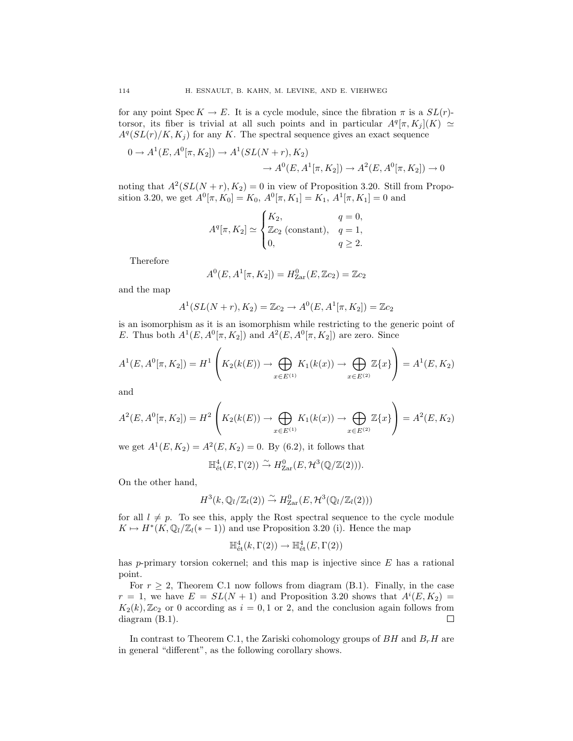for any point $\operatorname{Spec} K \to E$. It is a cycle module, since the fibration $\pi$ is a $SL(r)$-torsor, its fiber is trivial at all such points and in particular $A^q[\pi, K_j](K) \simeq A^q(SL(r)/K, K_j)$ for any $K$. The spectral sequence gives an exact sequence

$$
\begin{aligned}
0 \to A^1(E, A^0[\pi, K_2]) \to A^1(SL(N+r), K_2) \\
\to A^0(E, A^1[\pi, K_2]) \to A^2(E, A^0[\pi, K_2]) \to 0
\end{aligned}
$$

noting that $A^2(SL(N+r), K_2) = 0$ in view of Proposition 3.20. Still from Proposition 3.20, we get $A^0[\pi, K_0] = K_0$, $A^0[\pi, K_1] = K_1$, $A^1[\pi, K_1] = 0$ and

$$
A^q[\pi, K_2] \simeq \begin{cases} K_2, & q = 0, \\ \mathbb{Z}c_2 \text{ (constant)}, & q = 1, \\ 0, & q \geq 2. \end{cases}
$$

Therefore

$$
A^0(E, A^1[\pi, K_2]) = H^0_{\mathrm{Zar}}(E, \mathbb{Z}c_2) = \mathbb{Z}c_2
$$

and the map

$$
A^1(SL(N+r), K_2) = \mathbb{Z}c_2 \to A^0(E, A^1[\pi, K_2]) = \mathbb{Z}c_2
$$

is an isomorphism as it is an isomorphism while restricting to the generic point of $E$. Thus both $A^1(E, A^0[\pi, K_2])$ and $A^2(E, A^0[\pi, K_2])$ are zero. Since

$$
A^1(E, A^0[\pi, K_2]) = H^1\left(K_2(k(E)) \to \bigoplus_{x \in E^{(1)}} K_1(k(x)) \to \bigoplus_{x \in E^{(2)}} \mathbb{Z}\{x\}\right) = A^1(E, K_2)
$$

and

$$
A^2(E, A^0[\pi, K_2]) = H^2\left(K_2(k(E)) \to \bigoplus_{x \in E^{(1)}} K_1(k(x)) \to \bigoplus_{x \in E^{(2)}} \mathbb{Z}\{x\}\right) = A^2(E, K_2)
$$

we get $A^1(E, K_2) = A^2(E, K_2) = 0$. By (6.2), it follows that

$$
\mathbb{H}^4_{\text{ét}}(E, \Gamma(2)) \xrightarrow{\sim} H^0_{\mathrm{Zar}}(E, \mathcal{H}^3(\mathbb{Q}/\mathbb{Z}(2))).
$$

On the other hand,

$$
H^3(k, \mathbb{Q}_l/\mathbb{Z}_l(2)) \xrightarrow{\sim} H^0_{\mathrm{Zar}}(E, \mathcal{H}^3(\mathbb{Q}_l/\mathbb{Z}_l(2)))
$$

for all $l \neq p$. To see this, apply the Rost spectral sequence to the cycle module $K \mapsto H^*(K, \mathbb{Q}_l/\mathbb{Z}_l(*-1))$ and use Proposition 3.20 (i). Hence the map

$$
\mathbb{H}^4_{\text{ét}}(k, \Gamma(2)) \to \mathbb{H}^4_{\text{ét}}(E, \Gamma(2))
$$

has $p$-primary torsion cokernel; and this map is injective since $E$ has a rational point.

For $r \geq 2$, Theorem C.1 now follows from diagram (B.1). Finally, in the case $r = 1$, we have $E = SL(N+1)$ and Proposition 3.20 shows that $A^i(E, K_2) = K_2(k), \mathbb{Z}c_2$ or $0$ according as $i = 0, 1$ or $2$, and the conclusion again follows from diagram (B.1). □

In contrast to Theorem C.1, the Zariski cohomology groups of $BH$ and $B_rH$ are in general "different", as the following corollary shows.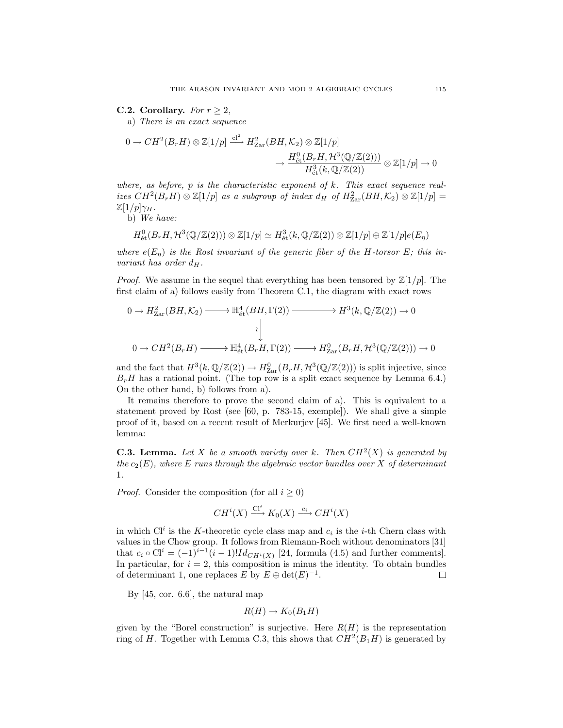**C.2. Corollary.** *For $r \geq 2$,*

a) *There is an exact sequence*

$$0 \to CH^2(B_rH) \otimes \mathbb{Z}[1/p] \xrightarrow{\mathrm{cl}^2} H^2_{\mathrm{Zar}}(BH, \mathcal{K}_2) \otimes \mathbb{Z}[1/p] \to \frac{H^0_{\text{ét}}(B_rH, \mathcal{H}^3(\mathbb{Q}/\mathbb{Z}(2)))}{H^3_{\text{ét}}(k, \mathbb{Q}/\mathbb{Z}(2))} \otimes \mathbb{Z}[1/p] \to 0$$

*where, as before, $p$ is the characteristic exponent of $k$. This exact sequence realizes $CH^2(B_rH) \otimes \mathbb{Z}[1/p]$ as a subgroup of index $d_H$ of $H^2_{\mathrm{Zar}}(BH, \mathcal{K}_2) \otimes \mathbb{Z}[1/p] = \mathbb{Z}[1/p]\gamma_H$.*

b) *We have:*

$$H^0_{\text{ét}}(B_rH, \mathcal{H}^3(\mathbb{Q}/\mathbb{Z}(2))) \otimes \mathbb{Z}[1/p] \simeq H^3_{\text{ét}}(k, \mathbb{Q}/\mathbb{Z}(2)) \otimes \mathbb{Z}[1/p] \oplus \mathbb{Z}[1/p]e(E_\eta)$$

*where $e(E_\eta)$ is the Rost invariant of the generic fiber of the $H$-torsor $E$; this invariant has order $d_H$.*

*Proof.* We assume in the sequel that everything has been tensored by $\mathbb{Z}[1/p]$. The first claim of a) follows easily from Theorem C.1, the diagram with exact rows

$$\begin{array}{ccccccc}
0 \to H^2_{\mathrm{Zar}}(BH, \mathcal{K}_2) & \longrightarrow & \mathbb{H}^4_{\text{ét}}(BH, \Gamma(2)) & \longrightarrow & H^3(k, \mathbb{Q}/\mathbb{Z}(2)) \to 0 \\
 & & \downarrow \wr & & \\
0 \to CH^2(B_rH) & \longrightarrow & \mathbb{H}^4_{\text{ét}}(B_rH, \Gamma(2)) & \longrightarrow & H^0_{\mathrm{Zar}}(B_rH, \mathcal{H}^3(\mathbb{Q}/\mathbb{Z}(2))) \to 0
\end{array}$$

and the fact that $H^3(k, \mathbb{Q}/\mathbb{Z}(2)) \to H^0_{\mathrm{Zar}}(B_rH, \mathcal{H}^3(\mathbb{Q}/\mathbb{Z}(2)))$ is split injective, since $B_rH$ has a rational point. (The top row is a split exact sequence by Lemma 6.4.) On the other hand, b) follows from a).

It remains therefore to prove the second claim of a). This is equivalent to a statement proved by Rost (see [60, p. 783-15, exemple]). We shall give a simple proof of it, based on a recent result of Merkurjev [45]. We first need a well-known lemma:

**C.3. Lemma.** *Let $X$ be a smooth variety over $k$. Then $CH^2(X)$ is generated by the $c_2(E)$, where $E$ runs through the algebraic vector bundles over $X$ of determinant 1.*

*Proof.* Consider the composition (for all $i \geq 0$)

$$CH^i(X) \xrightarrow{\mathrm{Cl}^i} K_0(X) \xrightarrow{c_i} CH^i(X)$$

in which $\mathrm{Cl}^i$ is the $K$-theoretic cycle class map and $c_i$ is the $i$-th Chern class with values in the Chow group. It follows from Riemann-Roch without denominators [31] that $c_i \circ \mathrm{Cl}^i = (-1)^{i-1}(i-1)! Id_{CH^i(X)}$ [24, formula (4.5) and further comments]. In particular, for $i = 2$, this composition is minus the identity. To obtain bundles of determinant 1, one replaces $E$ by $E \oplus \det(E)^{-1}$. $\square$

By [45, cor. 6.6], the natural map

$$R(H) \to K_0(B_1H)$$

given by the "Borel construction" is surjective. Here $R(H)$ is the representation ring of $H$. Together with Lemma C.3, this shows that $CH^2(B_1H)$ is generated by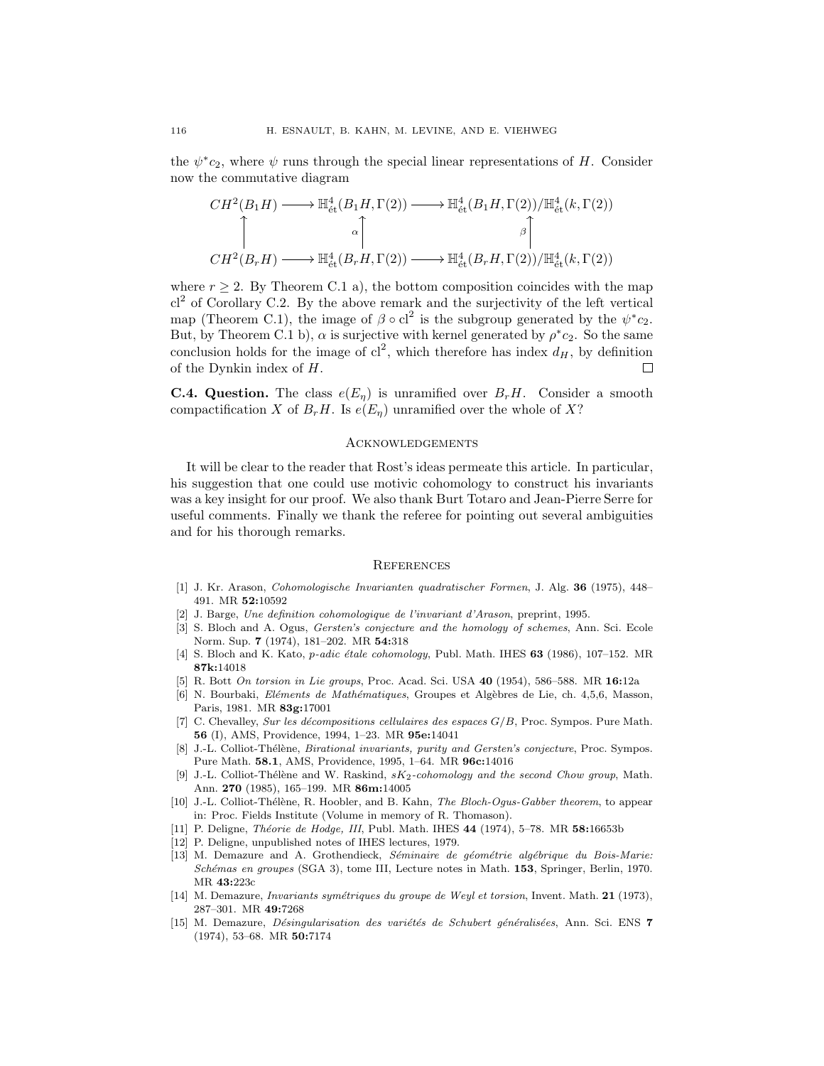the $\psi^*c_2$, where $\psi$ runs through the special linear representations of $H$. Consider now the commutative diagram

$$\begin{array}{ccccc}
CH^2(B_1H) & \longrightarrow & \mathbb{H}^4_{\text{ét}}(B_1H,\Gamma(2)) & \longrightarrow & \mathbb{H}^4_{\text{ét}}(B_1H,\Gamma(2))/\mathbb{H}^4_{\text{ét}}(k,\Gamma(2)) \\
\uparrow & & \alpha\uparrow & & \beta\uparrow \\
CH^2(B_rH) & \longrightarrow & \mathbb{H}^4_{\text{ét}}(B_rH,\Gamma(2)) & \longrightarrow & \mathbb{H}^4_{\text{ét}}(B_rH,\Gamma(2))/\mathbb{H}^4_{\text{ét}}(k,\Gamma(2))
\end{array}$$

where $r \geq 2$. By Theorem C.1 a), the bottom composition coincides with the map $\mathrm{cl}^2$ of Corollary C.2. By the above remark and the surjectivity of the left vertical map (Theorem C.1), the image of $\beta \circ \mathrm{cl}^2$ is the subgroup generated by the $\psi^*c_2$. But, by Theorem C.1 b), $\alpha$ is surjective with kernel generated by $\rho^*c_2$. So the same conclusion holds for the image of $\mathrm{cl}^2$, which therefore has index $d_H$, by definition of the Dynkin index of $H$. □

**C.4. Question.** The class $e(E_\eta)$ is unramified over $B_rH$. Consider a smooth compactification $X$ of $B_rH$. Is $e(E_\eta)$ unramified over the whole of $X$?

## Acknowledgements

It will be clear to the reader that Rost's ideas permeate this article. In particular, his suggestion that one could use motivic cohomology to construct his invariants was a key insight for our proof. We also thank Burt Totaro and Jean-Pierre Serre for useful comments. Finally we thank the referee for pointing out several ambiguities and for his thorough remarks.

## References

[1] J. Kr. Arason, *Cohomologische Invarianten quadratischer Formen*, J. Alg. **36** (1975), 448–491. MR **52:**10592

[2] J. Barge, *Une definition cohomologique de l'invariant d'Arason*, preprint, 1995.

[3] S. Bloch and A. Ogus, *Gersten's conjecture and the homology of schemes*, Ann. Sci. Ecole Norm. Sup. **7** (1974), 181–202. MR **54:**318

[4] S. Bloch and K. Kato, *p-adic étale cohomology*, Publ. Math. IHES **63** (1986), 107–152. MR **87k:**14018

[5] R. Bott *On torsion in Lie groups*, Proc. Acad. Sci. USA **40** (1954), 586–588. MR **16:**12a

[6] N. Bourbaki, *Eléments de Mathématiques*, Groupes et Algèbres de Lie, ch. 4,5,6, Masson, Paris, 1981. MR **83g:**17001

[7] C. Chevalley, *Sur les décompositions cellulaires des espaces G/B*, Proc. Sympos. Pure Math. **56** (I), AMS, Providence, 1994, 1–23. MR **95e:**14041

[8] J.-L. Colliot-Thélène, *Birational invariants, purity and Gersten's conjecture*, Proc. Sympos. Pure Math. **58.1**, AMS, Providence, 1995, 1–64. MR **96c:**14016

[9] J.-L. Colliot-Thélène and W. Raskind, *$sK_2$-cohomology and the second Chow group*, Math. Ann. **270** (1985), 165–199. MR **86m:**14005

[10] J.-L. Colliot-Thélène, R. Hoobler, and B. Kahn, *The Bloch-Ogus-Gabber theorem*, to appear in: Proc. Fields Institute (Volume in memory of R. Thomason).

[11] P. Deligne, *Théorie de Hodge, III*, Publ. Math. IHES **44** (1974), 5–78. MR **58:**16653b

[12] P. Deligne, unpublished notes of IHES lectures, 1979.

[13] M. Demazure and A. Grothendieck, *Séminaire de géométrie algébrique du Bois-Marie: Schémas en groupes* (SGA 3), tome III, Lecture notes in Math. **153**, Springer, Berlin, 1970. MR **43:**223c

[14] M. Demazure, *Invariants symétriques du groupe de Weyl et torsion*, Invent. Math. **21** (1973), 287–301. MR **49:**7268

[15] M. Demazure, *Désingularisation des variétés de Schubert généralisées*, Ann. Sci. ENS **7** (1974), 53–68. MR **50:**7174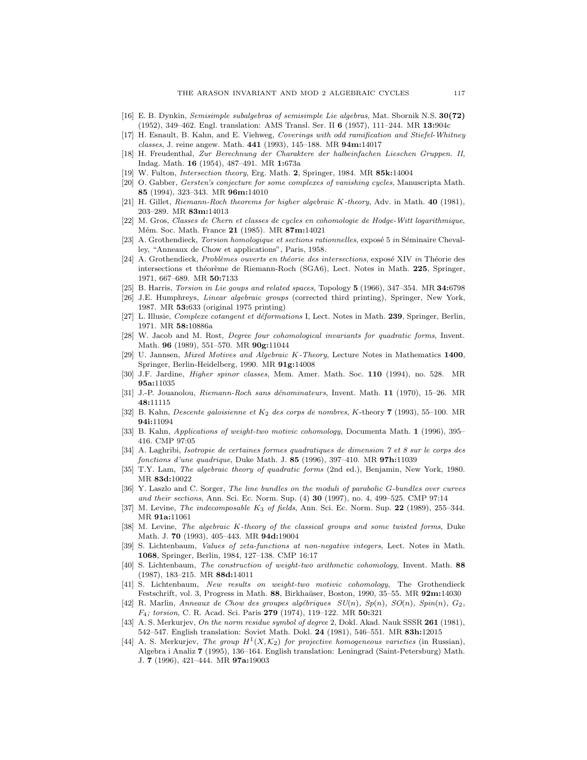[16] E. B. Dynkin, *Semisimple subalgebras of semisimple Lie algebras*, Mat. Sbornik N.S. **30(72)** (1952), 349–462. Engl. translation: AMS Transl. Ser. II **6** (1957), 111–244. MR **13:**904c

[17] H. Esnault, B. Kahn, and E. Viehweg, *Coverings with odd ramification and Stiefel-Whitney classes*, J. reine angew. Math. **441** (1993), 145–188. MR **94m:**14017

[18] H. Freudenthal, *Zur Berechnung der Charaktere der halbeinfachen Lieschen Gruppen. II*, Indag. Math. **16** (1954), 487–491. MR **1:**673a

[19] W. Fulton, *Intersection theory*, Erg. Math. **2**, Springer, 1984. MR **85k:**14004

[20] O. Gabber, *Gersten's conjecture for some complexes of vanishing cycles*, Manuscripta Math. **85** (1994), 323–343. MR **96m:**14010

[21] H. Gillet, *Riemann-Roch theorems for higher algebraic $K$-theory*, Adv. in Math. **40** (1981), 203–289. MR **83m:**14013

[22] M. Gros, *Classes de Chern et classes de cycles en cohomologie de Hodge-Witt logarithmique*, Mém. Soc. Math. France **21** (1985). MR **87m:**14021

[23] A. Grothendieck, *Torsion homologique et sections rationnelles*, exposé 5 *in* Séminaire Chevalley, "Anneaux de Chow et applications", Paris, 1958.

[24] A. Grothendieck, *Problèmes ouverts en théorie des intersections*, exposé XIV *in* Théorie des intersections et théorème de Riemann-Roch (SGA6), Lect. Notes in Math. **225**, Springer, 1971, 667–689. MR **50:**7133

[25] B. Harris, *Torsion in Lie goups and related spaces*, Topology **5** (1966), 347–354. MR **34:**6798

[26] J.E. Humphreys, *Linear algebraic groups* (corrected third printing), Springer, New York, 1987. MR **53:**633 (original 1975 printing)

[27] L. Illusie, *Complexe cotangent et déformations* I, Lect. Notes in Math. **239**, Springer, Berlin, 1971. MR **58:**10886a

[28] W. Jacob and M. Rost, *Degree four cohomological invariants for quadratic forms*, Invent. Math. **96** (1989), 551–570. MR **90g:**11044

[29] U. Jannsen, *Mixed Motives and Algebraic $K$-Theory*, Lecture Notes in Mathematics **1400**, Springer, Berlin-Heidelberg, 1990. MR **91g:**14008

[30] J.F. Jardine, *Higher spinor classes*, Mem. Amer. Math. Soc. **110** (1994), no. 528. MR **95a:**11035

[31] J.-P. Jouanolou, *Riemann-Roch sans dénominateurs*, Invent. Math. **11** (1970), 15–26. MR **48:**11115

[32] B. Kahn, *Descente galoisienne et $K_2$ des corps de nombres*, $K$-theory **7** (1993), 55–100. MR **94i:**11094

[33] B. Kahn, *Applications of weight-two motivic cohomology*, Documenta Math. **1** (1996), 395–416. CMP 97:05

[34] A. Laghribi, *Isotropie de certaines formes quadratiques de dimension 7 et 8 sur le corps des fonctions d'une quadrique*, Duke Math. J. **85** (1996), 397–410. MR **97h:**11039

[35] T.Y. Lam, *The algebraic theory of quadratic forms* (2nd ed.), Benjamin, New York, 1980. MR **83d:**10022

[36] Y. Laszlo and C. Sorger, *The line bundles on the moduli of parabolic $G$-bundles over curves and their sections*, Ann. Sci. Ec. Norm. Sup. (4) **30** (1997), no. 4, 499–525. CMP 97:14

[37] M. Levine, *The indecomposable $K_3$ of fields*, Ann. Sci. Ec. Norm. Sup. **22** (1989), 255–344. MR **91a:**11061

[38] M. Levine, *The algebraic $K$-theory of the classical groups and some twisted forms*, Duke Math. J. **70** (1993), 405–443. MR **94d:**19004

[39] S. Lichtenbaum, *Values of zeta-functions at non-negative integers*, Lect. Notes in Math. **1068**, Springer, Berlin, 1984, 127–138. CMP 16:17

[40] S. Lichtenbaum, *The construction of weight-two arithmetic cohomology*, Invent. Math. **88** (1987), 183–215. MR **88d:**14011

[41] S. Lichtenbaum, *New results on weight-two motivic cohomology*, The Grothendieck Festschrift, vol. 3, Progress in Math. **88**, Birkhaüser, Boston, 1990, 35–55. MR **92m:**14030

[42] R. Marlin, *Anneaux de Chow des groupes algébriques $SU(n)$, $Sp(n)$, $SO(n)$, $Spin(n)$, $G_2$, $F_4$; torsion*, C. R. Acad. Sci. Paris **279** (1974), 119–122. MR **50:**321

[43] A. S. Merkurjev, *On the norm residue symbol of degree* 2, Dokl. Akad. Nauk SSSR **261** (1981), 542–547. English translation: Soviet Math. Dokl. **24** (1981), 546–551. MR **83h:**12015

[44] A. S. Merkurjev, *The group $H^1(X, \mathcal{K}_2)$ for projective homogeneous varieties* (in Russian), Algebra i Analiz **7** (1995), 136–164. English translation: Leningrad (Saint-Petersburg) Math. J. **7** (1996), 421–444. MR **97a:**19003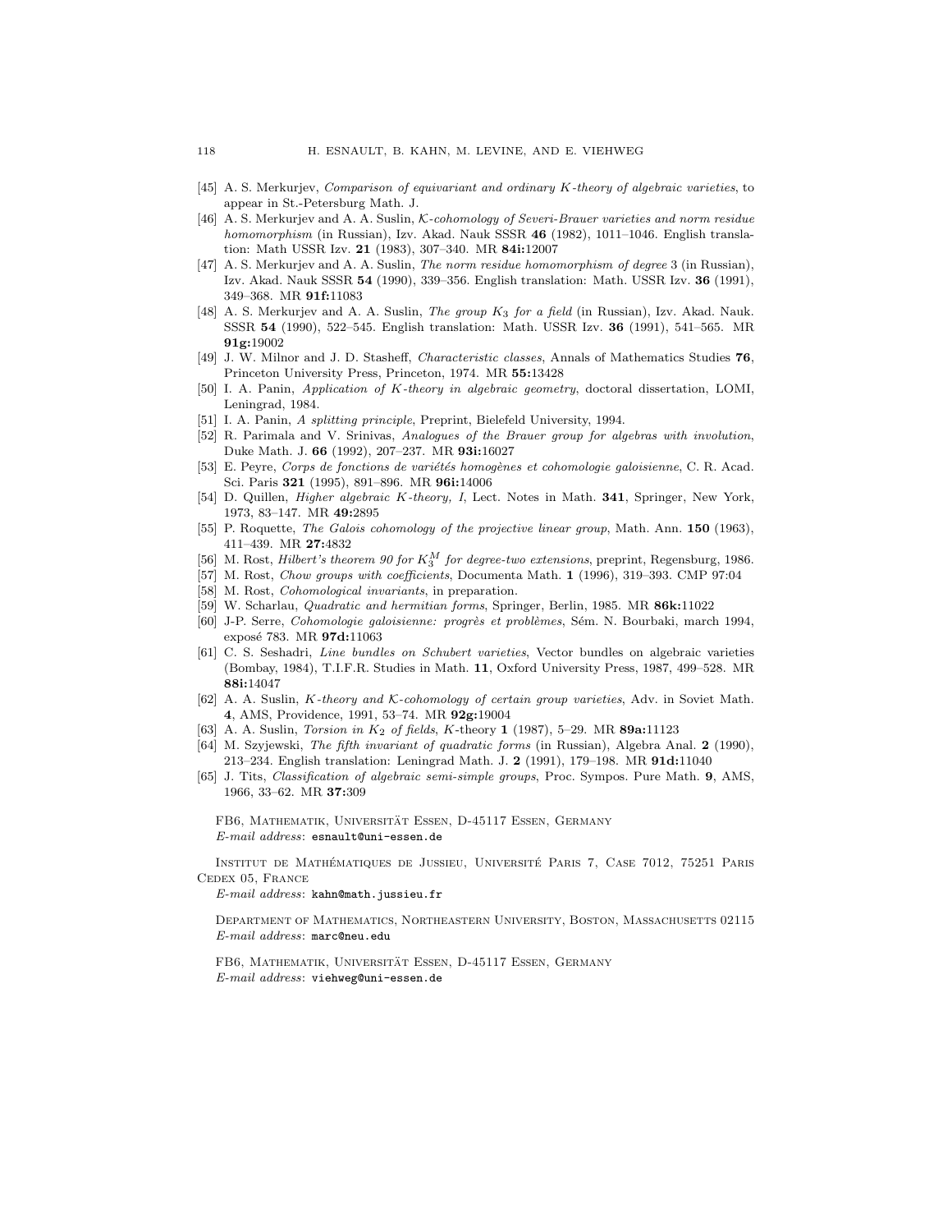[45] A. S. Merkurjev, *Comparison of equivariant and ordinary $K$-theory of algebraic varieties*, to appear in St.-Petersburg Math. J.

[46] A. S. Merkurjev and A. A. Suslin, *$\mathcal{K}$-cohomology of Severi-Brauer varieties and norm residue homomorphism* (in Russian), Izv. Akad. Nauk SSSR **46** (1982), 1011–1046. English translation: Math USSR Izv. **21** (1983), 307–340. MR **84i:**12007

[47] A. S. Merkurjev and A. A. Suslin, *The norm residue homomorphism of degree* 3 (in Russian), Izv. Akad. Nauk SSSR **54** (1990), 339–356. English translation: Math. USSR Izv. **36** (1991), 349–368. MR **91f:**11083

[48] A. S. Merkurjev and A. A. Suslin, *The group $K_3$ for a field* (in Russian), Izv. Akad. Nauk. SSSR **54** (1990), 522–545. English translation: Math. USSR Izv. **36** (1991), 541–565. MR **91g:**19002

[49] J. W. Milnor and J. D. Stasheff, *Characteristic classes*, Annals of Mathematics Studies **76**, Princeton University Press, Princeton, 1974. MR **55:**13428

[50] I. A. Panin, *Application of $K$-theory in algebraic geometry*, doctoral dissertation, LOMI, Leningrad, 1984.

[51] I. A. Panin, *A splitting principle*, Preprint, Bielefeld University, 1994.

[52] R. Parimala and V. Srinivas, *Analogues of the Brauer group for algebras with involution*, Duke Math. J. **66** (1992), 207–237. MR **93i:**16027

[53] E. Peyre, *Corps de fonctions de variétés homogènes et cohomologie galoisienne*, C. R. Acad. Sci. Paris **321** (1995), 891–896. MR **96i:**14006

[54] D. Quillen, *Higher algebraic $K$-theory, I*, Lect. Notes in Math. **341**, Springer, New York, 1973, 83–147. MR **49:**2895

[55] P. Roquette, *The Galois cohomology of the projective linear group*, Math. Ann. **150** (1963), 411–439. MR **27:**4832

[56] M. Rost, *Hilbert's theorem 90 for $K_3^M$ for degree-two extensions*, preprint, Regensburg, 1986.

[57] M. Rost, *Chow groups with coefficients*, Documenta Math. **1** (1996), 319–393. CMP 97:04

[58] M. Rost, *Cohomological invariants*, in preparation.

[59] W. Scharlau, *Quadratic and hermitian forms*, Springer, Berlin, 1985. MR **86k:**11022

[60] J-P. Serre, *Cohomologie galoisienne: progrès et problèmes*, Sém. N. Bourbaki, march 1994, exposé 783. MR **97d:**11063

[61] C. S. Seshadri, *Line bundles on Schubert varieties*, Vector bundles on algebraic varieties (Bombay, 1984), T.I.F.R. Studies in Math. **11**, Oxford University Press, 1987, 499–528. MR **88i:**14047

[62] A. A. Suslin, *$K$-theory and $\mathcal{K}$-cohomology of certain group varieties*, Adv. in Soviet Math. **4**, AMS, Providence, 1991, 53–74. MR **92g:**19004

[63] A. A. Suslin, *Torsion in $K_2$ of fields*, $K$-theory **1** (1987), 5–29. MR **89a:**11123

[64] M. Szyjewski, *The fifth invariant of quadratic forms* (in Russian), Algebra Anal. **2** (1990), 213–234. English translation: Leningrad Math. J. **2** (1991), 179–198. MR **91d:**11040

[65] J. Tits, *Classification of algebraic semi-simple groups*, Proc. Sympos. Pure Math. **9**, AMS, 1966, 33–62. MR **37:**309

FB6, Mathematik, Universität Essen, D-45117 Essen, Germany
*E-mail address*: esnault@uni-essen.de

Institut de Mathématiques de Jussieu, Université Paris 7, Case 7012, 75251 Paris Cedex 05, France
*E-mail address*: kahn@math.jussieu.fr

Department of Mathematics, Northeastern University, Boston, Massachusetts 02115
*E-mail address*: marc@neu.edu

FB6, Mathematik, Universität Essen, D-45117 Essen, Germany
*E-mail address*: viehweg@uni-essen.de